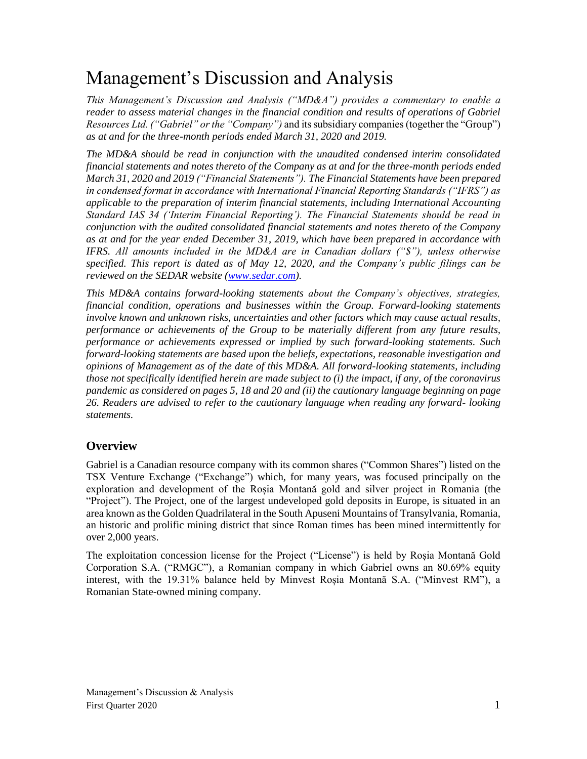# Management's Discussion and Analysis

*This Management's Discussion and Analysis ("MD&A") provides a commentary to enable a reader to assess material changes in the financial condition and results of operations of Gabriel Resources Ltd. ("Gabriel" or the "Company")* and its subsidiary companies (together the "Group") *as at and for the three-month periods ended March 31, 2020 and 2019.*

*The MD&A should be read in conjunction with the unaudited condensed interim consolidated financial statements and notes thereto of the Company as at and for the three-month periods ended March 31, 2020 and 2019 ("Financial Statements"). The Financial Statements have been prepared in condensed format in accordance with International Financial Reporting Standards ("IFRS") as applicable to the preparation of interim financial statements, including International Accounting Standard IAS 34 ('Interim Financial Reporting'). The Financial Statements should be read in conjunction with the audited consolidated financial statements and notes thereto of the Company as at and for the year ended December 31, 2019, which have been prepared in accordance with IFRS. All amounts included in the MD&A are in Canadian dollars ("$"), unless otherwise specified. This report is dated as of May 12, 2020, and the Company's public filings can be reviewed on the SEDAR website ([www.sedar.com](http://www.sedar.com)).*

*This MD&A contains forward-looking statements about the Company's objectives, strategies, financial condition, operations and businesses within the Group. Forward-looking statements involve known and unknown risks, uncertainties and other factors which may cause actual results, performance or achievements of the Group to be materially different from any future results, performance or achievements expressed or implied by such forward-looking statements. Such forward-looking statements are based upon the beliefs, expectations, reasonable investigation and opinions of Management as of the date of this MD&A. All forward-looking statements, including those not specifically identified herein are made subject to (i) the impact, if any, of the coronavirus pandemic as considered on pages 5, 18 and 20 and (ii) the cautionary language beginning on page 26. Readers are advised to refer to the cautionary language when reading any forward- looking statements.*

## Overview

Gabriel is a Canadian resource company with its common shares ("Common Shares") listed on the TSX Venture Exchange ("Exchange") which, for many years, was focused principally on the exploration and development of the Roșia Montană gold and silver project in Romania (the "Project"). The Project, one of the largest undeveloped gold deposits in Europe, is situated in an area known as the Golden Quadrilateral in the South Apuseni Mountains of Transylvania, Romania, an historic and prolific mining district that since Roman times has been mined intermittently for over 2,000 years.

The exploitation concession license for the Project ("License") is held by Roșia Montană Gold Corporation S.A. ("RMGC"), a Romanian company in which Gabriel owns an 80.69% equity interest, with the 19.31% balance held by Minvest Roșia Montană S.A. ("Minvest RM"), a Romanian State-owned mining company.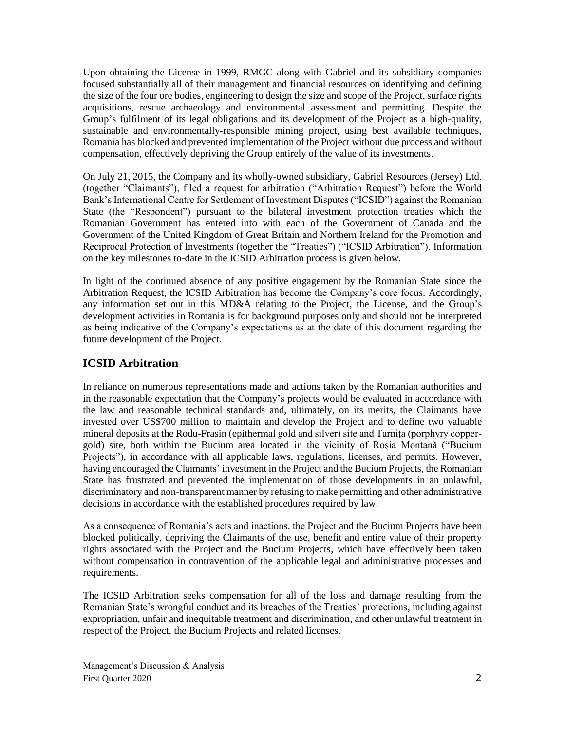Upon obtaining the License in 1999, RMGC along with Gabriel and its subsidiary companies focused substantially all of their management and financial resources on identifying and defining the size of the four ore bodies, engineering to design the size and scope of the Project, surface rights acquisitions, rescue archaeology and environmental assessment and permitting. Despite the Group's fulfilment of its legal obligations and its development of the Project as a high-quality, sustainable and environmentally-responsible mining project, using best available techniques, Romania has blocked and prevented implementation of the Project without due process and without compensation, effectively depriving the Group entirely of the value of its investments.

On July 21, 2015, the Company and its wholly-owned subsidiary, Gabriel Resources (Jersey) Ltd. (together "Claimants"), filed a request for arbitration ("Arbitration Request") before the World Bank's International Centre for Settlement of Investment Disputes ("ICSID") against the Romanian State (the "Respondent") pursuant to the bilateral investment protection treaties which the Romanian Government has entered into with each of the Government of Canada and the Government of the United Kingdom of Great Britain and Northern Ireland for the Promotion and Reciprocal Protection of Investments (together the "Treaties") ("ICSID Arbitration"). Information on the key milestones to-date in the ICSID Arbitration process is given below.

In light of the continued absence of any positive engagement by the Romanian State since the Arbitration Request, the ICSID Arbitration has become the Company's core focus. Accordingly, any information set out in this MD&A relating to the Project, the License, and the Group's development activities in Romania is for background purposes only and should not be interpreted as being indicative of the Company's expectations as at the date of this document regarding the future development of the Project.

## ICSID Arbitration

In reliance on numerous representations made and actions taken by the Romanian authorities and in the reasonable expectation that the Company's projects would be evaluated in accordance with the law and reasonable technical standards and, ultimately, on its merits, the Claimants have invested over US$700 million to maintain and develop the Project and to define two valuable mineral deposits at the Rodu-Frasin (epithermal gold and silver) site and Tarniţa (porphyry copper-gold) site, both within the Bucium area located in the vicinity of Roşia Montană ("Bucium Projects"), in accordance with all applicable laws, regulations, licenses, and permits. However, having encouraged the Claimants' investment in the Project and the Bucium Projects, the Romanian State has frustrated and prevented the implementation of those developments in an unlawful, discriminatory and non-transparent manner by refusing to make permitting and other administrative decisions in accordance with the established procedures required by law.

As a consequence of Romania's acts and inactions, the Project and the Bucium Projects have been blocked politically, depriving the Claimants of the use, benefit and entire value of their property rights associated with the Project and the Bucium Projects, which have effectively been taken without compensation in contravention of the applicable legal and administrative processes and requirements.

The ICSID Arbitration seeks compensation for all of the loss and damage resulting from the Romanian State's wrongful conduct and its breaches of the Treaties' protections, including against expropriation, unfair and inequitable treatment and discrimination, and other unlawful treatment in respect of the Project, the Bucium Projects and related licenses.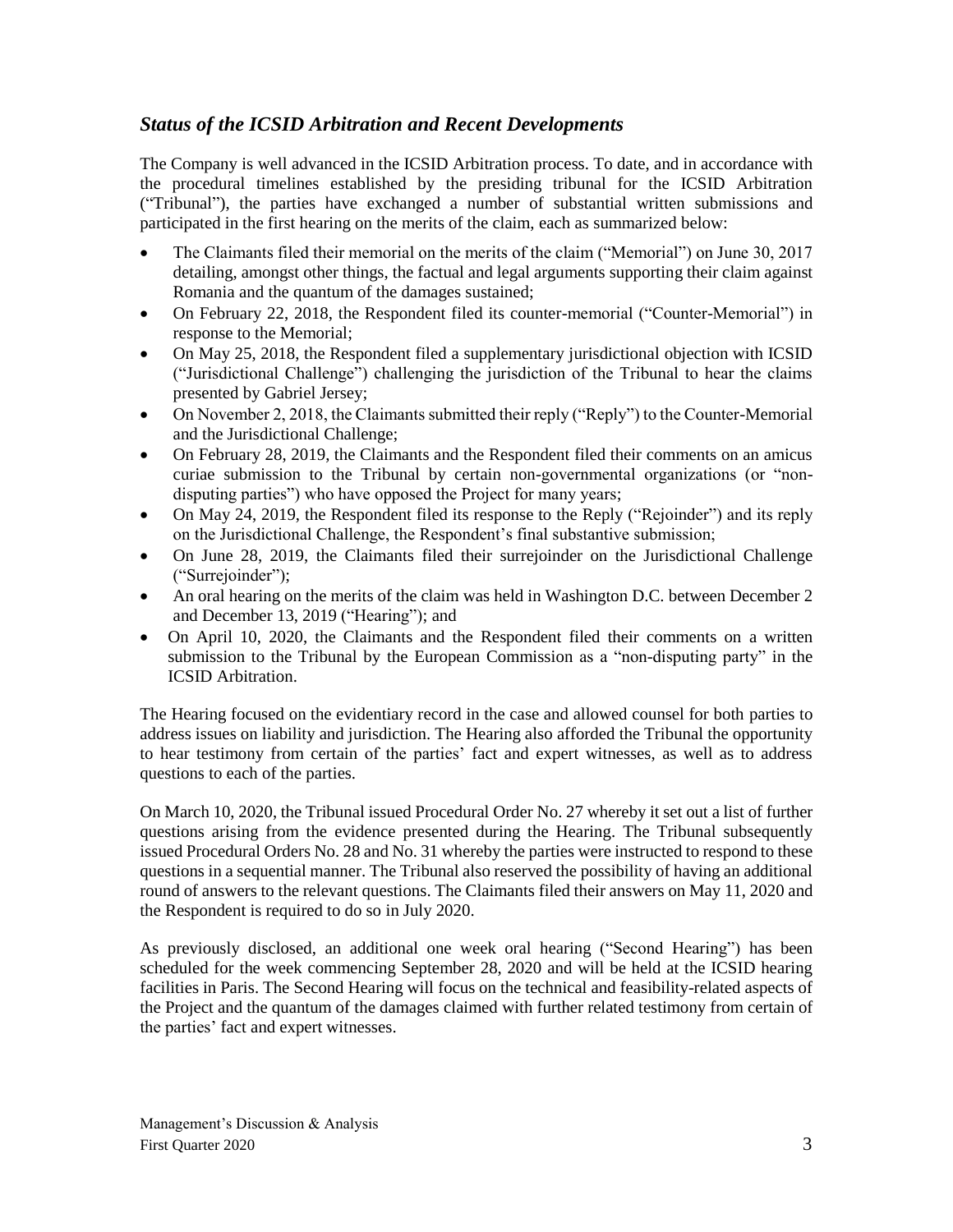## *Status of the ICSID Arbitration and Recent Developments*

The Company is well advanced in the ICSID Arbitration process. To date, and in accordance with the procedural timelines established by the presiding tribunal for the ICSID Arbitration ("Tribunal"), the parties have exchanged a number of substantial written submissions and participated in the first hearing on the merits of the claim, each as summarized below:

- The Claimants filed their memorial on the merits of the claim ("Memorial") on June 30, 2017 detailing, amongst other things, the factual and legal arguments supporting their claim against Romania and the quantum of the damages sustained;
- On February 22, 2018, the Respondent filed its counter-memorial ("Counter-Memorial") in response to the Memorial;
- On May 25, 2018, the Respondent filed a supplementary jurisdictional objection with ICSID ("Jurisdictional Challenge") challenging the jurisdiction of the Tribunal to hear the claims presented by Gabriel Jersey;
- On November 2, 2018, the Claimants submitted their reply ("Reply") to the Counter-Memorial and the Jurisdictional Challenge;
- On February 28, 2019, the Claimants and the Respondent filed their comments on an amicus curiae submission to the Tribunal by certain non-governmental organizations (or "non-disputing parties") who have opposed the Project for many years;
- On May 24, 2019, the Respondent filed its response to the Reply ("Rejoinder") and its reply on the Jurisdictional Challenge, the Respondent's final substantive submission;
- On June 28, 2019, the Claimants filed their surrejoinder on the Jurisdictional Challenge ("Surrejoinder");
- An oral hearing on the merits of the claim was held in Washington D.C. between December 2 and December 13, 2019 ("Hearing"); and
- On April 10, 2020, the Claimants and the Respondent filed their comments on a written submission to the Tribunal by the European Commission as a "non-disputing party" in the ICSID Arbitration.

The Hearing focused on the evidentiary record in the case and allowed counsel for both parties to address issues on liability and jurisdiction. The Hearing also afforded the Tribunal the opportunity to hear testimony from certain of the parties' fact and expert witnesses, as well as to address questions to each of the parties.

On March 10, 2020, the Tribunal issued Procedural Order No. 27 whereby it set out a list of further questions arising from the evidence presented during the Hearing. The Tribunal subsequently issued Procedural Orders No. 28 and No. 31 whereby the parties were instructed to respond to these questions in a sequential manner. The Tribunal also reserved the possibility of having an additional round of answers to the relevant questions. The Claimants filed their answers on May 11, 2020 and the Respondent is required to do so in July 2020.

As previously disclosed, an additional one week oral hearing ("Second Hearing") has been scheduled for the week commencing September 28, 2020 and will be held at the ICSID hearing facilities in Paris. The Second Hearing will focus on the technical and feasibility-related aspects of the Project and the quantum of the damages claimed with further related testimony from certain of the parties' fact and expert witnesses.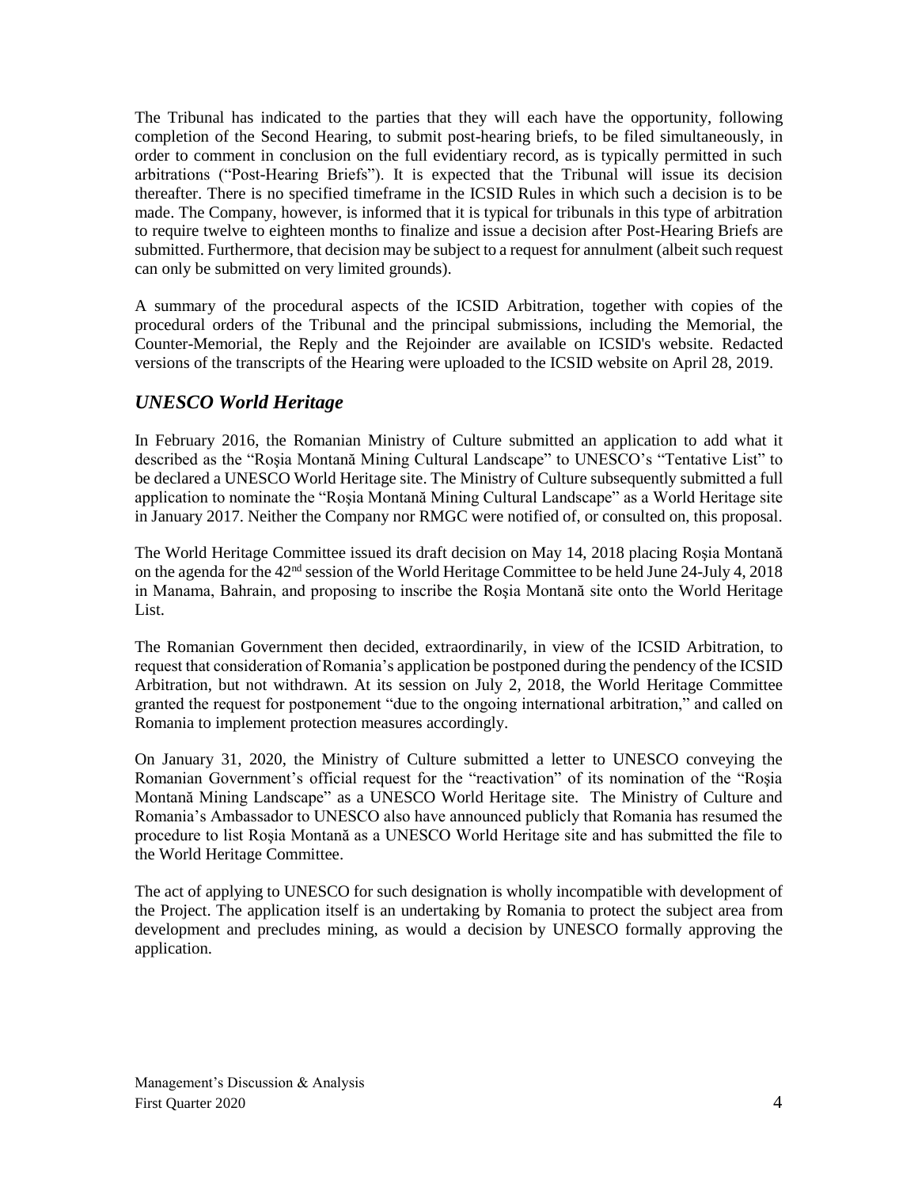The Tribunal has indicated to the parties that they will each have the opportunity, following completion of the Second Hearing, to submit post-hearing briefs, to be filed simultaneously, in order to comment in conclusion on the full evidentiary record, as is typically permitted in such arbitrations ("Post-Hearing Briefs"). It is expected that the Tribunal will issue its decision thereafter. There is no specified timeframe in the ICSID Rules in which such a decision is to be made. The Company, however, is informed that it is typical for tribunals in this type of arbitration to require twelve to eighteen months to finalize and issue a decision after Post-Hearing Briefs are submitted. Furthermore, that decision may be subject to a request for annulment (albeit such request can only be submitted on very limited grounds).

A summary of the procedural aspects of the ICSID Arbitration, together with copies of the procedural orders of the Tribunal and the principal submissions, including the Memorial, the Counter-Memorial, the Reply and the Rejoinder are available on ICSID's website. Redacted versions of the transcripts of the Hearing were uploaded to the ICSID website on April 28, 2019.

## *UNESCO World Heritage*

In February 2016, the Romanian Ministry of Culture submitted an application to add what it described as the "Roșia Montană Mining Cultural Landscape" to UNESCO's "Tentative List" to be declared a UNESCO World Heritage site. The Ministry of Culture subsequently submitted a full application to nominate the "Roşia Montană Mining Cultural Landscape" as a World Heritage site in January 2017. Neither the Company nor RMGC were notified of, or consulted on, this proposal.

The World Heritage Committee issued its draft decision on May 14, 2018 placing Roşia Montană on the agenda for the 42nd session of the World Heritage Committee to be held June 24-July 4, 2018 in Manama, Bahrain, and proposing to inscribe the Roşia Montană site onto the World Heritage List.

The Romanian Government then decided, extraordinarily, in view of the ICSID Arbitration, to request that consideration of Romania's application be postponed during the pendency of the ICSID Arbitration, but not withdrawn. At its session on July 2, 2018, the World Heritage Committee granted the request for postponement "due to the ongoing international arbitration," and called on Romania to implement protection measures accordingly.

On January 31, 2020, the Ministry of Culture submitted a letter to UNESCO conveying the Romanian Government's official request for the "reactivation" of its nomination of the "Roşia Montană Mining Landscape" as a UNESCO World Heritage site. The Ministry of Culture and Romania's Ambassador to UNESCO also have announced publicly that Romania has resumed the procedure to list Roşia Montană as a UNESCO World Heritage site and has submitted the file to the World Heritage Committee.

The act of applying to UNESCO for such designation is wholly incompatible with development of the Project. The application itself is an undertaking by Romania to protect the subject area from development and precludes mining, as would a decision by UNESCO formally approving the application.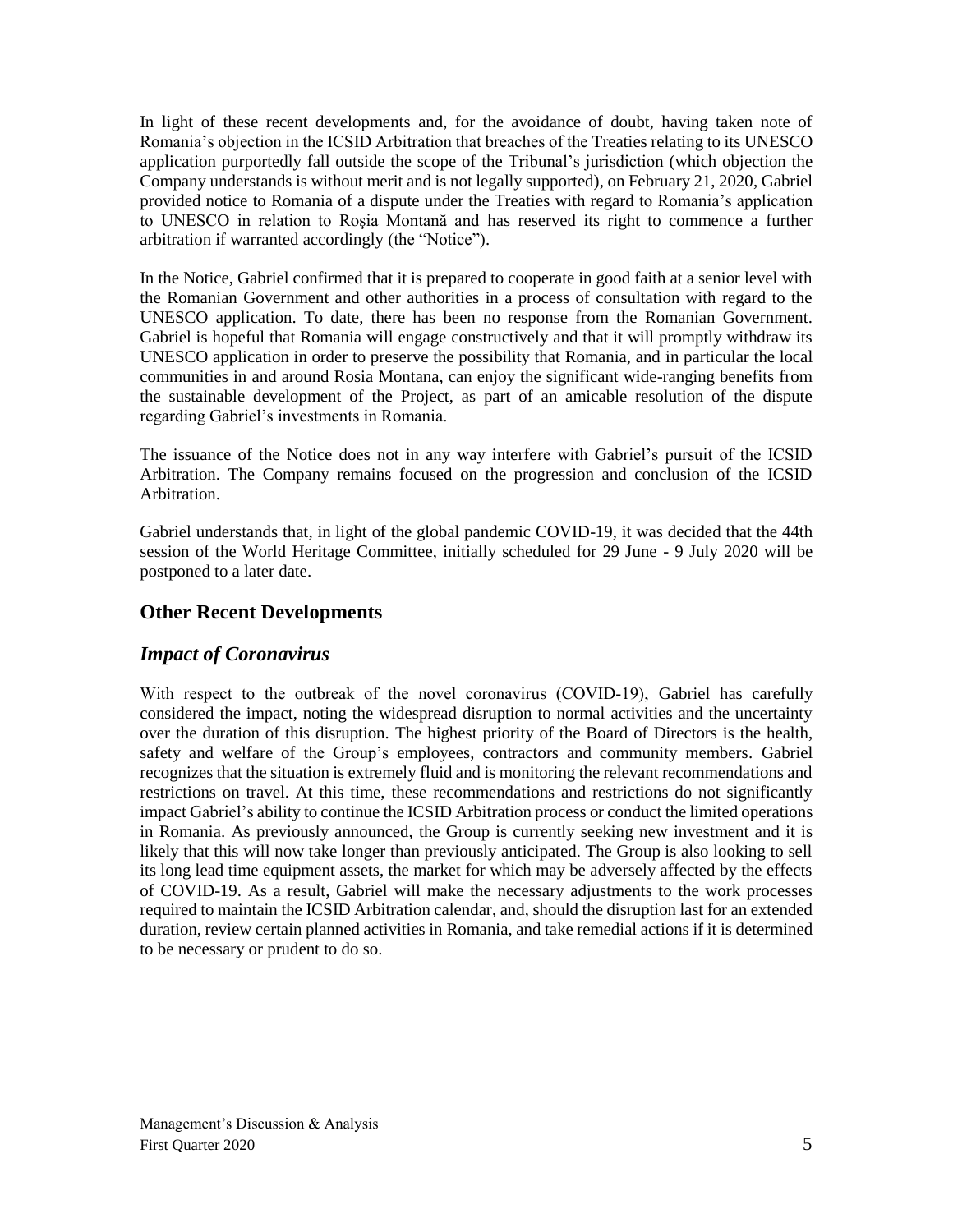In light of these recent developments and, for the avoidance of doubt, having taken note of Romania's objection in the ICSID Arbitration that breaches of the Treaties relating to its UNESCO application purportedly fall outside the scope of the Tribunal's jurisdiction (which objection the Company understands is without merit and is not legally supported), on February 21, 2020, Gabriel provided notice to Romania of a dispute under the Treaties with regard to Romania's application to UNESCO in relation to Roşia Montană and has reserved its right to commence a further arbitration if warranted accordingly (the "Notice").

In the Notice, Gabriel confirmed that it is prepared to cooperate in good faith at a senior level with the Romanian Government and other authorities in a process of consultation with regard to the UNESCO application. To date, there has been no response from the Romanian Government. Gabriel is hopeful that Romania will engage constructively and that it will promptly withdraw its UNESCO application in order to preserve the possibility that Romania, and in particular the local communities in and around Rosia Montana, can enjoy the significant wide-ranging benefits from the sustainable development of the Project, as part of an amicable resolution of the dispute regarding Gabriel's investments in Romania.

The issuance of the Notice does not in any way interfere with Gabriel's pursuit of the ICSID Arbitration. The Company remains focused on the progression and conclusion of the ICSID Arbitration.

Gabriel understands that, in light of the global pandemic COVID-19, it was decided that the 44th session of the World Heritage Committee, initially scheduled for 29 June - 9 July 2020 will be postponed to a later date.

## Other Recent Developments

### *Impact of Coronavirus*

With respect to the outbreak of the novel coronavirus (COVID-19), Gabriel has carefully considered the impact, noting the widespread disruption to normal activities and the uncertainty over the duration of this disruption. The highest priority of the Board of Directors is the health, safety and welfare of the Group's employees, contractors and community members. Gabriel recognizes that the situation is extremely fluid and is monitoring the relevant recommendations and restrictions on travel. At this time, these recommendations and restrictions do not significantly impact Gabriel's ability to continue the ICSID Arbitration process or conduct the limited operations in Romania. As previously announced, the Group is currently seeking new investment and it is likely that this will now take longer than previously anticipated. The Group is also looking to sell its long lead time equipment assets, the market for which may be adversely affected by the effects of COVID-19. As a result, Gabriel will make the necessary adjustments to the work processes required to maintain the ICSID Arbitration calendar, and, should the disruption last for an extended duration, review certain planned activities in Romania, and take remedial actions if it is determined to be necessary or prudent to do so.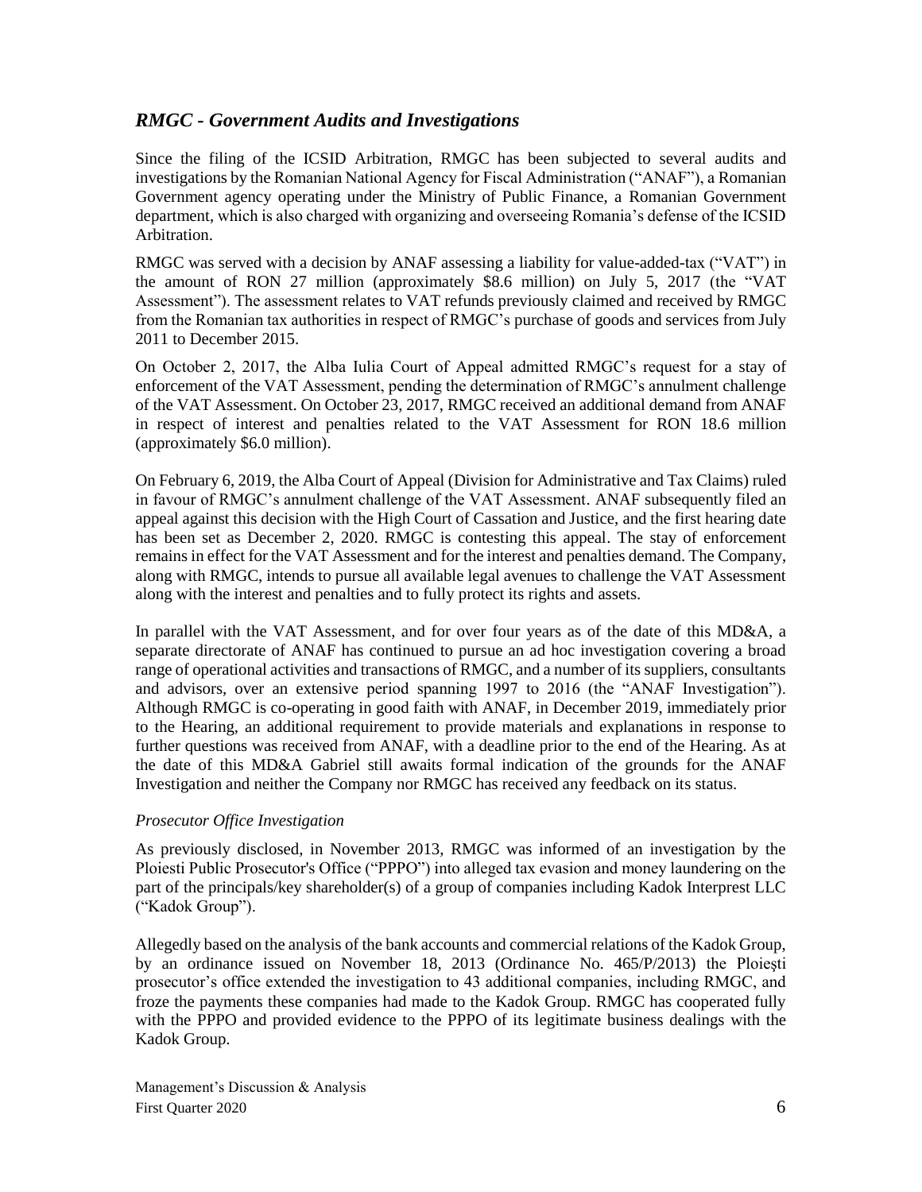## *RMGC - Government Audits and Investigations*

Since the filing of the ICSID Arbitration, RMGC has been subjected to several audits and investigations by the Romanian National Agency for Fiscal Administration ("ANAF"), a Romanian Government agency operating under the Ministry of Public Finance, a Romanian Government department, which is also charged with organizing and overseeing Romania's defense of the ICSID Arbitration.

RMGC was served with a decision by ANAF assessing a liability for value-added-tax ("VAT") in the amount of RON 27 million (approximately \$8.6 million) on July 5, 2017 (the "VAT Assessment"). The assessment relates to VAT refunds previously claimed and received by RMGC from the Romanian tax authorities in respect of RMGC's purchase of goods and services from July 2011 to December 2015.

On October 2, 2017, the Alba Iulia Court of Appeal admitted RMGC's request for a stay of enforcement of the VAT Assessment, pending the determination of RMGC's annulment challenge of the VAT Assessment. On October 23, 2017, RMGC received an additional demand from ANAF in respect of interest and penalties related to the VAT Assessment for RON 18.6 million (approximately \$6.0 million).

On February 6, 2019, the Alba Court of Appeal (Division for Administrative and Tax Claims) ruled in favour of RMGC's annulment challenge of the VAT Assessment. ANAF subsequently filed an appeal against this decision with the High Court of Cassation and Justice, and the first hearing date has been set as December 2, 2020. RMGC is contesting this appeal. The stay of enforcement remains in effect for the VAT Assessment and for the interest and penalties demand. The Company, along with RMGC, intends to pursue all available legal avenues to challenge the VAT Assessment along with the interest and penalties and to fully protect its rights and assets.

In parallel with the VAT Assessment, and for over four years as of the date of this MD&A, a separate directorate of ANAF has continued to pursue an ad hoc investigation covering a broad range of operational activities and transactions of RMGC, and a number of its suppliers, consultants and advisors, over an extensive period spanning 1997 to 2016 (the "ANAF Investigation"). Although RMGC is co-operating in good faith with ANAF, in December 2019, immediately prior to the Hearing, an additional requirement to provide materials and explanations in response to further questions was received from ANAF, with a deadline prior to the end of the Hearing. As at the date of this MD&A Gabriel still awaits formal indication of the grounds for the ANAF Investigation and neither the Company nor RMGC has received any feedback on its status.

*Prosecutor Office Investigation*

As previously disclosed, in November 2013, RMGC was informed of an investigation by the Ploiesti Public Prosecutor's Office ("PPPO") into alleged tax evasion and money laundering on the part of the principals/key shareholder(s) of a group of companies including Kadok Interprest LLC ("Kadok Group").

Allegedly based on the analysis of the bank accounts and commercial relations of the Kadok Group, by an ordinance issued on November 18, 2013 (Ordinance No. 465/P/2013) the Ploieşti prosecutor's office extended the investigation to 43 additional companies, including RMGC, and froze the payments these companies had made to the Kadok Group. RMGC has cooperated fully with the PPPO and provided evidence to the PPPO of its legitimate business dealings with the Kadok Group.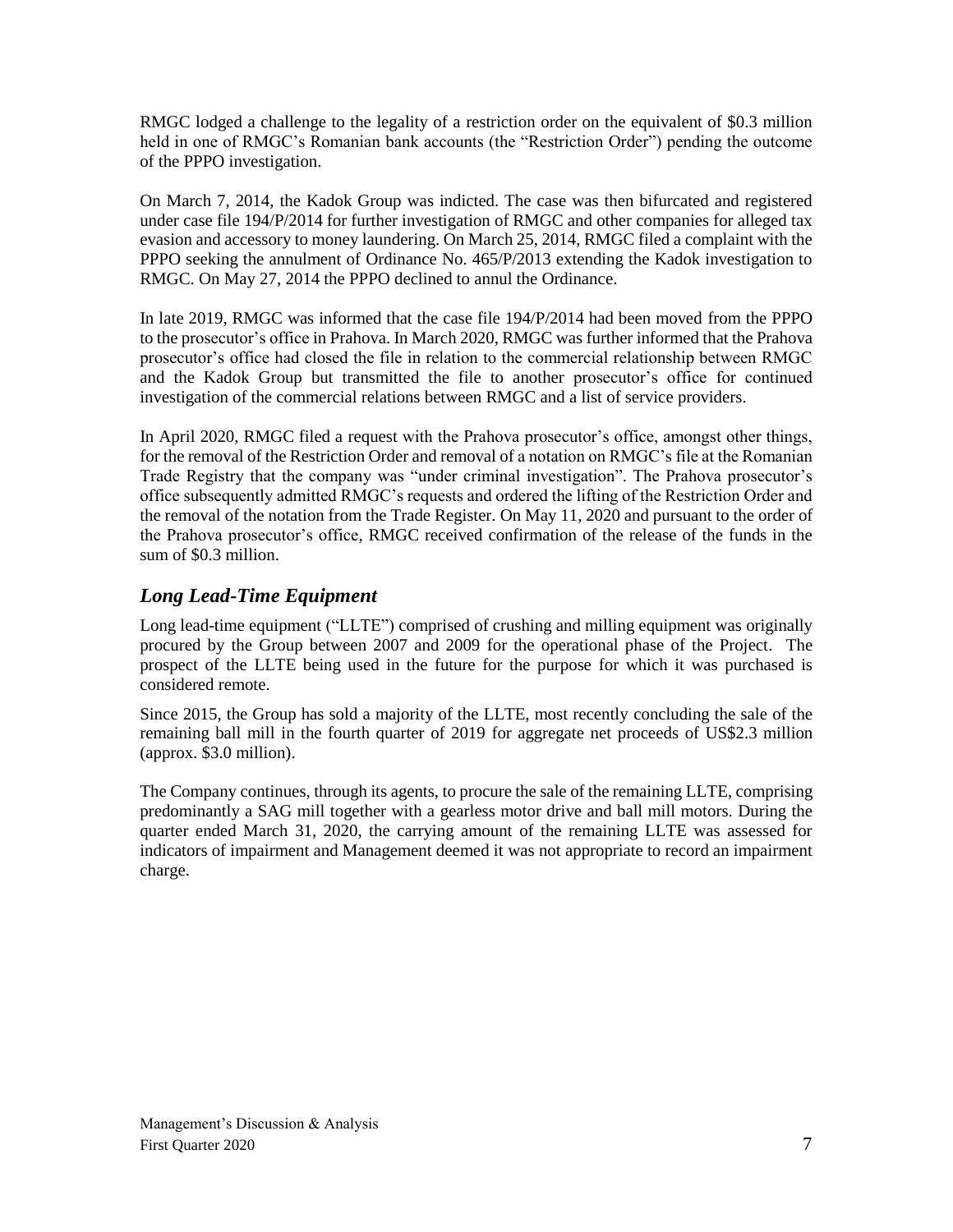RMGC lodged a challenge to the legality of a restriction order on the equivalent of $0.3 million held in one of RMGC's Romanian bank accounts (the "Restriction Order") pending the outcome of the PPPO investigation.

On March 7, 2014, the Kadok Group was indicted. The case was then bifurcated and registered under case file 194/P/2014 for further investigation of RMGC and other companies for alleged tax evasion and accessory to money laundering. On March 25, 2014, RMGC filed a complaint with the PPPO seeking the annulment of Ordinance No. 465/P/2013 extending the Kadok investigation to RMGC. On May 27, 2014 the PPPO declined to annul the Ordinance.

In late 2019, RMGC was informed that the case file 194/P/2014 had been moved from the PPPO to the prosecutor's office in Prahova. In March 2020, RMGC was further informed that the Prahova prosecutor's office had closed the file in relation to the commercial relationship between RMGC and the Kadok Group but transmitted the file to another prosecutor's office for continued investigation of the commercial relations between RMGC and a list of service providers.

In April 2020, RMGC filed a request with the Prahova prosecutor's office, amongst other things, for the removal of the Restriction Order and removal of a notation on RMGC's file at the Romanian Trade Registry that the company was "under criminal investigation". The Prahova prosecutor's office subsequently admitted RMGC's requests and ordered the lifting of the Restriction Order and the removal of the notation from the Trade Register. On May 11, 2020 and pursuant to the order of the Prahova prosecutor's office, RMGC received confirmation of the release of the funds in the sum of $0.3 million.

## *Long Lead-Time Equipment*

Long lead-time equipment ("LLTE") comprised of crushing and milling equipment was originally procured by the Group between 2007 and 2009 for the operational phase of the Project. The prospect of the LLTE being used in the future for the purpose for which it was purchased is considered remote.

Since 2015, the Group has sold a majority of the LLTE, most recently concluding the sale of the remaining ball mill in the fourth quarter of 2019 for aggregate net proceeds of US$2.3 million (approx. $3.0 million).

The Company continues, through its agents, to procure the sale of the remaining LLTE, comprising predominantly a SAG mill together with a gearless motor drive and ball mill motors. During the quarter ended March 31, 2020, the carrying amount of the remaining LLTE was assessed for indicators of impairment and Management deemed it was not appropriate to record an impairment charge.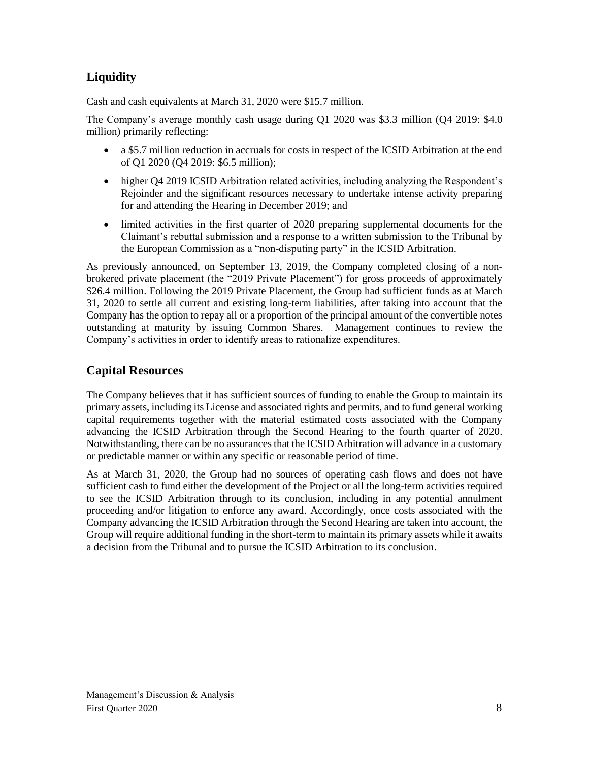## Liquidity

Cash and cash equivalents at March 31, 2020 were $15.7 million.

The Company's average monthly cash usage during Q1 2020 was $3.3 million (Q4 2019: $4.0 million) primarily reflecting:

- a $5.7 million reduction in accruals for costs in respect of the ICSID Arbitration at the end of Q1 2020 (Q4 2019: $6.5 million);
- higher Q4 2019 ICSID Arbitration related activities, including analyzing the Respondent's Rejoinder and the significant resources necessary to undertake intense activity preparing for and attending the Hearing in December 2019; and
- limited activities in the first quarter of 2020 preparing supplemental documents for the Claimant's rebuttal submission and a response to a written submission to the Tribunal by the European Commission as a "non-disputing party" in the ICSID Arbitration.

As previously announced, on September 13, 2019, the Company completed closing of a non-brokered private placement (the "2019 Private Placement") for gross proceeds of approximately $26.4 million. Following the 2019 Private Placement, the Group had sufficient funds as at March 31, 2020 to settle all current and existing long-term liabilities, after taking into account that the Company has the option to repay all or a proportion of the principal amount of the convertible notes outstanding at maturity by issuing Common Shares. Management continues to review the Company's activities in order to identify areas to rationalize expenditures.

## Capital Resources

The Company believes that it has sufficient sources of funding to enable the Group to maintain its primary assets, including its License and associated rights and permits, and to fund general working capital requirements together with the material estimated costs associated with the Company advancing the ICSID Arbitration through the Second Hearing to the fourth quarter of 2020. Notwithstanding, there can be no assurances that the ICSID Arbitration will advance in a customary or predictable manner or within any specific or reasonable period of time.

As at March 31, 2020, the Group had no sources of operating cash flows and does not have sufficient cash to fund either the development of the Project or all the long-term activities required to see the ICSID Arbitration through to its conclusion, including in any potential annulment proceeding and/or litigation to enforce any award. Accordingly, once costs associated with the Company advancing the ICSID Arbitration through the Second Hearing are taken into account, the Group will require additional funding in the short-term to maintain its primary assets while it awaits a decision from the Tribunal and to pursue the ICSID Arbitration to its conclusion.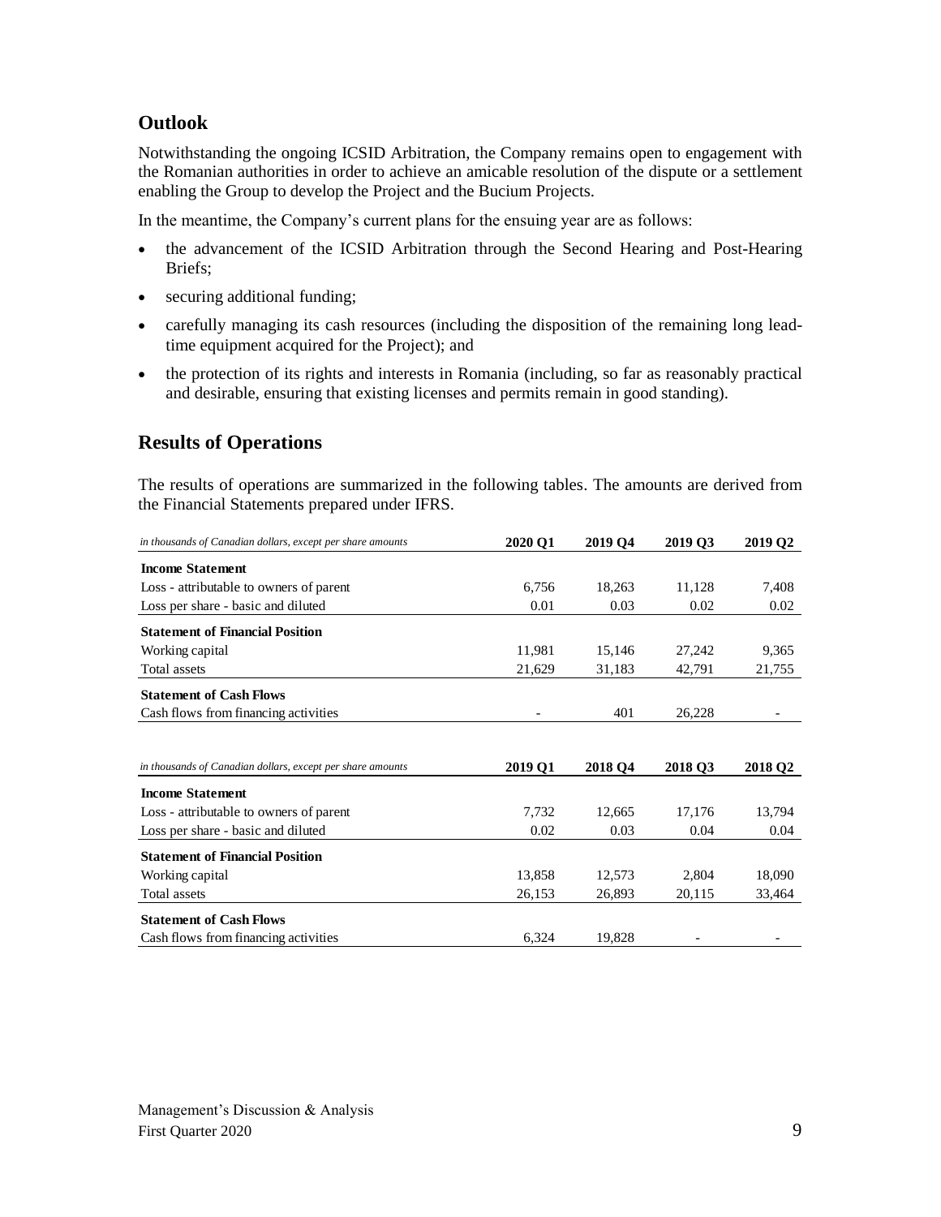## Outlook

Notwithstanding the ongoing ICSID Arbitration, the Company remains open to engagement with the Romanian authorities in order to achieve an amicable resolution of the dispute or a settlement enabling the Group to develop the Project and the Bucium Projects.

In the meantime, the Company's current plans for the ensuing year are as follows:

- the advancement of the ICSID Arbitration through the Second Hearing and Post-Hearing Briefs;
- securing additional funding;
- carefully managing its cash resources (including the disposition of the remaining long lead-time equipment acquired for the Project); and
- the protection of its rights and interests in Romania (including, so far as reasonably practical and desirable, ensuring that existing licenses and permits remain in good standing).

## Results of Operations

The results of operations are summarized in the following tables. The amounts are derived from the Financial Statements prepared under IFRS.

| *in thousands of Canadian dollars, except per share amounts* | 2020 Q1 | 2019 Q4 | 2019 Q3 | 2019 Q2 |
|---|---|---|---|---|
| **Income Statement** | | | | |
| Loss - attributable to owners of parent | 6,756 | 18,263 | 11,128 | 7,408 |
| Loss per share - basic and diluted | 0.01 | 0.03 | 0.02 | 0.02 |
| **Statement of Financial Position** | | | | |
| Working capital | 11,981 | 15,146 | 27,242 | 9,365 |
| Total assets | 21,629 | 31,183 | 42,791 | 21,755 |
| **Statement of Cash Flows** | | | | |
| Cash flows from financing activities | - | 401 | 26,228 | - |

| *in thousands of Canadian dollars, except per share amounts* | 2019 Q1 | 2018 Q4 | 2018 Q3 | 2018 Q2 |
|---|---|---|---|---|
| **Income Statement** | | | | |
| Loss - attributable to owners of parent | 7,732 | 12,665 | 17,176 | 13,794 |
| Loss per share - basic and diluted | 0.02 | 0.03 | 0.04 | 0.04 |
| **Statement of Financial Position** | | | | |
| Working capital | 13,858 | 12,573 | 2,804 | 18,090 |
| Total assets | 26,153 | 26,893 | 20,115 | 33,464 |
| **Statement of Cash Flows** | | | | |
| Cash flows from financing activities | 6,324 | 19,828 | - | - |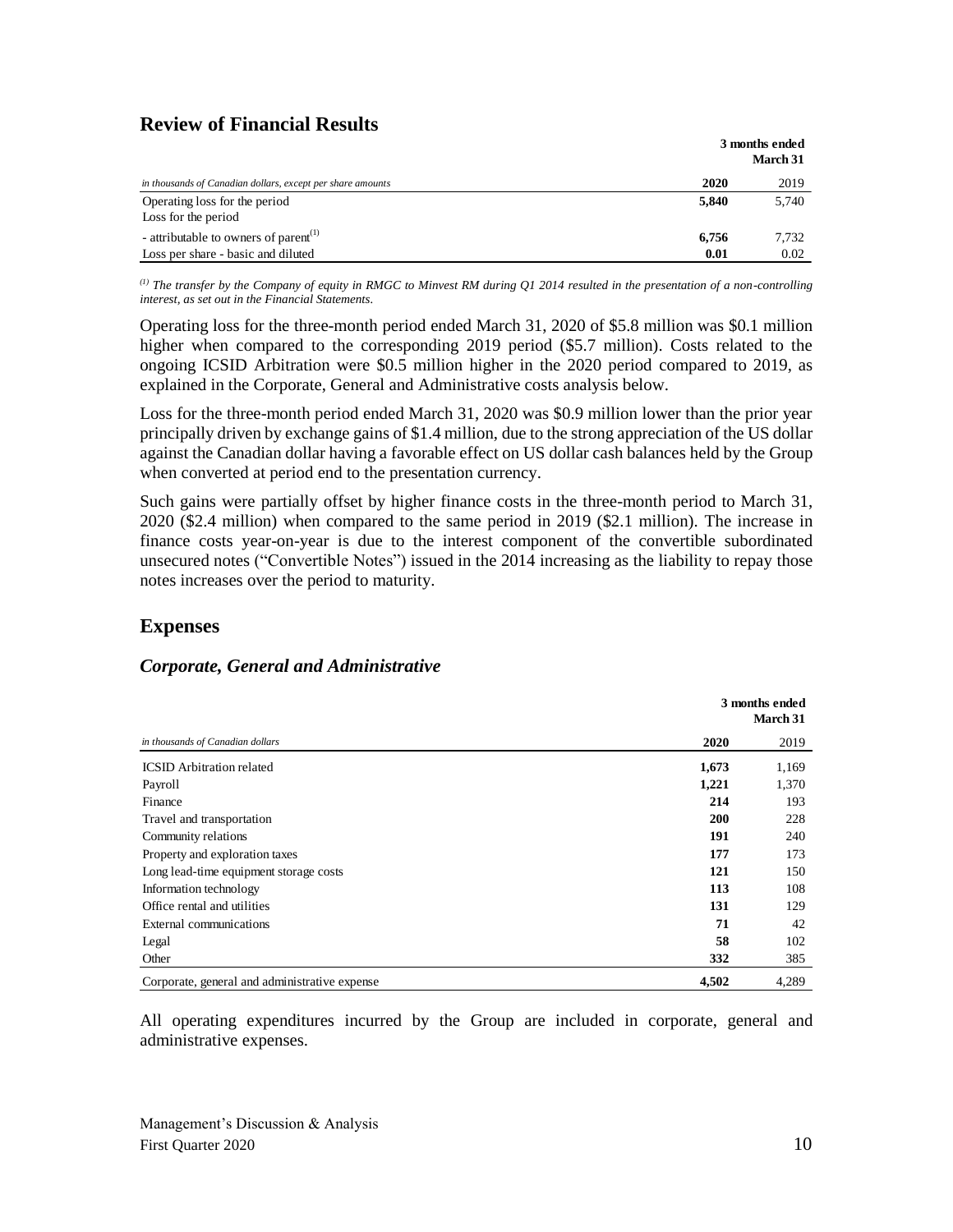## Review of Financial Results

| in thousands of Canadian dollars, except per share amounts | 3 months ended March 31 2020 | 2019 |
|---|---|---|
| Operating loss for the period | **5,840** | 5,740 |
| Loss for the period | | |
| - attributable to owners of parent[1] | **6,756** | 7,732 |
| Loss per share - basic and diluted | **0.01** | 0.02 |

*[1] The transfer by the Company of equity in RMGC to Minvest RM during Q1 2014 resulted in the presentation of a non-controlling interest, as set out in the Financial Statements.*

Operating loss for the three-month period ended March 31, 2020 of \$5.8 million was \$0.1 million higher when compared to the corresponding 2019 period (\$5.7 million). Costs related to the ongoing ICSID Arbitration were \$0.5 million higher in the 2020 period compared to 2019, as explained in the Corporate, General and Administrative costs analysis below.

Loss for the three-month period ended March 31, 2020 was \$0.9 million lower than the prior year principally driven by exchange gains of \$1.4 million, due to the strong appreciation of the US dollar against the Canadian dollar having a favorable effect on US dollar cash balances held by the Group when converted at period end to the presentation currency.

Such gains were partially offset by higher finance costs in the three-month period to March 31, 2020 (\$2.4 million) when compared to the same period in 2019 (\$2.1 million). The increase in finance costs year-on-year is due to the interest component of the convertible subordinated unsecured notes ("Convertible Notes") issued in the 2014 increasing as the liability to repay those notes increases over the period to maturity.

## Expenses

### *Corporate, General and Administrative*

| in thousands of Canadian dollars | 3 months ended March 31 2020 | 2019 |
|---|---|---|
| ICSID Arbitration related | **1,673** | 1,169 |
| Payroll | **1,221** | 1,370 |
| Finance | **214** | 193 |
| Travel and transportation | **200** | 228 |
| Community relations | **191** | 240 |
| Property and exploration taxes | **177** | 173 |
| Long lead-time equipment storage costs | **121** | 150 |
| Information technology | **113** | 108 |
| Office rental and utilities | **131** | 129 |
| External communications | **71** | 42 |
| Legal | **58** | 102 |
| Other | **332** | 385 |
| Corporate, general and administrative expense | **4,502** | 4,289 |

All operating expenditures incurred by the Group are included in corporate, general and administrative expenses.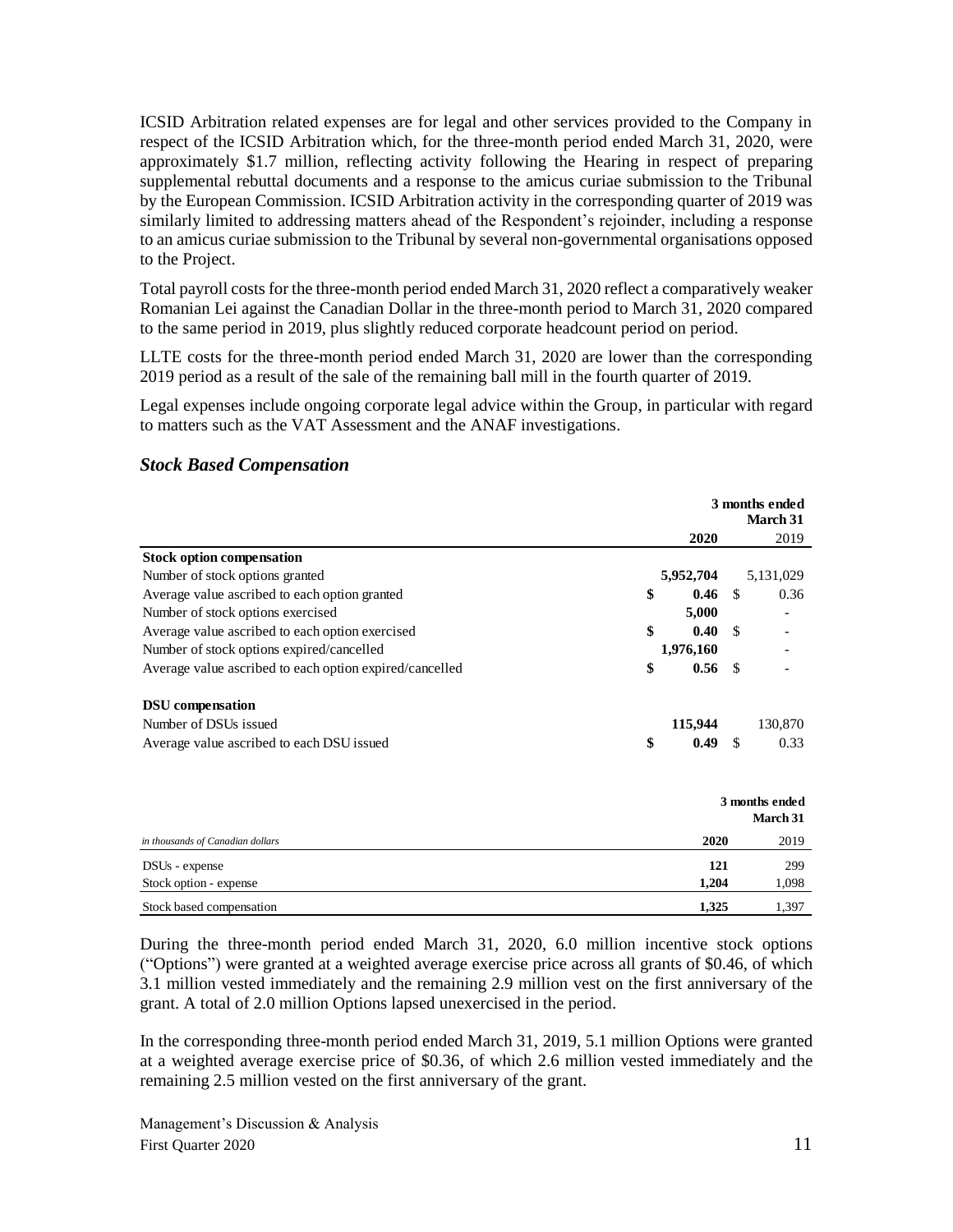ICSID Arbitration related expenses are for legal and other services provided to the Company in respect of the ICSID Arbitration which, for the three-month period ended March 31, 2020, were approximately $1.7 million, reflecting activity following the Hearing in respect of preparing supplemental rebuttal documents and a response to the amicus curiae submission to the Tribunal by the European Commission. ICSID Arbitration activity in the corresponding quarter of 2019 was similarly limited to addressing matters ahead of the Respondent's rejoinder, including a response to an amicus curiae submission to the Tribunal by several non-governmental organisations opposed to the Project.

Total payroll costs for the three-month period ended March 31, 2020 reflect a comparatively weaker Romanian Lei against the Canadian Dollar in the three-month period to March 31, 2020 compared to the same period in 2019, plus slightly reduced corporate headcount period on period.

LLTE costs for the three-month period ended March 31, 2020 are lower than the corresponding 2019 period as a result of the sale of the remaining ball mill in the fourth quarter of 2019.

Legal expenses include ongoing corporate legal advice within the Group, in particular with regard to matters such as the VAT Assessment and the ANAF investigations.

### *Stock Based Compensation*

| | 3 months ended March 31 | |
|---|---|---|
| | **2020** | 2019 |
| **Stock option compensation** | | |
| Number of stock options granted | **5,952,704** | 5,131,029 |
| Average value ascribed to each option granted | **$ 0.46** | $ 0.36 |
| Number of stock options exercised | **5,000** | - |
| Average value ascribed to each option exercised | **$ 0.40** | $ - |
| Number of stock options expired/cancelled | **1,976,160** | - |
| Average value ascribed to each option expired/cancelled | **$ 0.56** | $ - |
| **DSU compensation** | | |
| Number of DSUs issued | **115,944** | 130,870 |
| Average value ascribed to each DSU issued | **$ 0.49** | $ 0.33 |

| *in thousands of Canadian dollars* | 3 months ended March 31 **2020** | 2019 |
|---|---|---|
| DSUs - expense | **121** | 299 |
| Stock option - expense | **1,204** | 1,098 |
| Stock based compensation | **1,325** | 1,397 |

During the three-month period ended March 31, 2020, 6.0 million incentive stock options ("Options") were granted at a weighted average exercise price across all grants of $0.46, of which 3.1 million vested immediately and the remaining 2.9 million vest on the first anniversary of the grant. A total of 2.0 million Options lapsed unexercised in the period.

In the corresponding three-month period ended March 31, 2019, 5.1 million Options were granted at a weighted average exercise price of $0.36, of which 2.6 million vested immediately and the remaining 2.5 million vested on the first anniversary of the grant.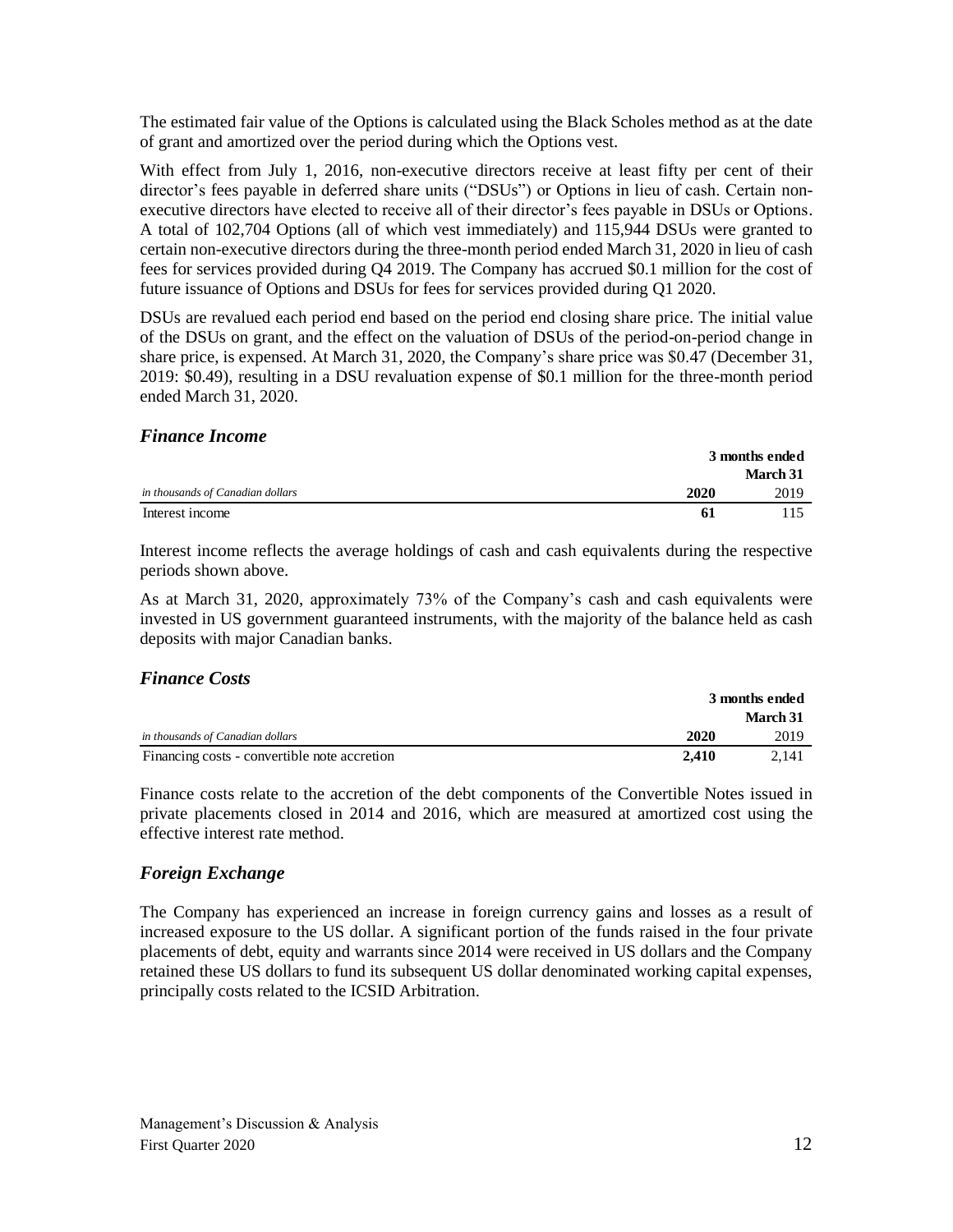The estimated fair value of the Options is calculated using the Black Scholes method as at the date of grant and amortized over the period during which the Options vest.

With effect from July 1, 2016, non-executive directors receive at least fifty per cent of their director's fees payable in deferred share units ("DSUs") or Options in lieu of cash. Certain non-executive directors have elected to receive all of their director's fees payable in DSUs or Options. A total of 102,704 Options (all of which vest immediately) and 115,944 DSUs were granted to certain non-executive directors during the three-month period ended March 31, 2020 in lieu of cash fees for services provided during Q4 2019. The Company has accrued $0.1 million for the cost of future issuance of Options and DSUs for fees for services provided during Q1 2020.

DSUs are revalued each period end based on the period end closing share price. The initial value of the DSUs on grant, and the effect on the valuation of DSUs of the period-on-period change in share price, is expensed. At March 31, 2020, the Company's share price was $0.47 (December 31, 2019: $0.49), resulting in a DSU revaluation expense of $0.1 million for the three-month period ended March 31, 2020.

## *Finance Income*

| | 3 months ended March 31 | |
|---|---|---|
| *in thousands of Canadian dollars* | **2020** | 2019 |
| Interest income | **61** | 115 |

Interest income reflects the average holdings of cash and cash equivalents during the respective periods shown above.

As at March 31, 2020, approximately 73% of the Company's cash and cash equivalents were invested in US government guaranteed instruments, with the majority of the balance held as cash deposits with major Canadian banks.

## *Finance Costs*

| | 3 months ended March 31 | |
|---|---|---|
| *in thousands of Canadian dollars* | **2020** | 2019 |
| Financing costs - convertible note accretion | **2,410** | 2,141 |

Finance costs relate to the accretion of the debt components of the Convertible Notes issued in private placements closed in 2014 and 2016, which are measured at amortized cost using the effective interest rate method.

## *Foreign Exchange*

The Company has experienced an increase in foreign currency gains and losses as a result of increased exposure to the US dollar. A significant portion of the funds raised in the four private placements of debt, equity and warrants since 2014 were received in US dollars and the Company retained these US dollars to fund its subsequent US dollar denominated working capital expenses, principally costs related to the ICSID Arbitration.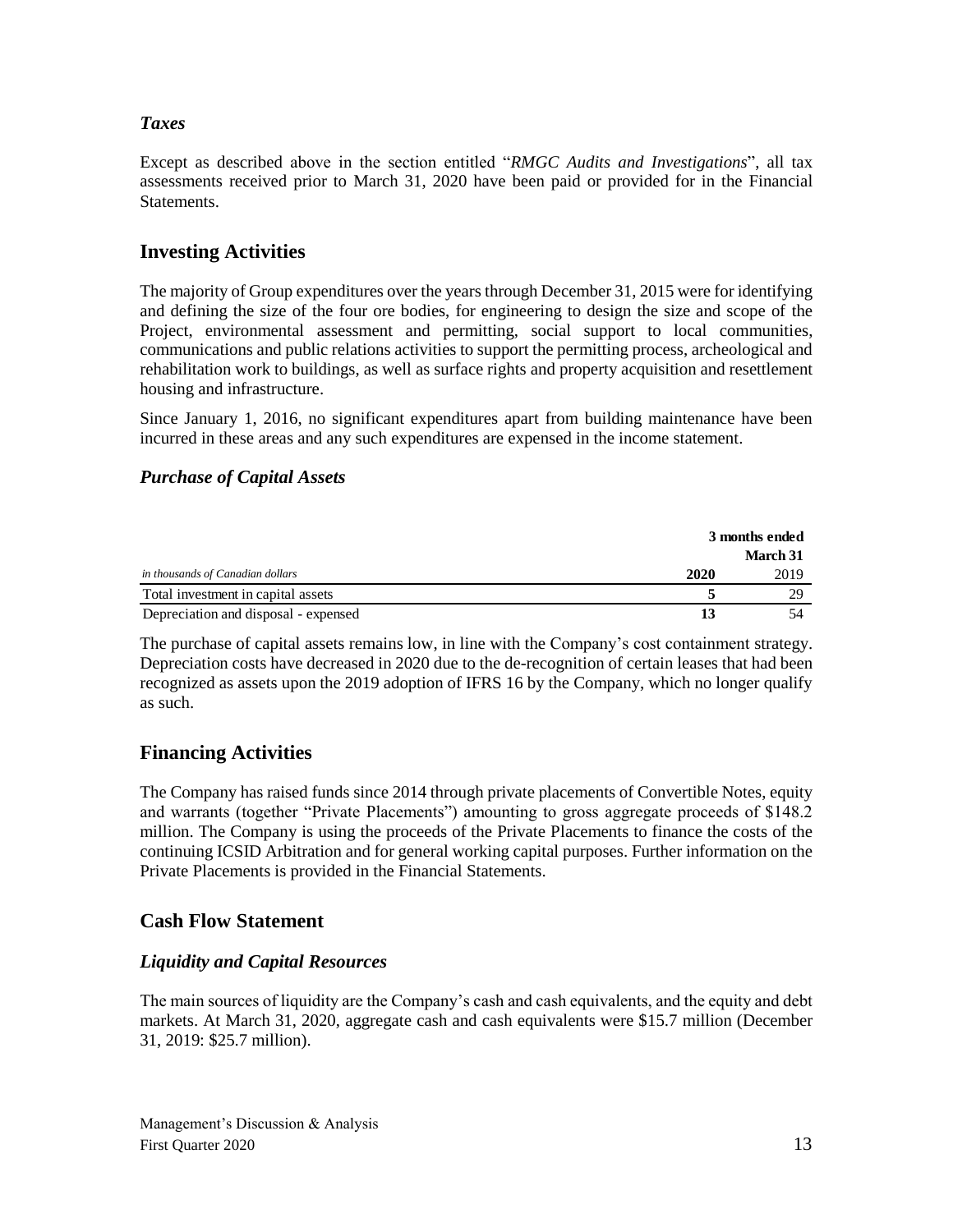### *Taxes*

Except as described above in the section entitled "*RMGC Audits and Investigations*", all tax assessments received prior to March 31, 2020 have been paid or provided for in the Financial Statements.

## Investing Activities

The majority of Group expenditures over the years through December 31, 2015 were for identifying and defining the size of the four ore bodies, for engineering to design the size and scope of the Project, environmental assessment and permitting, social support to local communities, communications and public relations activities to support the permitting process, archeological and rehabilitation work to buildings, as well as surface rights and property acquisition and resettlement housing and infrastructure.

Since January 1, 2016, no significant expenditures apart from building maintenance have been incurred in these areas and any such expenditures are expensed in the income statement.

### *Purchase of Capital Assets*

| | 3 months ended March 31 | |
|---|---|---|
| *in thousands of Canadian dollars* | **2020** | 2019 |
| Total investment in capital assets | **5** | 29 |
| Depreciation and disposal - expensed | **13** | 54 |

The purchase of capital assets remains low, in line with the Company's cost containment strategy. Depreciation costs have decreased in 2020 due to the de-recognition of certain leases that had been recognized as assets upon the 2019 adoption of IFRS 16 by the Company, which no longer qualify as such.

## Financing Activities

The Company has raised funds since 2014 through private placements of Convertible Notes, equity and warrants (together "Private Placements") amounting to gross aggregate proceeds of $148.2 million. The Company is using the proceeds of the Private Placements to finance the costs of the continuing ICSID Arbitration and for general working capital purposes. Further information on the Private Placements is provided in the Financial Statements.

## Cash Flow Statement

### *Liquidity and Capital Resources*

The main sources of liquidity are the Company's cash and cash equivalents, and the equity and debt markets. At March 31, 2020, aggregate cash and cash equivalents were $15.7 million (December 31, 2019: $25.7 million).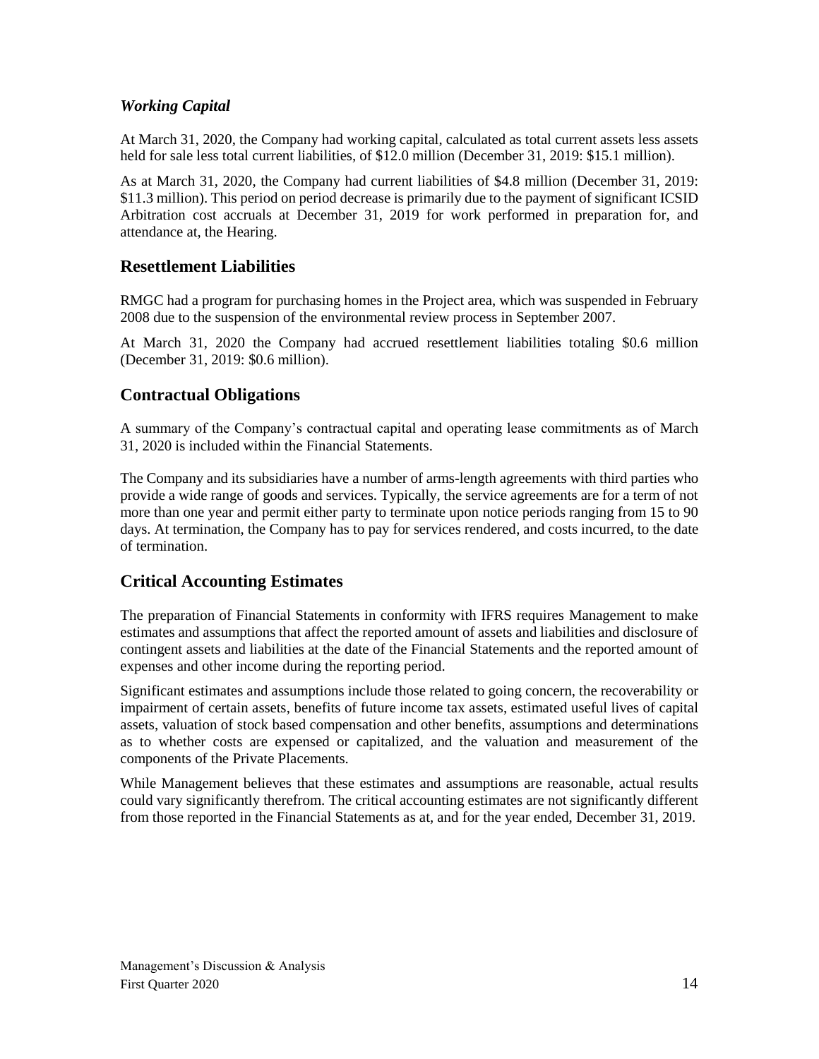### *Working Capital*

At March 31, 2020, the Company had working capital, calculated as total current assets less assets held for sale less total current liabilities, of $12.0 million (December 31, 2019: $15.1 million).

As at March 31, 2020, the Company had current liabilities of $4.8 million (December 31, 2019: $11.3 million). This period on period decrease is primarily due to the payment of significant ICSID Arbitration cost accruals at December 31, 2019 for work performed in preparation for, and attendance at, the Hearing.

## Resettlement Liabilities

RMGC had a program for purchasing homes in the Project area, which was suspended in February 2008 due to the suspension of the environmental review process in September 2007.

At March 31, 2020 the Company had accrued resettlement liabilities totaling $0.6 million (December 31, 2019: $0.6 million).

## Contractual Obligations

A summary of the Company's contractual capital and operating lease commitments as of March 31, 2020 is included within the Financial Statements.

The Company and its subsidiaries have a number of arms-length agreements with third parties who provide a wide range of goods and services. Typically, the service agreements are for a term of not more than one year and permit either party to terminate upon notice periods ranging from 15 to 90 days. At termination, the Company has to pay for services rendered, and costs incurred, to the date of termination.

## Critical Accounting Estimates

The preparation of Financial Statements in conformity with IFRS requires Management to make estimates and assumptions that affect the reported amount of assets and liabilities and disclosure of contingent assets and liabilities at the date of the Financial Statements and the reported amount of expenses and other income during the reporting period.

Significant estimates and assumptions include those related to going concern, the recoverability or impairment of certain assets, benefits of future income tax assets, estimated useful lives of capital assets, valuation of stock based compensation and other benefits, assumptions and determinations as to whether costs are expensed or capitalized, and the valuation and measurement of the components of the Private Placements.

While Management believes that these estimates and assumptions are reasonable, actual results could vary significantly therefrom. The critical accounting estimates are not significantly different from those reported in the Financial Statements as at, and for the year ended, December 31, 2019.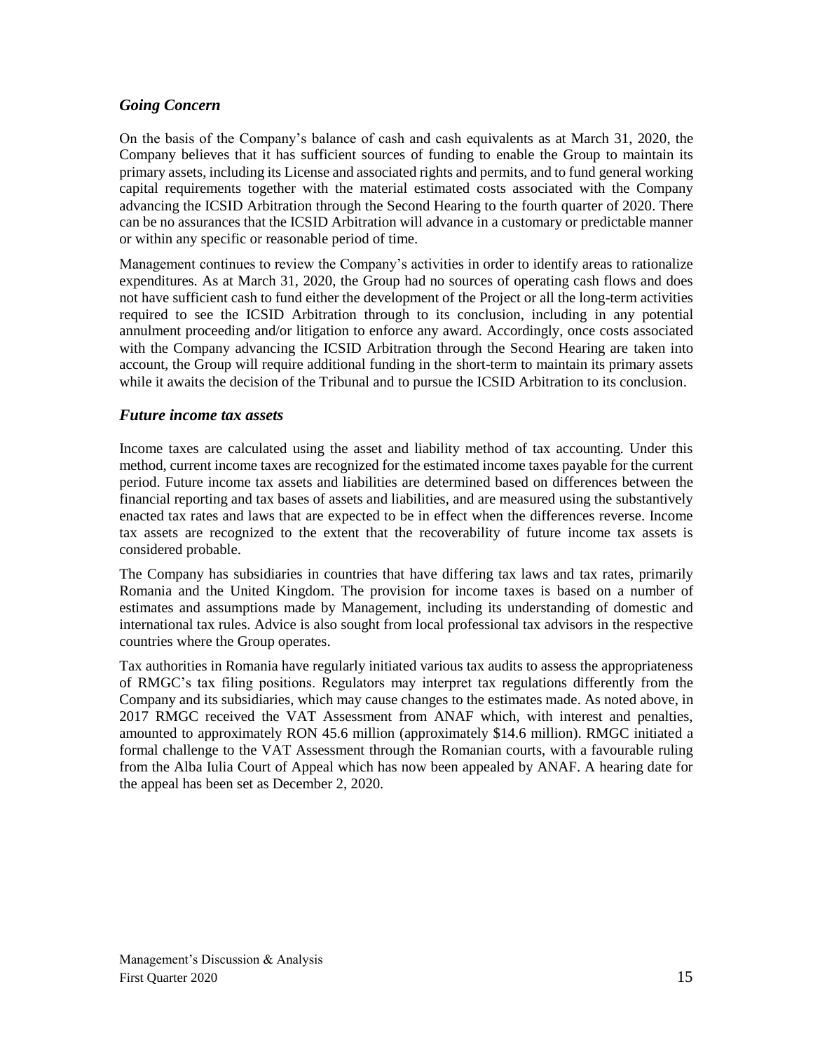## *Going Concern*

On the basis of the Company's balance of cash and cash equivalents as at March 31, 2020, the Company believes that it has sufficient sources of funding to enable the Group to maintain its primary assets, including its License and associated rights and permits, and to fund general working capital requirements together with the material estimated costs associated with the Company advancing the ICSID Arbitration through the Second Hearing to the fourth quarter of 2020. There can be no assurances that the ICSID Arbitration will advance in a customary or predictable manner or within any specific or reasonable period of time.

Management continues to review the Company's activities in order to identify areas to rationalize expenditures. As at March 31, 2020, the Group had no sources of operating cash flows and does not have sufficient cash to fund either the development of the Project or all the long-term activities required to see the ICSID Arbitration through to its conclusion, including in any potential annulment proceeding and/or litigation to enforce any award. Accordingly, once costs associated with the Company advancing the ICSID Arbitration through the Second Hearing are taken into account, the Group will require additional funding in the short-term to maintain its primary assets while it awaits the decision of the Tribunal and to pursue the ICSID Arbitration to its conclusion.

## *Future income tax assets*

Income taxes are calculated using the asset and liability method of tax accounting. Under this method, current income taxes are recognized for the estimated income taxes payable for the current period. Future income tax assets and liabilities are determined based on differences between the financial reporting and tax bases of assets and liabilities, and are measured using the substantively enacted tax rates and laws that are expected to be in effect when the differences reverse. Income tax assets are recognized to the extent that the recoverability of future income tax assets is considered probable.

The Company has subsidiaries in countries that have differing tax laws and tax rates, primarily Romania and the United Kingdom. The provision for income taxes is based on a number of estimates and assumptions made by Management, including its understanding of domestic and international tax rules. Advice is also sought from local professional tax advisors in the respective countries where the Group operates.

Tax authorities in Romania have regularly initiated various tax audits to assess the appropriateness of RMGC's tax filing positions. Regulators may interpret tax regulations differently from the Company and its subsidiaries, which may cause changes to the estimates made. As noted above, in 2017 RMGC received the VAT Assessment from ANAF which, with interest and penalties, amounted to approximately RON 45.6 million (approximately $14.6 million). RMGC initiated a formal challenge to the VAT Assessment through the Romanian courts, with a favourable ruling from the Alba Iulia Court of Appeal which has now been appealed by ANAF. A hearing date for the appeal has been set as December 2, 2020.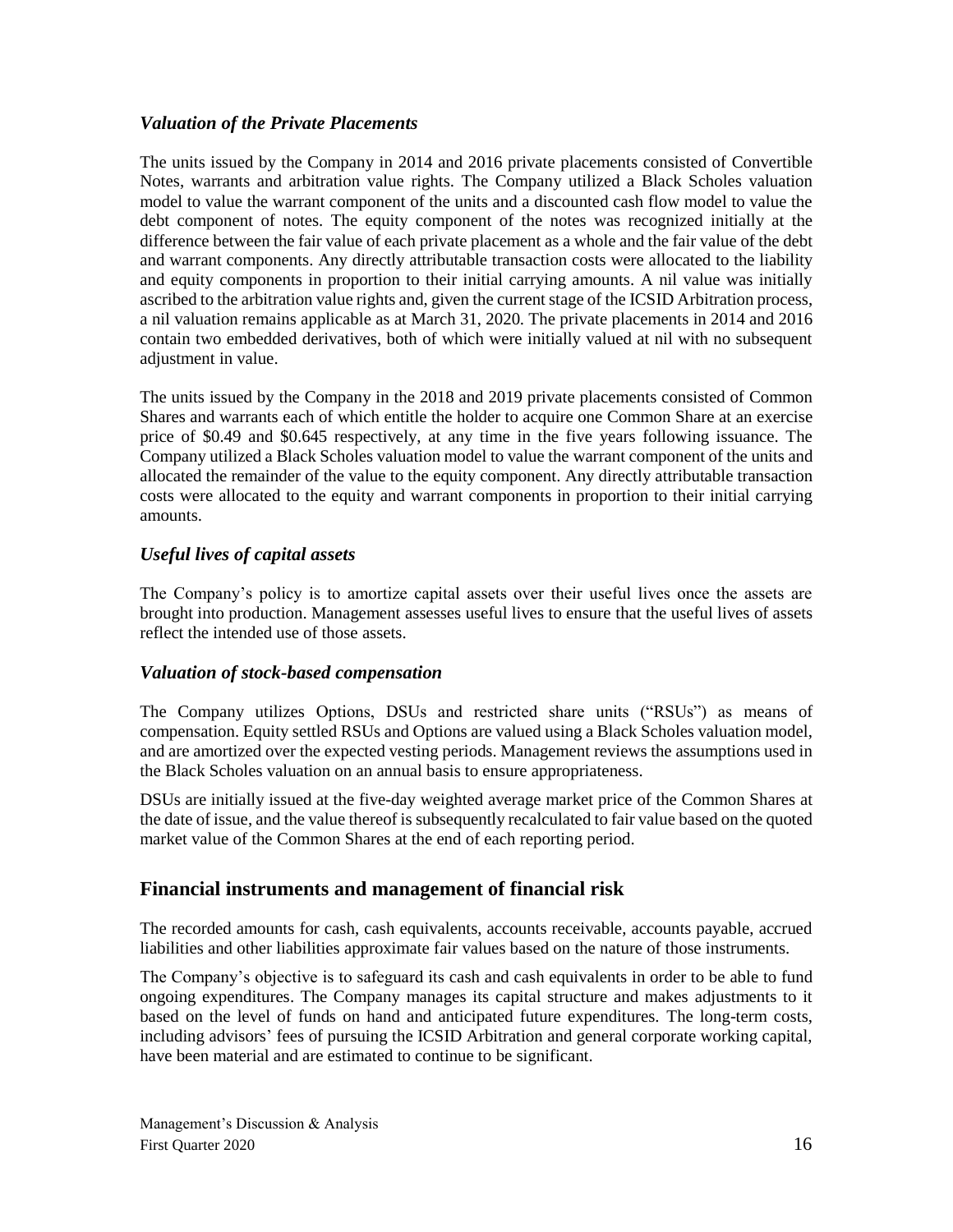### *Valuation of the Private Placements*

The units issued by the Company in 2014 and 2016 private placements consisted of Convertible Notes, warrants and arbitration value rights. The Company utilized a Black Scholes valuation model to value the warrant component of the units and a discounted cash flow model to value the debt component of notes. The equity component of the notes was recognized initially at the difference between the fair value of each private placement as a whole and the fair value of the debt and warrant components. Any directly attributable transaction costs were allocated to the liability and equity components in proportion to their initial carrying amounts. A nil value was initially ascribed to the arbitration value rights and, given the current stage of the ICSID Arbitration process, a nil valuation remains applicable as at March 31, 2020. The private placements in 2014 and 2016 contain two embedded derivatives, both of which were initially valued at nil with no subsequent adjustment in value.

The units issued by the Company in the 2018 and 2019 private placements consisted of Common Shares and warrants each of which entitle the holder to acquire one Common Share at an exercise price of $0.49 and $0.645 respectively, at any time in the five years following issuance. The Company utilized a Black Scholes valuation model to value the warrant component of the units and allocated the remainder of the value to the equity component. Any directly attributable transaction costs were allocated to the equity and warrant components in proportion to their initial carrying amounts.

### *Useful lives of capital assets*

The Company's policy is to amortize capital assets over their useful lives once the assets are brought into production. Management assesses useful lives to ensure that the useful lives of assets reflect the intended use of those assets.

### *Valuation of stock-based compensation*

The Company utilizes Options, DSUs and restricted share units ("RSUs") as means of compensation. Equity settled RSUs and Options are valued using a Black Scholes valuation model, and are amortized over the expected vesting periods. Management reviews the assumptions used in the Black Scholes valuation on an annual basis to ensure appropriateness.

DSUs are initially issued at the five-day weighted average market price of the Common Shares at the date of issue, and the value thereof is subsequently recalculated to fair value based on the quoted market value of the Common Shares at the end of each reporting period.

## Financial instruments and management of financial risk

The recorded amounts for cash, cash equivalents, accounts receivable, accounts payable, accrued liabilities and other liabilities approximate fair values based on the nature of those instruments.

The Company's objective is to safeguard its cash and cash equivalents in order to be able to fund ongoing expenditures. The Company manages its capital structure and makes adjustments to it based on the level of funds on hand and anticipated future expenditures. The long-term costs, including advisors' fees of pursuing the ICSID Arbitration and general corporate working capital, have been material and are estimated to continue to be significant.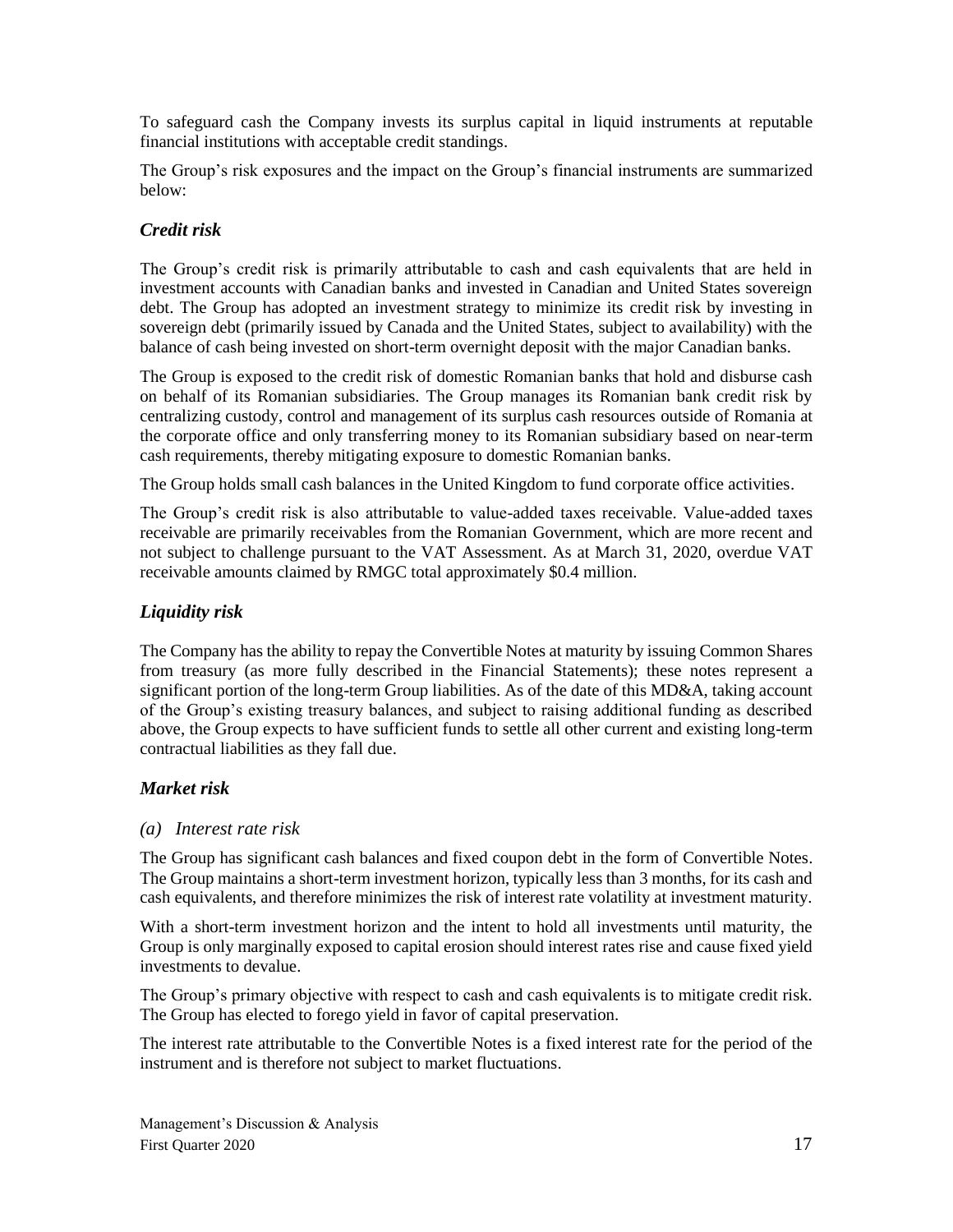To safeguard cash the Company invests its surplus capital in liquid instruments at reputable financial institutions with acceptable credit standings.

The Group's risk exposures and the impact on the Group's financial instruments are summarized below:

### *Credit risk*

The Group's credit risk is primarily attributable to cash and cash equivalents that are held in investment accounts with Canadian banks and invested in Canadian and United States sovereign debt. The Group has adopted an investment strategy to minimize its credit risk by investing in sovereign debt (primarily issued by Canada and the United States, subject to availability) with the balance of cash being invested on short-term overnight deposit with the major Canadian banks.

The Group is exposed to the credit risk of domestic Romanian banks that hold and disburse cash on behalf of its Romanian subsidiaries. The Group manages its Romanian bank credit risk by centralizing custody, control and management of its surplus cash resources outside of Romania at the corporate office and only transferring money to its Romanian subsidiary based on near-term cash requirements, thereby mitigating exposure to domestic Romanian banks.

The Group holds small cash balances in the United Kingdom to fund corporate office activities.

The Group's credit risk is also attributable to value-added taxes receivable. Value-added taxes receivable are primarily receivables from the Romanian Government, which are more recent and not subject to challenge pursuant to the VAT Assessment. As at March 31, 2020, overdue VAT receivable amounts claimed by RMGC total approximately $0.4 million.

### *Liquidity risk*

The Company has the ability to repay the Convertible Notes at maturity by issuing Common Shares from treasury (as more fully described in the Financial Statements); these notes represent a significant portion of the long-term Group liabilities. As of the date of this MD&A, taking account of the Group's existing treasury balances, and subject to raising additional funding as described above, the Group expects to have sufficient funds to settle all other current and existing long-term contractual liabilities as they fall due.

### *Market risk*

#### *(a) Interest rate risk*

The Group has significant cash balances and fixed coupon debt in the form of Convertible Notes. The Group maintains a short-term investment horizon, typically less than 3 months, for its cash and cash equivalents, and therefore minimizes the risk of interest rate volatility at investment maturity.

With a short-term investment horizon and the intent to hold all investments until maturity, the Group is only marginally exposed to capital erosion should interest rates rise and cause fixed yield investments to devalue.

The Group's primary objective with respect to cash and cash equivalents is to mitigate credit risk. The Group has elected to forego yield in favor of capital preservation.

The interest rate attributable to the Convertible Notes is a fixed interest rate for the period of the instrument and is therefore not subject to market fluctuations.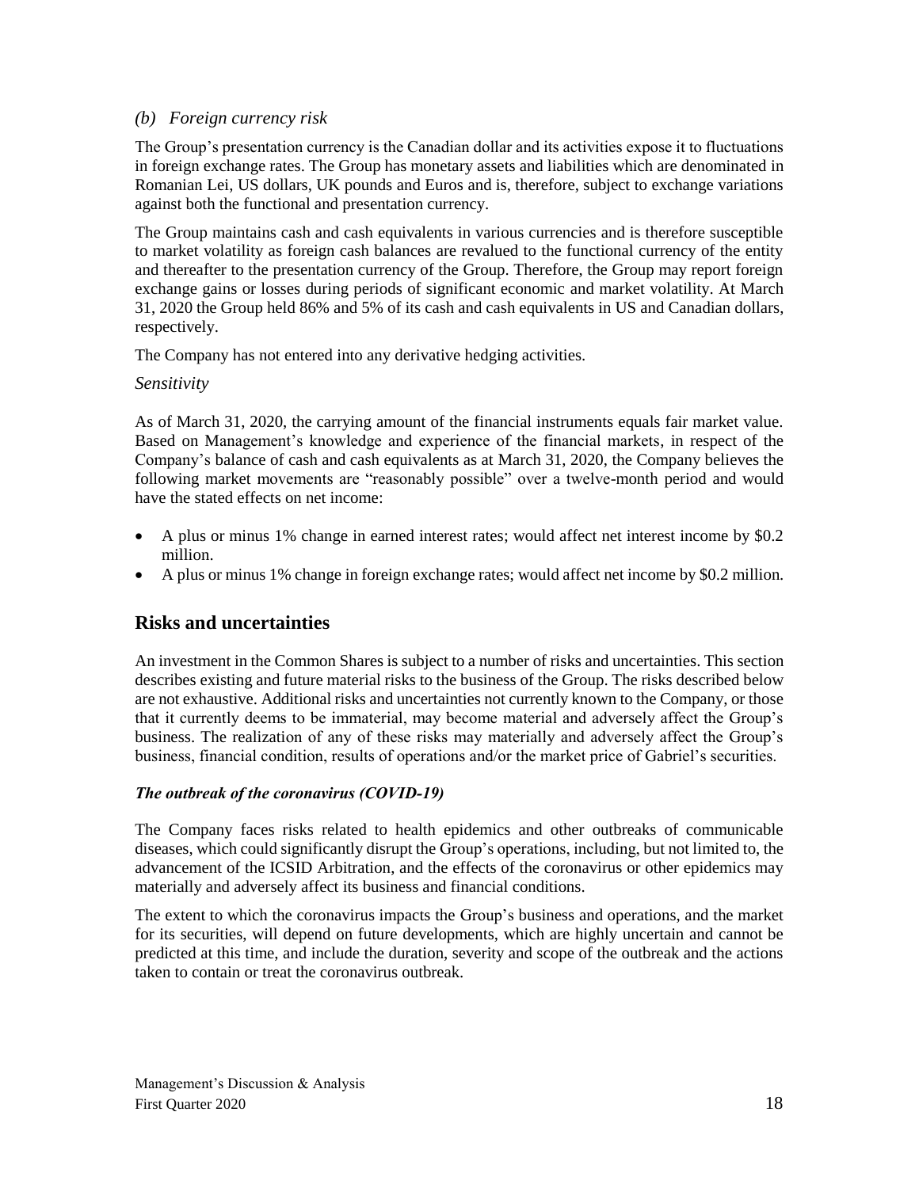### *(b) Foreign currency risk*

The Group's presentation currency is the Canadian dollar and its activities expose it to fluctuations in foreign exchange rates. The Group has monetary assets and liabilities which are denominated in Romanian Lei, US dollars, UK pounds and Euros and is, therefore, subject to exchange variations against both the functional and presentation currency.

The Group maintains cash and cash equivalents in various currencies and is therefore susceptible to market volatility as foreign cash balances are revalued to the functional currency of the entity and thereafter to the presentation currency of the Group. Therefore, the Group may report foreign exchange gains or losses during periods of significant economic and market volatility. At March 31, 2020 the Group held 86% and 5% of its cash and cash equivalents in US and Canadian dollars, respectively.

The Company has not entered into any derivative hedging activities.

*Sensitivity*

As of March 31, 2020, the carrying amount of the financial instruments equals fair market value. Based on Management's knowledge and experience of the financial markets, in respect of the Company's balance of cash and cash equivalents as at March 31, 2020, the Company believes the following market movements are "reasonably possible" over a twelve-month period and would have the stated effects on net income:

- A plus or minus 1% change in earned interest rates; would affect net interest income by $0.2 million.
- A plus or minus 1% change in foreign exchange rates; would affect net income by $0.2 million.

## Risks and uncertainties

An investment in the Common Shares is subject to a number of risks and uncertainties. This section describes existing and future material risks to the business of the Group. The risks described below are not exhaustive. Additional risks and uncertainties not currently known to the Company, or those that it currently deems to be immaterial, may become material and adversely affect the Group's business. The realization of any of these risks may materially and adversely affect the Group's business, financial condition, results of operations and/or the market price of Gabriel's securities.

***The outbreak of the coronavirus (COVID-19)***

The Company faces risks related to health epidemics and other outbreaks of communicable diseases, which could significantly disrupt the Group's operations, including, but not limited to, the advancement of the ICSID Arbitration, and the effects of the coronavirus or other epidemics may materially and adversely affect its business and financial conditions.

The extent to which the coronavirus impacts the Group's business and operations, and the market for its securities, will depend on future developments, which are highly uncertain and cannot be predicted at this time, and include the duration, severity and scope of the outbreak and the actions taken to contain or treat the coronavirus outbreak.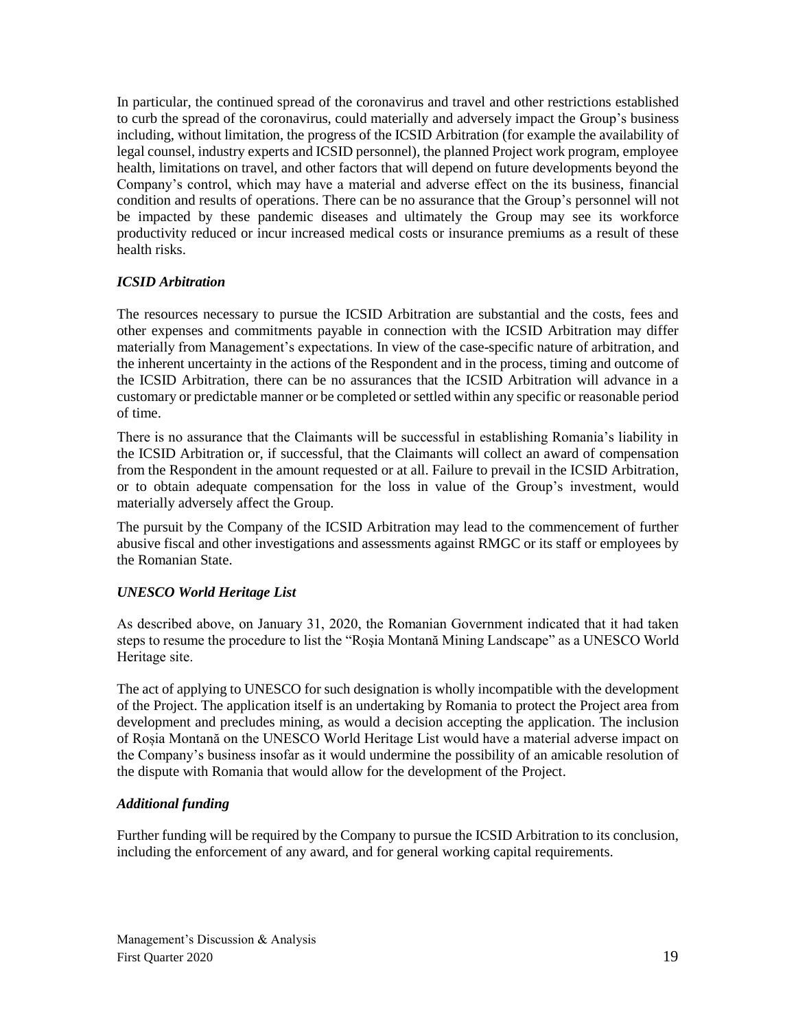In particular, the continued spread of the coronavirus and travel and other restrictions established to curb the spread of the coronavirus, could materially and adversely impact the Group's business including, without limitation, the progress of the ICSID Arbitration (for example the availability of legal counsel, industry experts and ICSID personnel), the planned Project work program, employee health, limitations on travel, and other factors that will depend on future developments beyond the Company's control, which may have a material and adverse effect on the its business, financial condition and results of operations. There can be no assurance that the Group's personnel will not be impacted by these pandemic diseases and ultimately the Group may see its workforce productivity reduced or incur increased medical costs or insurance premiums as a result of these health risks.

### *ICSID Arbitration*

The resources necessary to pursue the ICSID Arbitration are substantial and the costs, fees and other expenses and commitments payable in connection with the ICSID Arbitration may differ materially from Management's expectations. In view of the case-specific nature of arbitration, and the inherent uncertainty in the actions of the Respondent and in the process, timing and outcome of the ICSID Arbitration, there can be no assurances that the ICSID Arbitration will advance in a customary or predictable manner or be completed or settled within any specific or reasonable period of time.

There is no assurance that the Claimants will be successful in establishing Romania's liability in the ICSID Arbitration or, if successful, that the Claimants will collect an award of compensation from the Respondent in the amount requested or at all. Failure to prevail in the ICSID Arbitration, or to obtain adequate compensation for the loss in value of the Group's investment, would materially adversely affect the Group.

The pursuit by the Company of the ICSID Arbitration may lead to the commencement of further abusive fiscal and other investigations and assessments against RMGC or its staff or employees by the Romanian State.

### *UNESCO World Heritage List*

As described above, on January 31, 2020, the Romanian Government indicated that it had taken steps to resume the procedure to list the "Roşia Montană Mining Landscape" as a UNESCO World Heritage site.

The act of applying to UNESCO for such designation is wholly incompatible with the development of the Project. The application itself is an undertaking by Romania to protect the Project area from development and precludes mining, as would a decision accepting the application. The inclusion of Roșia Montană on the UNESCO World Heritage List would have a material adverse impact on the Company's business insofar as it would undermine the possibility of an amicable resolution of the dispute with Romania that would allow for the development of the Project.

### *Additional funding*

Further funding will be required by the Company to pursue the ICSID Arbitration to its conclusion, including the enforcement of any award, and for general working capital requirements.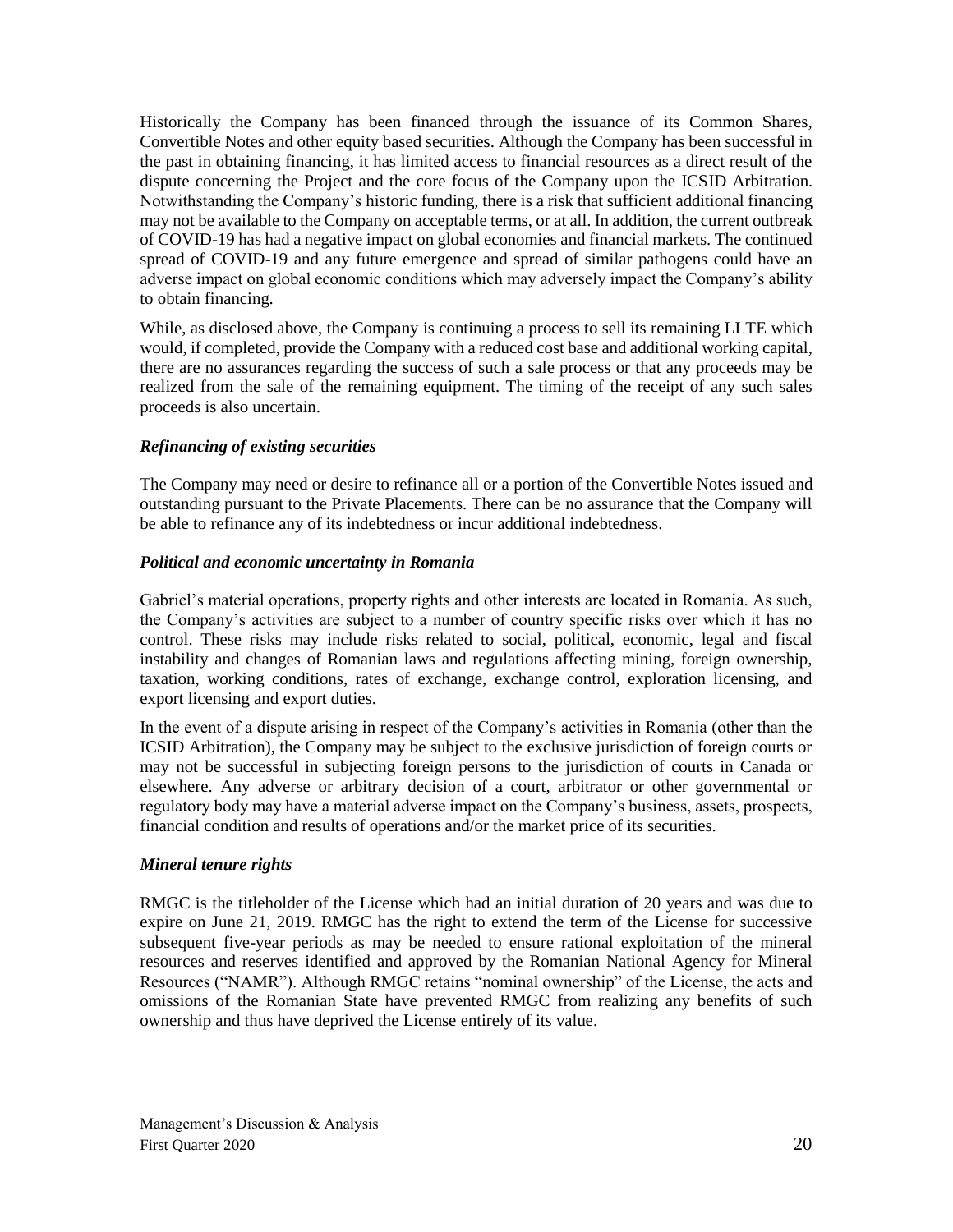Historically the Company has been financed through the issuance of its Common Shares, Convertible Notes and other equity based securities. Although the Company has been successful in the past in obtaining financing, it has limited access to financial resources as a direct result of the dispute concerning the Project and the core focus of the Company upon the ICSID Arbitration. Notwithstanding the Company's historic funding, there is a risk that sufficient additional financing may not be available to the Company on acceptable terms, or at all. In addition, the current outbreak of COVID-19 has had a negative impact on global economies and financial markets. The continued spread of COVID-19 and any future emergence and spread of similar pathogens could have an adverse impact on global economic conditions which may adversely impact the Company's ability to obtain financing.

While, as disclosed above, the Company is continuing a process to sell its remaining LLTE which would, if completed, provide the Company with a reduced cost base and additional working capital, there are no assurances regarding the success of such a sale process or that any proceeds may be realized from the sale of the remaining equipment. The timing of the receipt of any such sales proceeds is also uncertain.

### *Refinancing of existing securities*

The Company may need or desire to refinance all or a portion of the Convertible Notes issued and outstanding pursuant to the Private Placements. There can be no assurance that the Company will be able to refinance any of its indebtedness or incur additional indebtedness.

### *Political and economic uncertainty in Romania*

Gabriel's material operations, property rights and other interests are located in Romania. As such, the Company's activities are subject to a number of country specific risks over which it has no control. These risks may include risks related to social, political, economic, legal and fiscal instability and changes of Romanian laws and regulations affecting mining, foreign ownership, taxation, working conditions, rates of exchange, exchange control, exploration licensing, and export licensing and export duties.

In the event of a dispute arising in respect of the Company's activities in Romania (other than the ICSID Arbitration), the Company may be subject to the exclusive jurisdiction of foreign courts or may not be successful in subjecting foreign persons to the jurisdiction of courts in Canada or elsewhere. Any adverse or arbitrary decision of a court, arbitrator or other governmental or regulatory body may have a material adverse impact on the Company's business, assets, prospects, financial condition and results of operations and/or the market price of its securities.

### *Mineral tenure rights*

RMGC is the titleholder of the License which had an initial duration of 20 years and was due to expire on June 21, 2019. RMGC has the right to extend the term of the License for successive subsequent five-year periods as may be needed to ensure rational exploitation of the mineral resources and reserves identified and approved by the Romanian National Agency for Mineral Resources ("NAMR"). Although RMGC retains "nominal ownership" of the License, the acts and omissions of the Romanian State have prevented RMGC from realizing any benefits of such ownership and thus have deprived the License entirely of its value.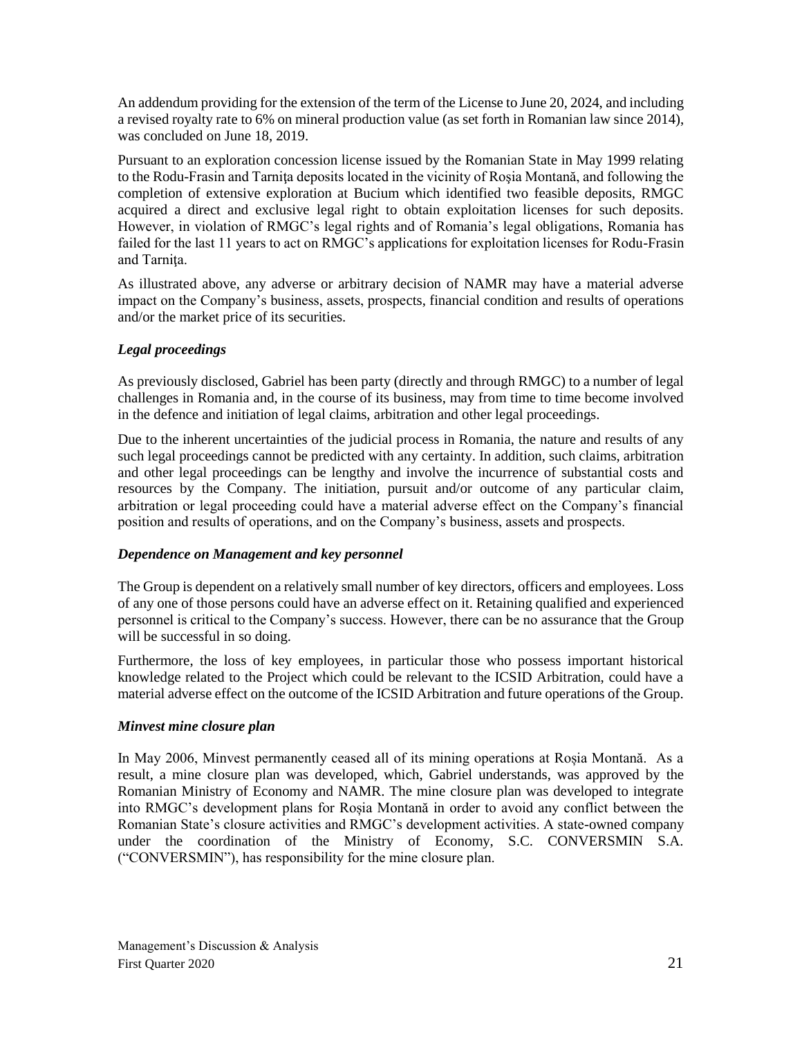An addendum providing for the extension of the term of the License to June 20, 2024, and including a revised royalty rate to 6% on mineral production value (as set forth in Romanian law since 2014), was concluded on June 18, 2019.

Pursuant to an exploration concession license issued by the Romanian State in May 1999 relating to the Rodu-Frasin and Tarniţa deposits located in the vicinity of Roşia Montană, and following the completion of extensive exploration at Bucium which identified two feasible deposits, RMGC acquired a direct and exclusive legal right to obtain exploitation licenses for such deposits. However, in violation of RMGC's legal rights and of Romania's legal obligations, Romania has failed for the last 11 years to act on RMGC's applications for exploitation licenses for Rodu-Frasin and Tarniţa.

As illustrated above, any adverse or arbitrary decision of NAMR may have a material adverse impact on the Company's business, assets, prospects, financial condition and results of operations and/or the market price of its securities.

### *Legal proceedings*

As previously disclosed, Gabriel has been party (directly and through RMGC) to a number of legal challenges in Romania and, in the course of its business, may from time to time become involved in the defence and initiation of legal claims, arbitration and other legal proceedings.

Due to the inherent uncertainties of the judicial process in Romania, the nature and results of any such legal proceedings cannot be predicted with any certainty. In addition, such claims, arbitration and other legal proceedings can be lengthy and involve the incurrence of substantial costs and resources by the Company. The initiation, pursuit and/or outcome of any particular claim, arbitration or legal proceeding could have a material adverse effect on the Company's financial position and results of operations, and on the Company's business, assets and prospects.

### *Dependence on Management and key personnel*

The Group is dependent on a relatively small number of key directors, officers and employees. Loss of any one of those persons could have an adverse effect on it. Retaining qualified and experienced personnel is critical to the Company's success. However, there can be no assurance that the Group will be successful in so doing.

Furthermore, the loss of key employees, in particular those who possess important historical knowledge related to the Project which could be relevant to the ICSID Arbitration, could have a material adverse effect on the outcome of the ICSID Arbitration and future operations of the Group.

### *Minvest mine closure plan*

In May 2006, Minvest permanently ceased all of its mining operations at Roșia Montană. As a result, a mine closure plan was developed, which, Gabriel understands, was approved by the Romanian Ministry of Economy and NAMR. The mine closure plan was developed to integrate into RMGC's development plans for Roșia Montană in order to avoid any conflict between the Romanian State's closure activities and RMGC's development activities. A state-owned company under the coordination of the Ministry of Economy, S.C. CONVERSMIN S.A. ("CONVERSMIN"), has responsibility for the mine closure plan.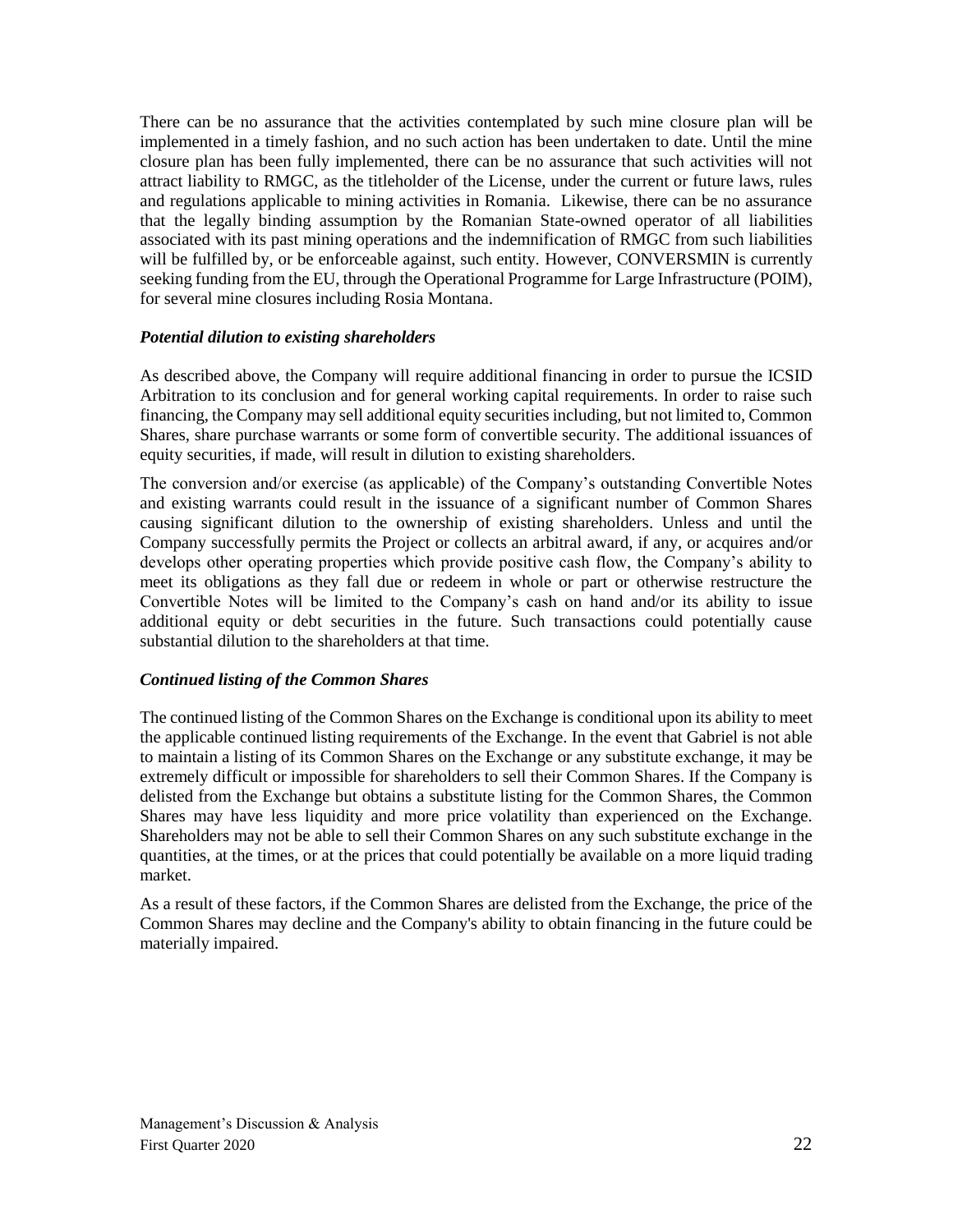There can be no assurance that the activities contemplated by such mine closure plan will be implemented in a timely fashion, and no such action has been undertaken to date. Until the mine closure plan has been fully implemented, there can be no assurance that such activities will not attract liability to RMGC, as the titleholder of the License, under the current or future laws, rules and regulations applicable to mining activities in Romania. Likewise, there can be no assurance that the legally binding assumption by the Romanian State-owned operator of all liabilities associated with its past mining operations and the indemnification of RMGC from such liabilities will be fulfilled by, or be enforceable against, such entity. However, CONVERSMIN is currently seeking funding from the EU, through the Operational Programme for Large Infrastructure (POIM), for several mine closures including Rosia Montana.

### *Potential dilution to existing shareholders*

As described above, the Company will require additional financing in order to pursue the ICSID Arbitration to its conclusion and for general working capital requirements. In order to raise such financing, the Company may sell additional equity securities including, but not limited to, Common Shares, share purchase warrants or some form of convertible security. The additional issuances of equity securities, if made, will result in dilution to existing shareholders.

The conversion and/or exercise (as applicable) of the Company's outstanding Convertible Notes and existing warrants could result in the issuance of a significant number of Common Shares causing significant dilution to the ownership of existing shareholders. Unless and until the Company successfully permits the Project or collects an arbitral award, if any, or acquires and/or develops other operating properties which provide positive cash flow, the Company's ability to meet its obligations as they fall due or redeem in whole or part or otherwise restructure the Convertible Notes will be limited to the Company's cash on hand and/or its ability to issue additional equity or debt securities in the future. Such transactions could potentially cause substantial dilution to the shareholders at that time.

### *Continued listing of the Common Shares*

The continued listing of the Common Shares on the Exchange is conditional upon its ability to meet the applicable continued listing requirements of the Exchange. In the event that Gabriel is not able to maintain a listing of its Common Shares on the Exchange or any substitute exchange, it may be extremely difficult or impossible for shareholders to sell their Common Shares. If the Company is delisted from the Exchange but obtains a substitute listing for the Common Shares, the Common Shares may have less liquidity and more price volatility than experienced on the Exchange. Shareholders may not be able to sell their Common Shares on any such substitute exchange in the quantities, at the times, or at the prices that could potentially be available on a more liquid trading market.

As a result of these factors, if the Common Shares are delisted from the Exchange, the price of the Common Shares may decline and the Company's ability to obtain financing in the future could be materially impaired.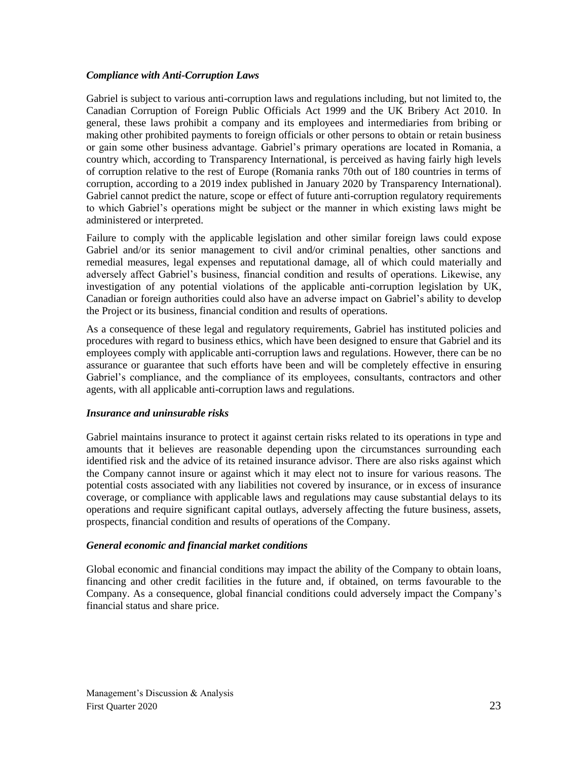### *Compliance with Anti-Corruption Laws*

Gabriel is subject to various anti-corruption laws and regulations including, but not limited to, the Canadian Corruption of Foreign Public Officials Act 1999 and the UK Bribery Act 2010. In general, these laws prohibit a company and its employees and intermediaries from bribing or making other prohibited payments to foreign officials or other persons to obtain or retain business or gain some other business advantage. Gabriel's primary operations are located in Romania, a country which, according to Transparency International, is perceived as having fairly high levels of corruption relative to the rest of Europe (Romania ranks 70th out of 180 countries in terms of corruption, according to a 2019 index published in January 2020 by Transparency International). Gabriel cannot predict the nature, scope or effect of future anti-corruption regulatory requirements to which Gabriel's operations might be subject or the manner in which existing laws might be administered or interpreted.

Failure to comply with the applicable legislation and other similar foreign laws could expose Gabriel and/or its senior management to civil and/or criminal penalties, other sanctions and remedial measures, legal expenses and reputational damage, all of which could materially and adversely affect Gabriel's business, financial condition and results of operations. Likewise, any investigation of any potential violations of the applicable anti-corruption legislation by UK, Canadian or foreign authorities could also have an adverse impact on Gabriel's ability to develop the Project or its business, financial condition and results of operations.

As a consequence of these legal and regulatory requirements, Gabriel has instituted policies and procedures with regard to business ethics, which have been designed to ensure that Gabriel and its employees comply with applicable anti-corruption laws and regulations. However, there can be no assurance or guarantee that such efforts have been and will be completely effective in ensuring Gabriel's compliance, and the compliance of its employees, consultants, contractors and other agents, with all applicable anti-corruption laws and regulations.

### *Insurance and uninsurable risks*

Gabriel maintains insurance to protect it against certain risks related to its operations in type and amounts that it believes are reasonable depending upon the circumstances surrounding each identified risk and the advice of its retained insurance advisor. There are also risks against which the Company cannot insure or against which it may elect not to insure for various reasons. The potential costs associated with any liabilities not covered by insurance, or in excess of insurance coverage, or compliance with applicable laws and regulations may cause substantial delays to its operations and require significant capital outlays, adversely affecting the future business, assets, prospects, financial condition and results of operations of the Company.

### *General economic and financial market conditions*

Global economic and financial conditions may impact the ability of the Company to obtain loans, financing and other credit facilities in the future and, if obtained, on terms favourable to the Company. As a consequence, global financial conditions could adversely impact the Company's financial status and share price.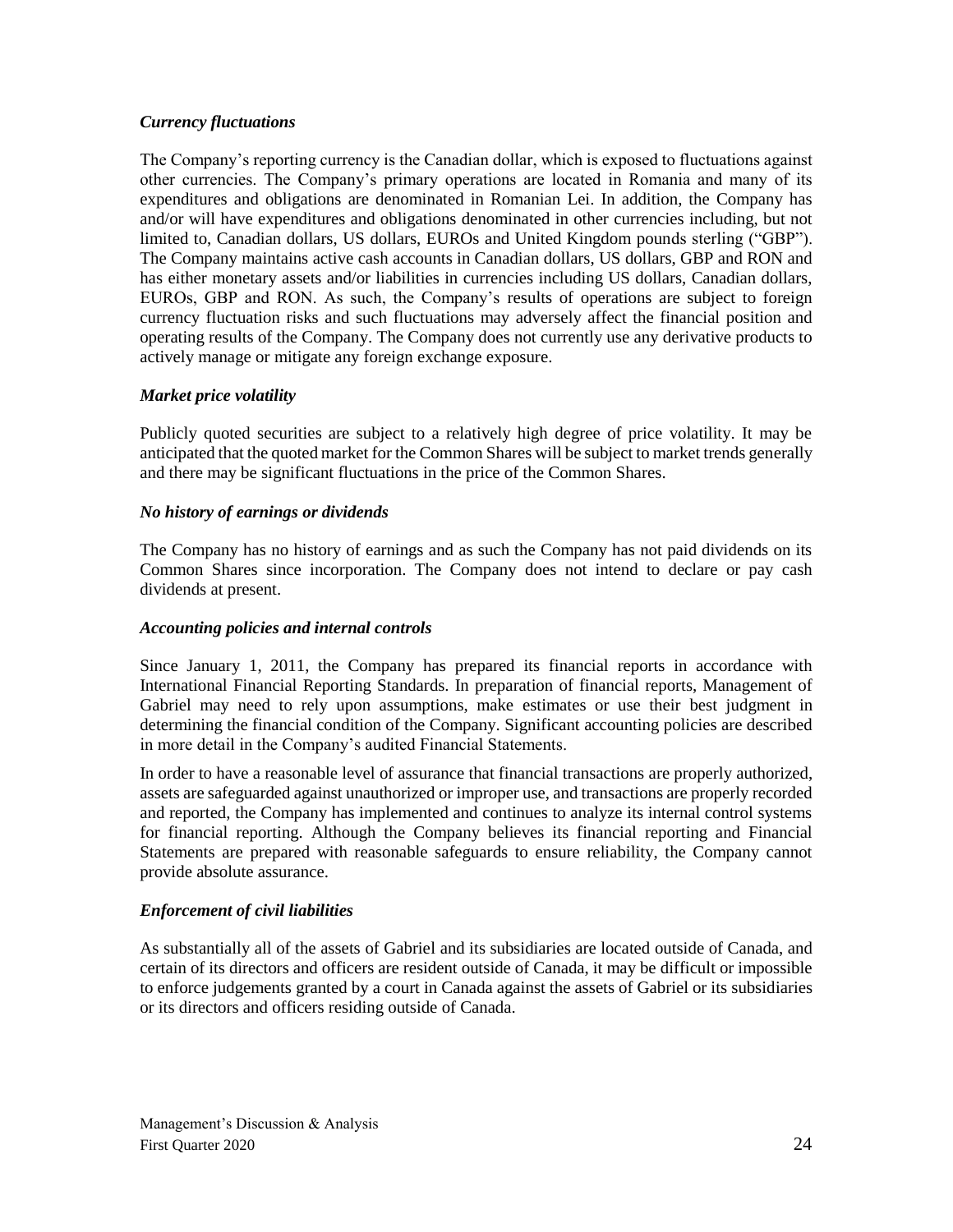### *Currency fluctuations*

The Company's reporting currency is the Canadian dollar, which is exposed to fluctuations against other currencies. The Company's primary operations are located in Romania and many of its expenditures and obligations are denominated in Romanian Lei. In addition, the Company has and/or will have expenditures and obligations denominated in other currencies including, but not limited to, Canadian dollars, US dollars, EUROs and United Kingdom pounds sterling ("GBP"). The Company maintains active cash accounts in Canadian dollars, US dollars, GBP and RON and has either monetary assets and/or liabilities in currencies including US dollars, Canadian dollars, EUROs, GBP and RON. As such, the Company's results of operations are subject to foreign currency fluctuation risks and such fluctuations may adversely affect the financial position and operating results of the Company. The Company does not currently use any derivative products to actively manage or mitigate any foreign exchange exposure.

### *Market price volatility*

Publicly quoted securities are subject to a relatively high degree of price volatility. It may be anticipated that the quoted market for the Common Shares will be subject to market trends generally and there may be significant fluctuations in the price of the Common Shares.

### *No history of earnings or dividends*

The Company has no history of earnings and as such the Company has not paid dividends on its Common Shares since incorporation. The Company does not intend to declare or pay cash dividends at present.

### *Accounting policies and internal controls*

Since January 1, 2011, the Company has prepared its financial reports in accordance with International Financial Reporting Standards. In preparation of financial reports, Management of Gabriel may need to rely upon assumptions, make estimates or use their best judgment in determining the financial condition of the Company. Significant accounting policies are described in more detail in the Company's audited Financial Statements.

In order to have a reasonable level of assurance that financial transactions are properly authorized, assets are safeguarded against unauthorized or improper use, and transactions are properly recorded and reported, the Company has implemented and continues to analyze its internal control systems for financial reporting. Although the Company believes its financial reporting and Financial Statements are prepared with reasonable safeguards to ensure reliability, the Company cannot provide absolute assurance.

### *Enforcement of civil liabilities*

As substantially all of the assets of Gabriel and its subsidiaries are located outside of Canada, and certain of its directors and officers are resident outside of Canada, it may be difficult or impossible to enforce judgements granted by a court in Canada against the assets of Gabriel or its subsidiaries or its directors and officers residing outside of Canada.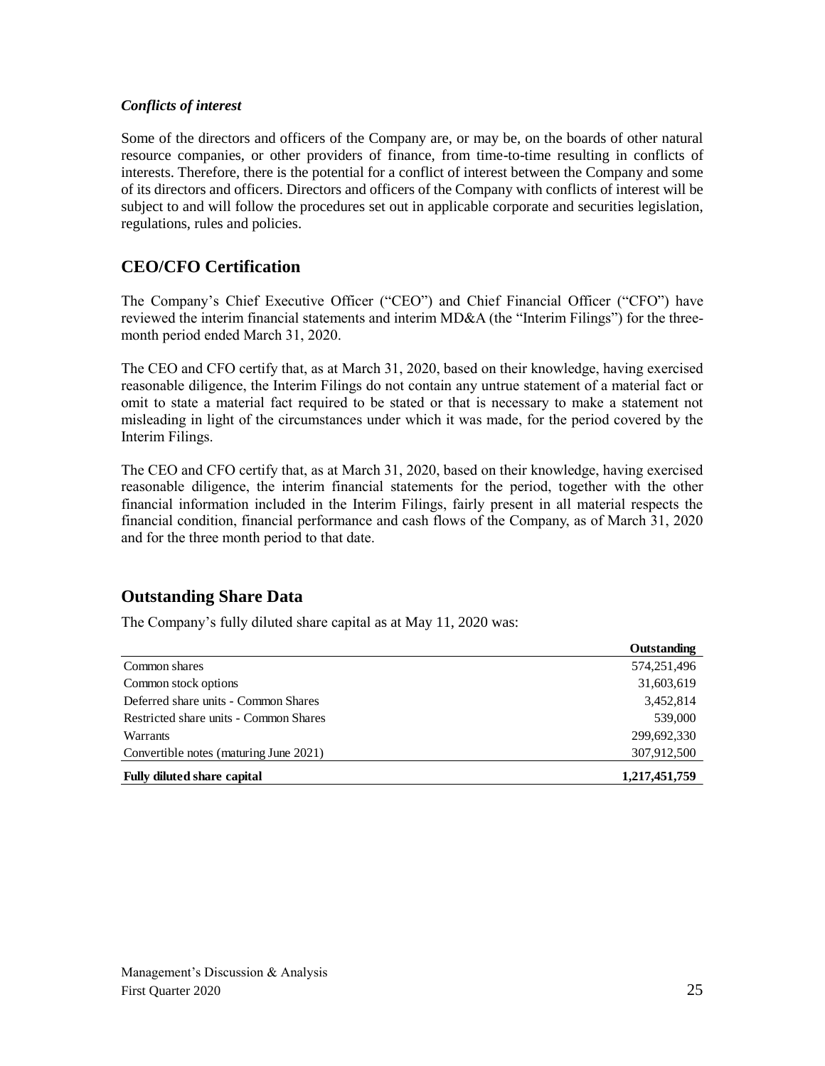*Conflicts of interest*

Some of the directors and officers of the Company are, or may be, on the boards of other natural resource companies, or other providers of finance, from time-to-time resulting in conflicts of interests. Therefore, there is the potential for a conflict of interest between the Company and some of its directors and officers. Directors and officers of the Company with conflicts of interest will be subject to and will follow the procedures set out in applicable corporate and securities legislation, regulations, rules and policies.

## CEO/CFO Certification

The Company's Chief Executive Officer ("CEO") and Chief Financial Officer ("CFO") have reviewed the interim financial statements and interim MD&A (the "Interim Filings") for the three-month period ended March 31, 2020.

The CEO and CFO certify that, as at March 31, 2020, based on their knowledge, having exercised reasonable diligence, the Interim Filings do not contain any untrue statement of a material fact or omit to state a material fact required to be stated or that is necessary to make a statement not misleading in light of the circumstances under which it was made, for the period covered by the Interim Filings.

The CEO and CFO certify that, as at March 31, 2020, based on their knowledge, having exercised reasonable diligence, the interim financial statements for the period, together with the other financial information included in the Interim Filings, fairly present in all material respects the financial condition, financial performance and cash flows of the Company, as of March 31, 2020 and for the three month period to that date.

## Outstanding Share Data

The Company's fully diluted share capital as at May 11, 2020 was:

| | **Outstanding** |
|---|---:|
| Common shares | 574,251,496 |
| Common stock options | 31,603,619 |
| Deferred share units - Common Shares | 3,452,814 |
| Restricted share units - Common Shares | 539,000 |
| Warrants | 299,692,330 |
| Convertible notes (maturing June 2021) | 307,912,500 |
| **Fully diluted share capital** | **1,217,451,759** |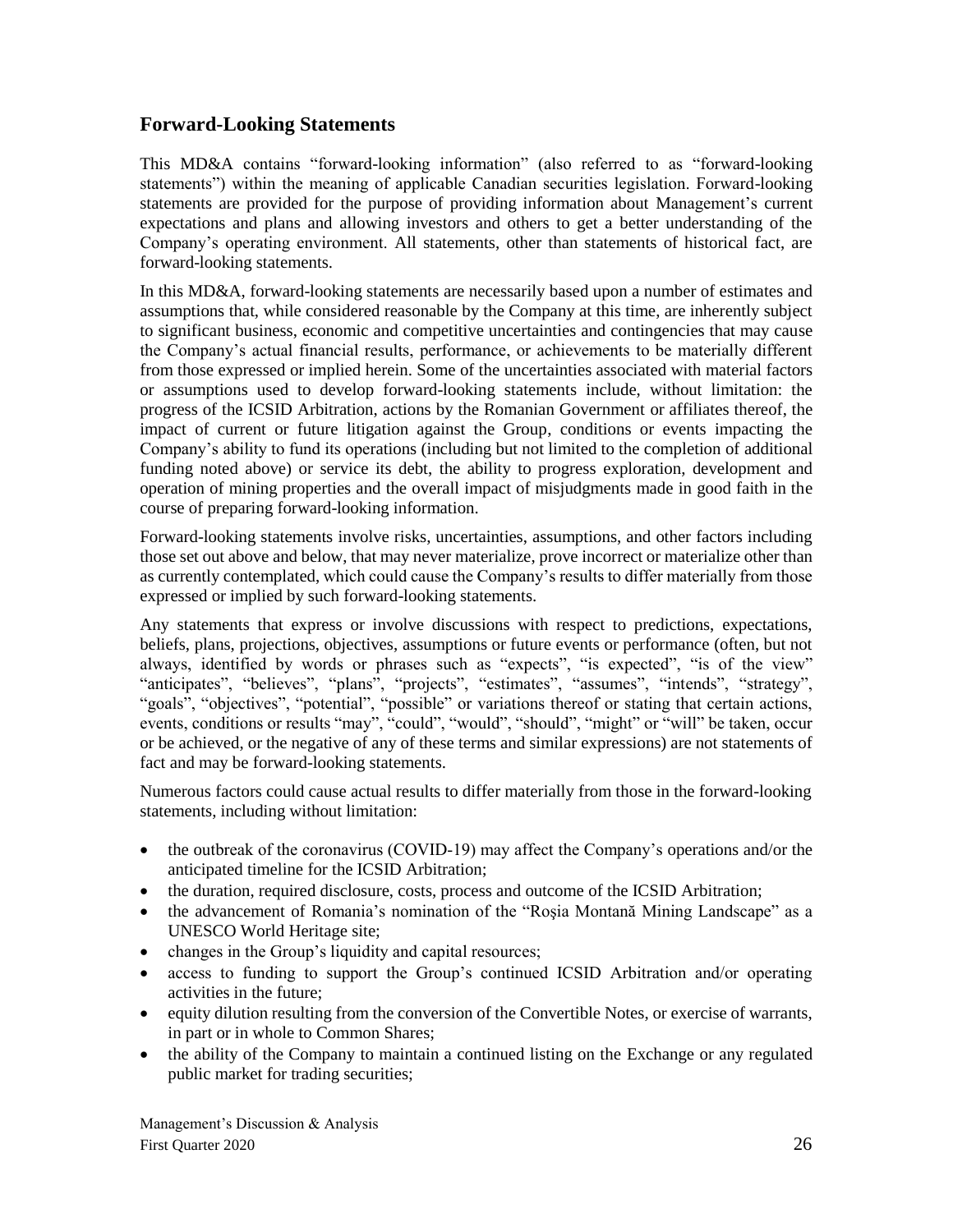## Forward-Looking Statements

This MD&A contains "forward-looking information" (also referred to as "forward-looking statements") within the meaning of applicable Canadian securities legislation. Forward-looking statements are provided for the purpose of providing information about Management's current expectations and plans and allowing investors and others to get a better understanding of the Company's operating environment. All statements, other than statements of historical fact, are forward-looking statements.

In this MD&A, forward-looking statements are necessarily based upon a number of estimates and assumptions that, while considered reasonable by the Company at this time, are inherently subject to significant business, economic and competitive uncertainties and contingencies that may cause the Company's actual financial results, performance, or achievements to be materially different from those expressed or implied herein. Some of the uncertainties associated with material factors or assumptions used to develop forward-looking statements include, without limitation: the progress of the ICSID Arbitration, actions by the Romanian Government or affiliates thereof, the impact of current or future litigation against the Group, conditions or events impacting the Company's ability to fund its operations (including but not limited to the completion of additional funding noted above) or service its debt, the ability to progress exploration, development and operation of mining properties and the overall impact of misjudgments made in good faith in the course of preparing forward-looking information.

Forward-looking statements involve risks, uncertainties, assumptions, and other factors including those set out above and below, that may never materialize, prove incorrect or materialize other than as currently contemplated, which could cause the Company's results to differ materially from those expressed or implied by such forward-looking statements.

Any statements that express or involve discussions with respect to predictions, expectations, beliefs, plans, projections, objectives, assumptions or future events or performance (often, but not always, identified by words or phrases such as "expects", "is expected", "is of the view" "anticipates", "believes", "plans", "projects", "estimates", "assumes", "intends", "strategy", "goals", "objectives", "potential", "possible" or variations thereof or stating that certain actions, events, conditions or results "may", "could", "would", "should", "might" or "will" be taken, occur or be achieved, or the negative of any of these terms and similar expressions) are not statements of fact and may be forward-looking statements.

Numerous factors could cause actual results to differ materially from those in the forward-looking statements, including without limitation:

- the outbreak of the coronavirus (COVID-19) may affect the Company's operations and/or the anticipated timeline for the ICSID Arbitration;
- the duration, required disclosure, costs, process and outcome of the ICSID Arbitration;
- the advancement of Romania's nomination of the "Roşia Montană Mining Landscape" as a UNESCO World Heritage site;
- changes in the Group's liquidity and capital resources;
- access to funding to support the Group's continued ICSID Arbitration and/or operating activities in the future;
- equity dilution resulting from the conversion of the Convertible Notes, or exercise of warrants, in part or in whole to Common Shares;
- the ability of the Company to maintain a continued listing on the Exchange or any regulated public market for trading securities;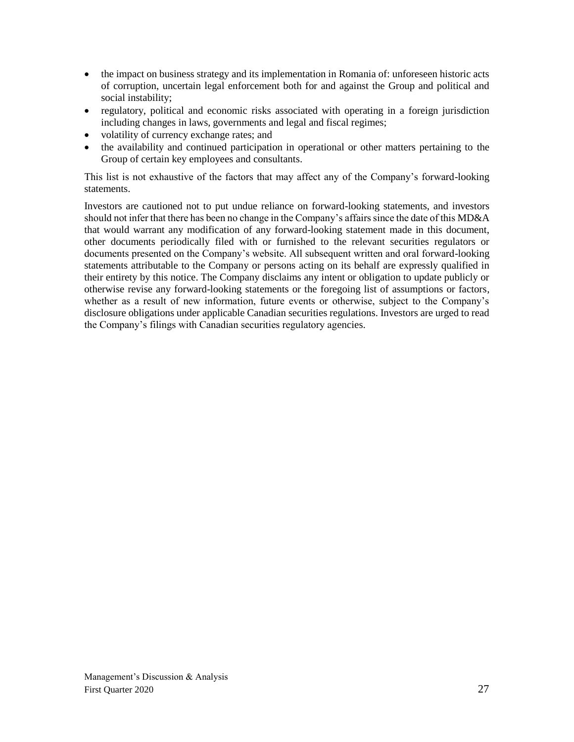- the impact on business strategy and its implementation in Romania of: unforeseen historic acts of corruption, uncertain legal enforcement both for and against the Group and political and social instability;
- regulatory, political and economic risks associated with operating in a foreign jurisdiction including changes in laws, governments and legal and fiscal regimes;
- volatility of currency exchange rates; and
- the availability and continued participation in operational or other matters pertaining to the Group of certain key employees and consultants.

This list is not exhaustive of the factors that may affect any of the Company's forward-looking statements.

Investors are cautioned not to put undue reliance on forward-looking statements, and investors should not infer that there has been no change in the Company's affairs since the date of this MD&A that would warrant any modification of any forward-looking statement made in this document, other documents periodically filed with or furnished to the relevant securities regulators or documents presented on the Company's website. All subsequent written and oral forward-looking statements attributable to the Company or persons acting on its behalf are expressly qualified in their entirety by this notice. The Company disclaims any intent or obligation to update publicly or otherwise revise any forward-looking statements or the foregoing list of assumptions or factors, whether as a result of new information, future events or otherwise, subject to the Company's disclosure obligations under applicable Canadian securities regulations. Investors are urged to read the Company's filings with Canadian securities regulatory agencies.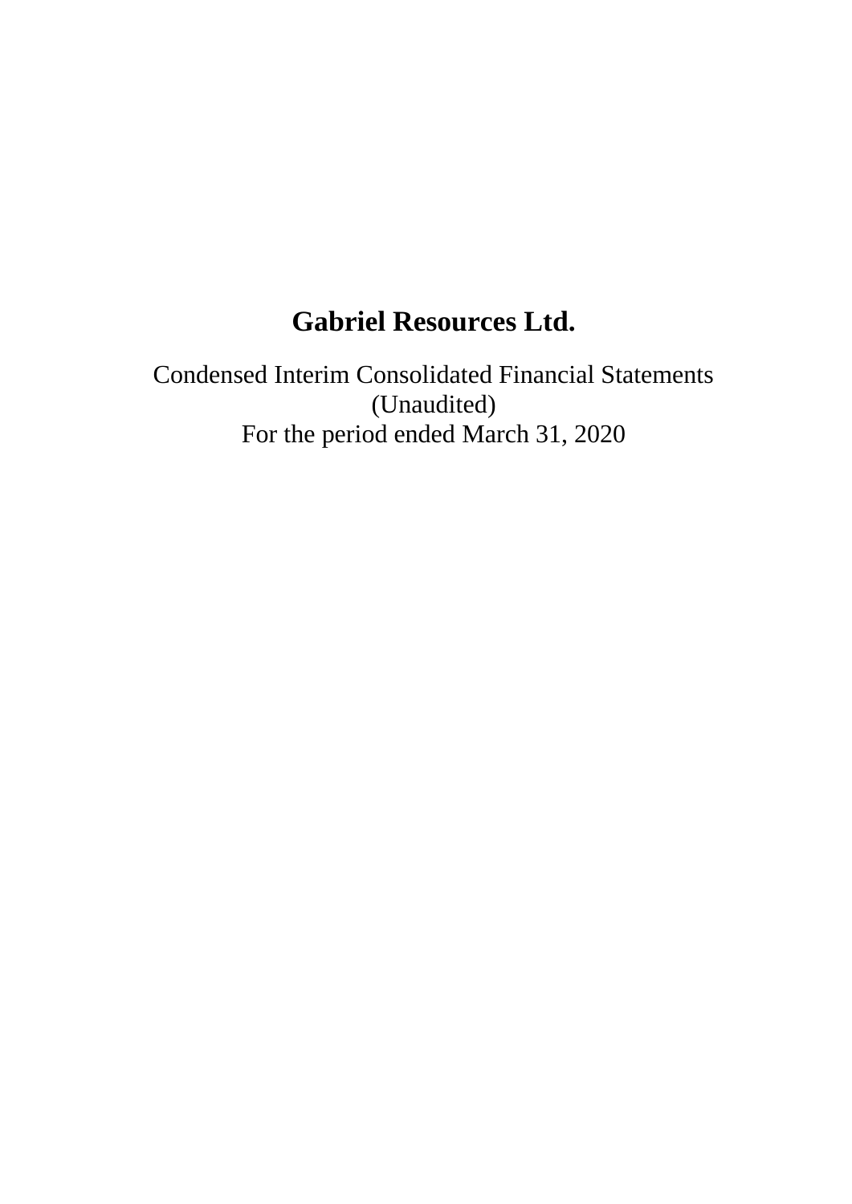# Gabriel Resources Ltd.

Condensed Interim Consolidated Financial Statements
(Unaudited)
For the period ended March 31, 2020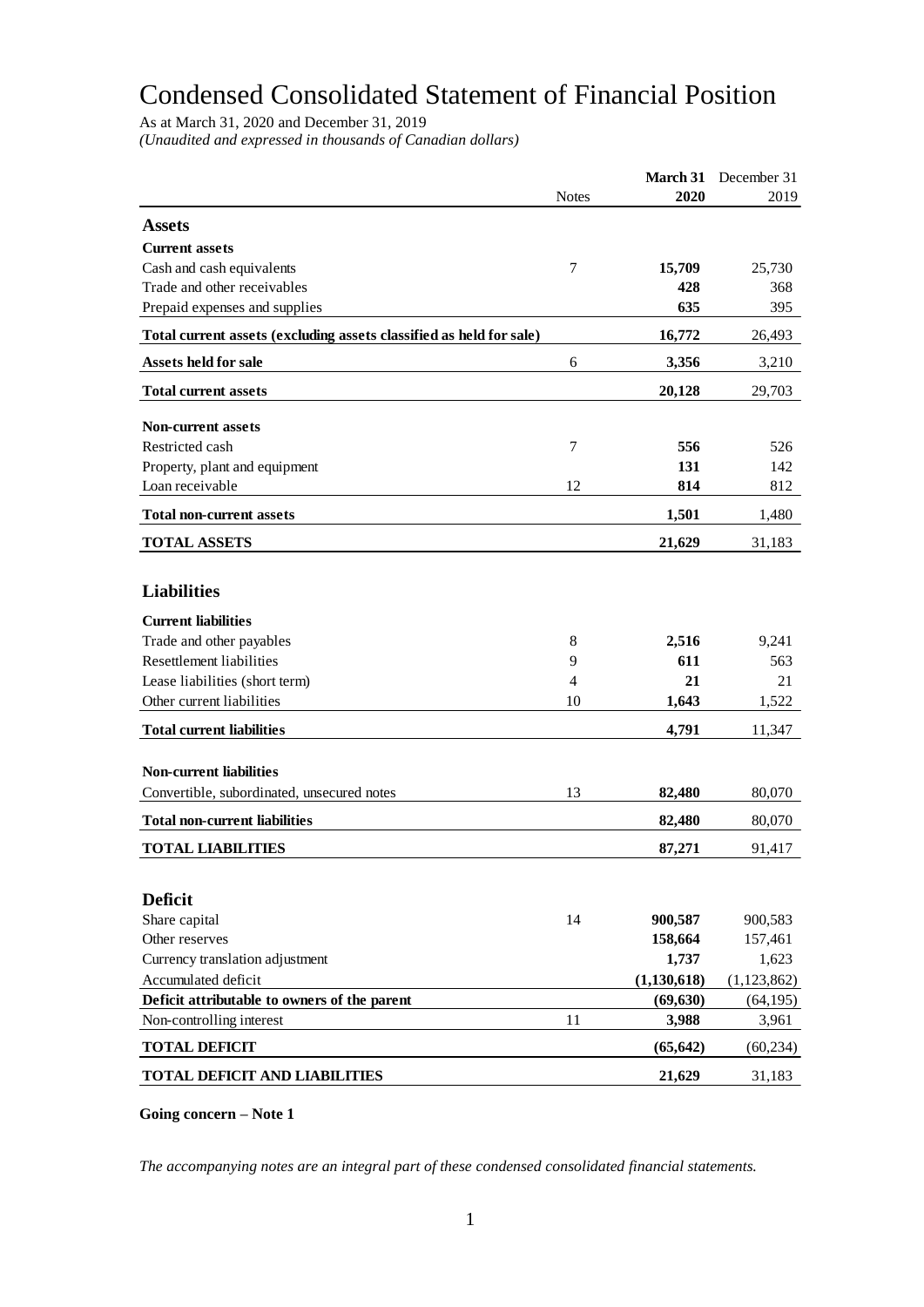# Condensed Consolidated Statement of Financial Position

As at March 31, 2020 and December 31, 2019

*(Unaudited and expressed in thousands of Canadian dollars)*

| | Notes | **March 31 2020** | December 31 2019 |
|---|---|---|---|
| **Assets** | | | |
| **Current assets** | | | |
| Cash and cash equivalents | 7 | **15,709** | 25,730 |
| Trade and other receivables | | **428** | 368 |
| Prepaid expenses and supplies | | **635** | 395 |
| **Total current assets (excluding assets classified as held for sale)** | | **16,772** | 26,493 |
| **Assets held for sale** | 6 | **3,356** | 3,210 |
| **Total current assets** | | **20,128** | 29,703 |
| **Non-current assets** | | | |
| Restricted cash | 7 | **556** | 526 |
| Property, plant and equipment | | **131** | 142 |
| Loan receivable | 12 | **814** | 812 |
| **Total non-current assets** | | **1,501** | 1,480 |
| **TOTAL ASSETS** | | **21,629** | 31,183 |
| **Liabilities** | | | |
| **Current liabilities** | | | |
| Trade and other payables | 8 | **2,516** | 9,241 |
| Resettlement liabilities | 9 | **611** | 563 |
| Lease liabilities (short term) | 4 | **21** | 21 |
| Other current liabilities | 10 | **1,643** | 1,522 |
| **Total current liabilities** | | **4,791** | 11,347 |
| **Non-current liabilities** | | | |
| Convertible, subordinated, unsecured notes | 13 | **82,480** | 80,070 |
| **Total non-current liabilities** | | **82,480** | 80,070 |
| **TOTAL LIABILITIES** | | **87,271** | 91,417 |
| **Deficit** | | | |
| Share capital | 14 | **900,587** | 900,583 |
| Other reserves | | **158,664** | 157,461 |
| Currency translation adjustment | | **1,737** | 1,623 |
| Accumulated deficit | | **(1,130,618)** | (1,123,862) |
| **Deficit attributable to owners of the parent** | | **(69,630)** | (64,195) |
| Non-controlling interest | 11 | **3,988** | 3,961 |
| **TOTAL DEFICIT** | | **(65,642)** | (60,234) |
| **TOTAL DEFICIT AND LIABILITIES** | | **21,629** | 31,183 |

**Going concern – Note 1**

*The accompanying notes are an integral part of these condensed consolidated financial statements.*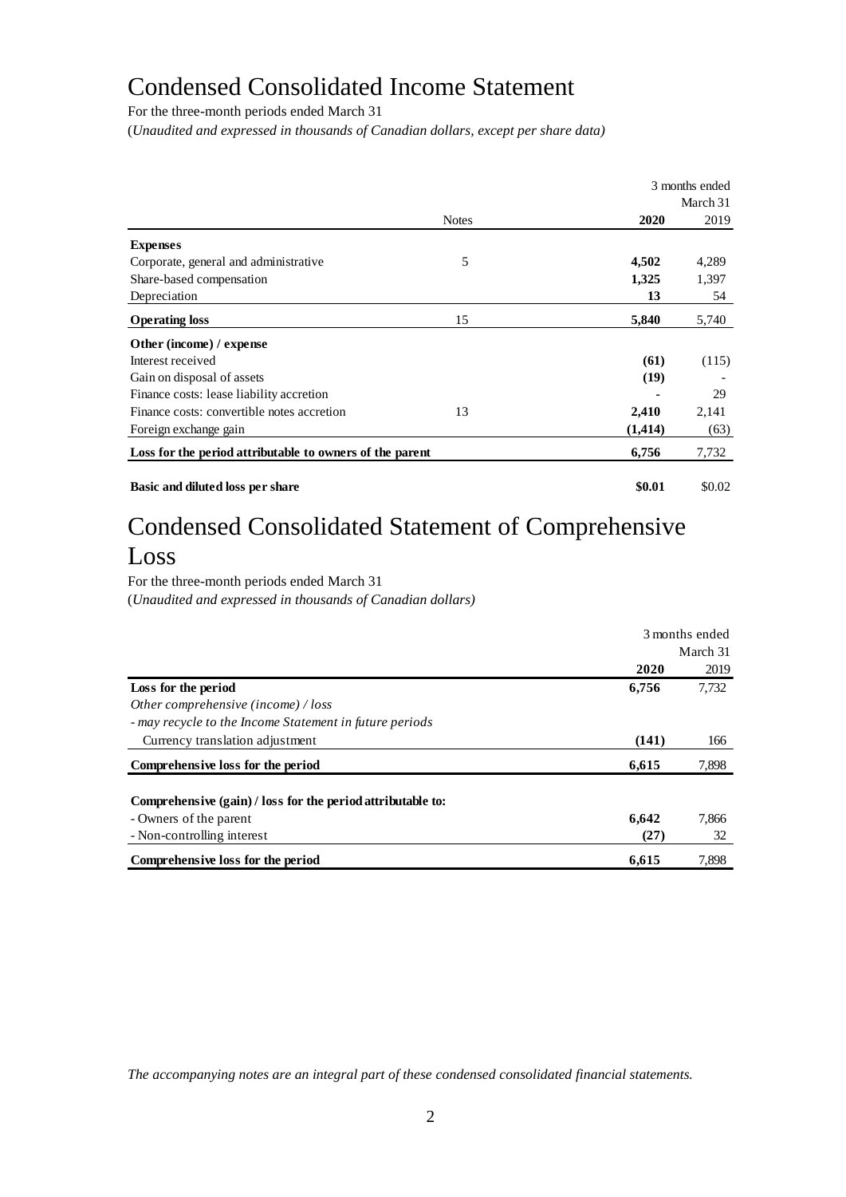# Condensed Consolidated Income Statement

For the three-month periods ended March 31

(*Unaudited and expressed in thousands of Canadian dollars, except per share data)*

| | Notes | 3 months ended March 31 **2020** | 3 months ended March 31 2019 |
|---|---|---|---|
| **Expenses** | | | |
| Corporate, general and administrative | 5 | **4,502** | 4,289 |
| Share-based compensation | | **1,325** | 1,397 |
| Depreciation | | **13** | 54 |
| **Operating loss** | 15 | **5,840** | 5,740 |
| **Other (income) / expense** | | | |
| Interest received | | **(61)** | (115) |
| Gain on disposal of assets | | **(19)** | - |
| Finance costs: lease liability accretion | | **-** | 29 |
| Finance costs: convertible notes accretion | 13 | **2,410** | 2,141 |
| Foreign exchange gain | | **(1,414)** | (63) |
| **Loss for the period attributable to owners of the parent** | | **6,756** | 7,732 |
| **Basic and diluted loss per share** | | **$0.01** | $0.02 |

# Condensed Consolidated Statement of Comprehensive Loss

For the three-month periods ended March 31

(*Unaudited and expressed in thousands of Canadian dollars)*

| | 3 months ended March 31 **2020** | 3 months ended March 31 2019 |
|---|---|---|
| **Loss for the period** | **6,756** | 7,732 |
| *Other comprehensive (income) / loss* | | |
| *- may recycle to the Income Statement in future periods* | | |
| Currency translation adjustment | **(141)** | 166 |
| **Comprehensive loss for the period** | **6,615** | 7,898 |
| **Comprehensive (gain) / loss for the period attributable to:** | | |
| - Owners of the parent | **6,642** | 7,866 |
| - Non-controlling interest | **(27)** | 32 |
| **Comprehensive loss for the period** | **6,615** | 7,898 |

*The accompanying notes are an integral part of these condensed consolidated financial statements.*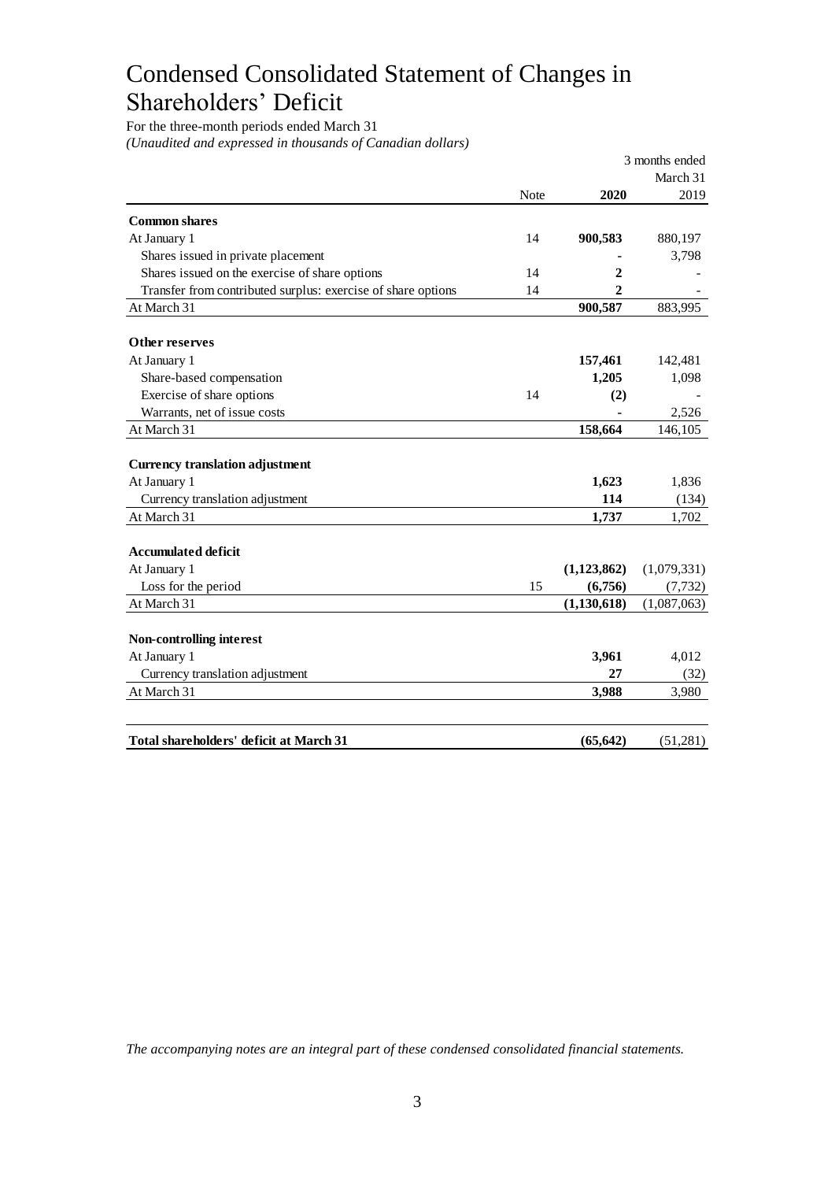# Condensed Consolidated Statement of Changes in Shareholders' Deficit

For the three-month periods ended March 31

*(Unaudited and expressed in thousands of Canadian dollars)*

| | Note | 3 months ended March 31 **2020** | 2019 |
|---|---|---|---|
| **Common shares** | | | |
| At January 1 | 14 | **900,583** | 880,197 |
| Shares issued in private placement | | **-** | 3,798 |
| Shares issued on the exercise of share options | 14 | **2** | - |
| Transfer from contributed surplus: exercise of share options | 14 | **2** | - |
| At March 31 | | **900,587** | 883,995 |
| **Other reserves** | | | |
| At January 1 | | **157,461** | 142,481 |
| Share-based compensation | | **1,205** | 1,098 |
| Exercise of share options | 14 | **(2)** | - |
| Warrants, net of issue costs | | **-** | 2,526 |
| At March 31 | | **158,664** | 146,105 |
| **Currency translation adjustment** | | | |
| At January 1 | | **1,623** | 1,836 |
| Currency translation adjustment | | **114** | (134) |
| At March 31 | | **1,737** | 1,702 |
| **Accumulated deficit** | | | |
| At January 1 | | **(1,123,862)** | (1,079,331) |
| Loss for the period | 15 | **(6,756)** | (7,732) |
| At March 31 | | **(1,130,618)** | (1,087,063) |
| **Non-controlling interest** | | | |
| At January 1 | | **3,961** | 4,012 |
| Currency translation adjustment | | **27** | (32) |
| At March 31 | | **3,988** | 3,980 |
| **Total shareholders' deficit at March 31** | | **(65,642)** | (51,281) |

*The accompanying notes are an integral part of these condensed consolidated financial statements.*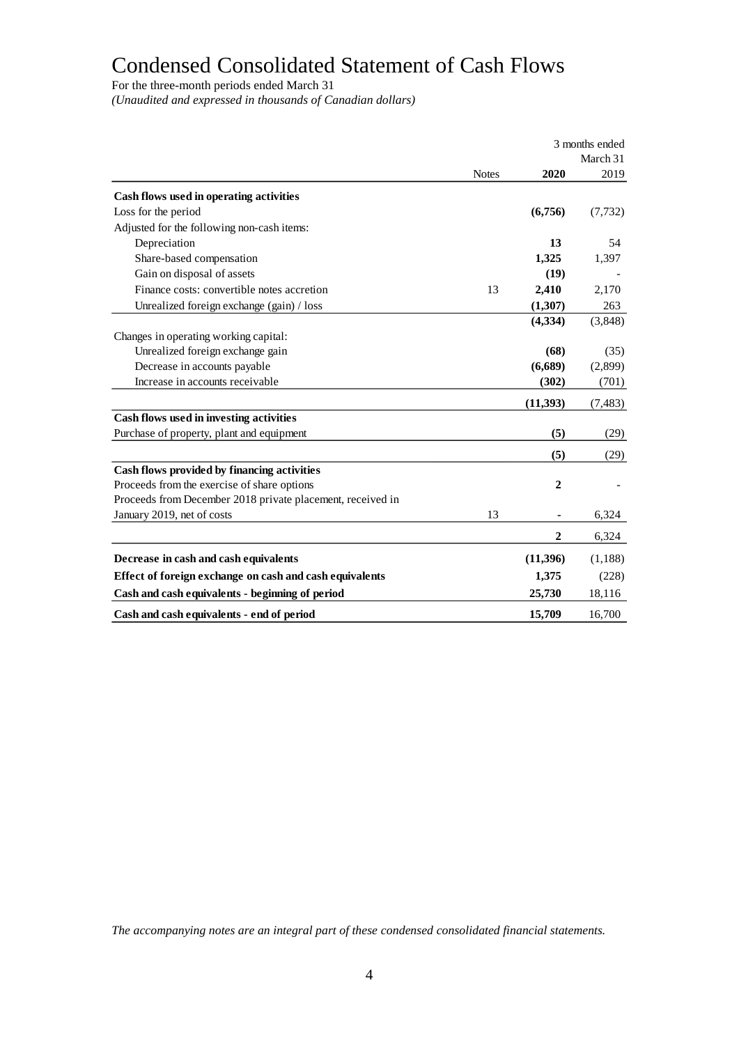# Condensed Consolidated Statement of Cash Flows

For the three-month periods ended March 31

*(Unaudited and expressed in thousands of Canadian dollars)*

| | Notes | 3 months ended March 31 2020 | 2019 |
|---|---|---|---|
| **Cash flows used in operating activities** | | | |
| Loss for the period | | **(6,756)** | (7,732) |
| Adjusted for the following non-cash items: | | | |
| Depreciation | | **13** | 54 |
| Share-based compensation | | **1,325** | 1,397 |
| Gain on disposal of assets | | **(19)** | - |
| Finance costs: convertible notes accretion | 13 | **2,410** | 2,170 |
| Unrealized foreign exchange (gain) / loss | | **(1,307)** | 263 |
| | | **(4,334)** | (3,848) |
| Changes in operating working capital: | | | |
| Unrealized foreign exchange gain | | **(68)** | (35) |
| Decrease in accounts payable | | **(6,689)** | (2,899) |
| Increase in accounts receivable | | **(302)** | (701) |
| | | **(11,393)** | (7,483) |
| **Cash flows used in investing activities** | | | |
| Purchase of property, plant and equipment | | **(5)** | (29) |
| | | **(5)** | (29) |
| **Cash flows provided by financing activities** | | | |
| Proceeds from the exercise of share options | | **2** | - |
| Proceeds from December 2018 private placement, received in January 2019, net of costs | 13 | **-** | 6,324 |
| | | **2** | 6,324 |
| **Decrease in cash and cash equivalents** | | **(11,396)** | (1,188) |
| **Effect of foreign exchange on cash and cash equivalents** | | **1,375** | (228) |
| **Cash and cash equivalents - beginning of period** | | **25,730** | 18,116 |
| **Cash and cash equivalents - end of period** | | **15,709** | 16,700 |

*The accompanying notes are an integral part of these condensed consolidated financial statements.*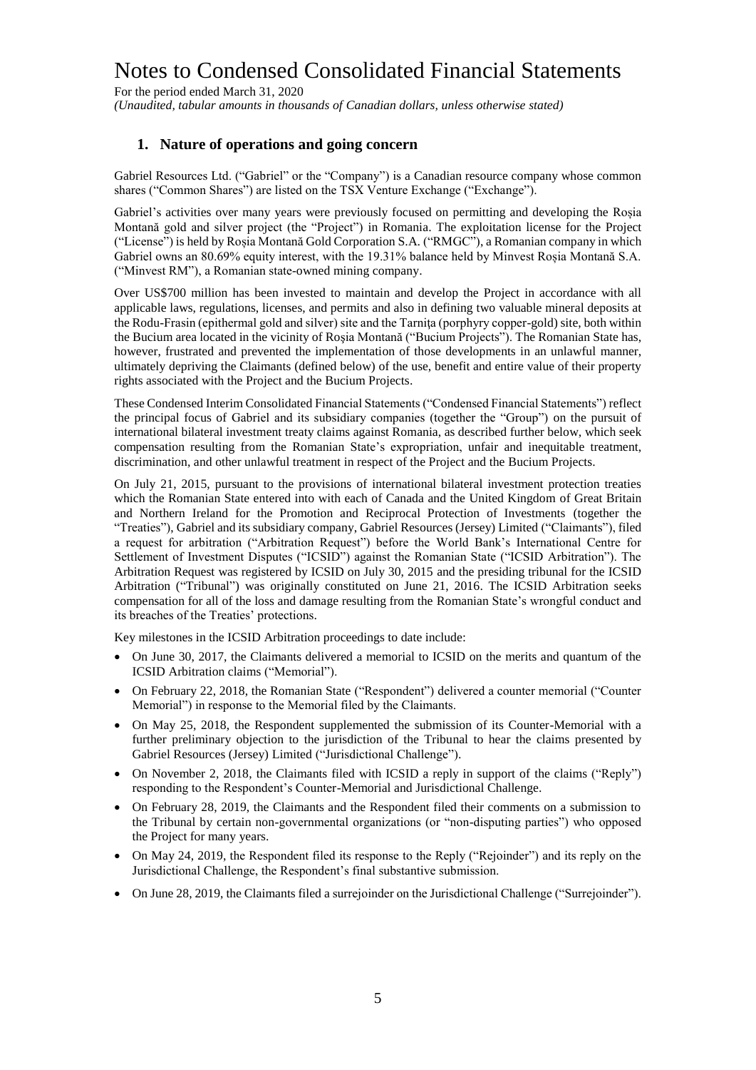# Notes to Condensed Consolidated Financial Statements

For the period ended March 31, 2020

*(Unaudited, tabular amounts in thousands of Canadian dollars, unless otherwise stated)*

## 1. Nature of operations and going concern

Gabriel Resources Ltd. ("Gabriel" or the "Company") is a Canadian resource company whose common shares ("Common Shares") are listed on the TSX Venture Exchange ("Exchange").

Gabriel's activities over many years were previously focused on permitting and developing the Roșia Montană gold and silver project (the "Project") in Romania. The exploitation license for the Project ("License") is held by Roșia Montană Gold Corporation S.A. ("RMGC"), a Romanian company in which Gabriel owns an 80.69% equity interest, with the 19.31% balance held by Minvest Roșia Montană S.A. ("Minvest RM"), a Romanian state-owned mining company.

Over US$700 million has been invested to maintain and develop the Project in accordance with all applicable laws, regulations, licenses, and permits and also in defining two valuable mineral deposits at the Rodu-Frasin (epithermal gold and silver) site and the Tarnița (porphyry copper-gold) site, both within the Bucium area located in the vicinity of Roşia Montană ("Bucium Projects"). The Romanian State has, however, frustrated and prevented the implementation of those developments in an unlawful manner, ultimately depriving the Claimants (defined below) of the use, benefit and entire value of their property rights associated with the Project and the Bucium Projects.

These Condensed Interim Consolidated Financial Statements ("Condensed Financial Statements") reflect the principal focus of Gabriel and its subsidiary companies (together the "Group") on the pursuit of international bilateral investment treaty claims against Romania, as described further below, which seek compensation resulting from the Romanian State's expropriation, unfair and inequitable treatment, discrimination, and other unlawful treatment in respect of the Project and the Bucium Projects.

On July 21, 2015, pursuant to the provisions of international bilateral investment protection treaties which the Romanian State entered into with each of Canada and the United Kingdom of Great Britain and Northern Ireland for the Promotion and Reciprocal Protection of Investments (together the "Treaties"), Gabriel and its subsidiary company, Gabriel Resources (Jersey) Limited ("Claimants"), filed a request for arbitration ("Arbitration Request") before the World Bank's International Centre for Settlement of Investment Disputes ("ICSID") against the Romanian State ("ICSID Arbitration"). The Arbitration Request was registered by ICSID on July 30, 2015 and the presiding tribunal for the ICSID Arbitration ("Tribunal") was originally constituted on June 21, 2016. The ICSID Arbitration seeks compensation for all of the loss and damage resulting from the Romanian State's wrongful conduct and its breaches of the Treaties' protections.

Key milestones in the ICSID Arbitration proceedings to date include:

- On June 30, 2017, the Claimants delivered a memorial to ICSID on the merits and quantum of the ICSID Arbitration claims ("Memorial").
- On February 22, 2018, the Romanian State ("Respondent") delivered a counter memorial ("Counter Memorial") in response to the Memorial filed by the Claimants.
- On May 25, 2018, the Respondent supplemented the submission of its Counter-Memorial with a further preliminary objection to the jurisdiction of the Tribunal to hear the claims presented by Gabriel Resources (Jersey) Limited ("Jurisdictional Challenge").
- On November 2, 2018, the Claimants filed with ICSID a reply in support of the claims ("Reply") responding to the Respondent's Counter-Memorial and Jurisdictional Challenge.
- On February 28, 2019, the Claimants and the Respondent filed their comments on a submission to the Tribunal by certain non-governmental organizations (or "non-disputing parties") who opposed the Project for many years.
- On May 24, 2019, the Respondent filed its response to the Reply ("Rejoinder") and its reply on the Jurisdictional Challenge, the Respondent's final substantive submission.
- On June 28, 2019, the Claimants filed a surrejoinder on the Jurisdictional Challenge ("Surrejoinder").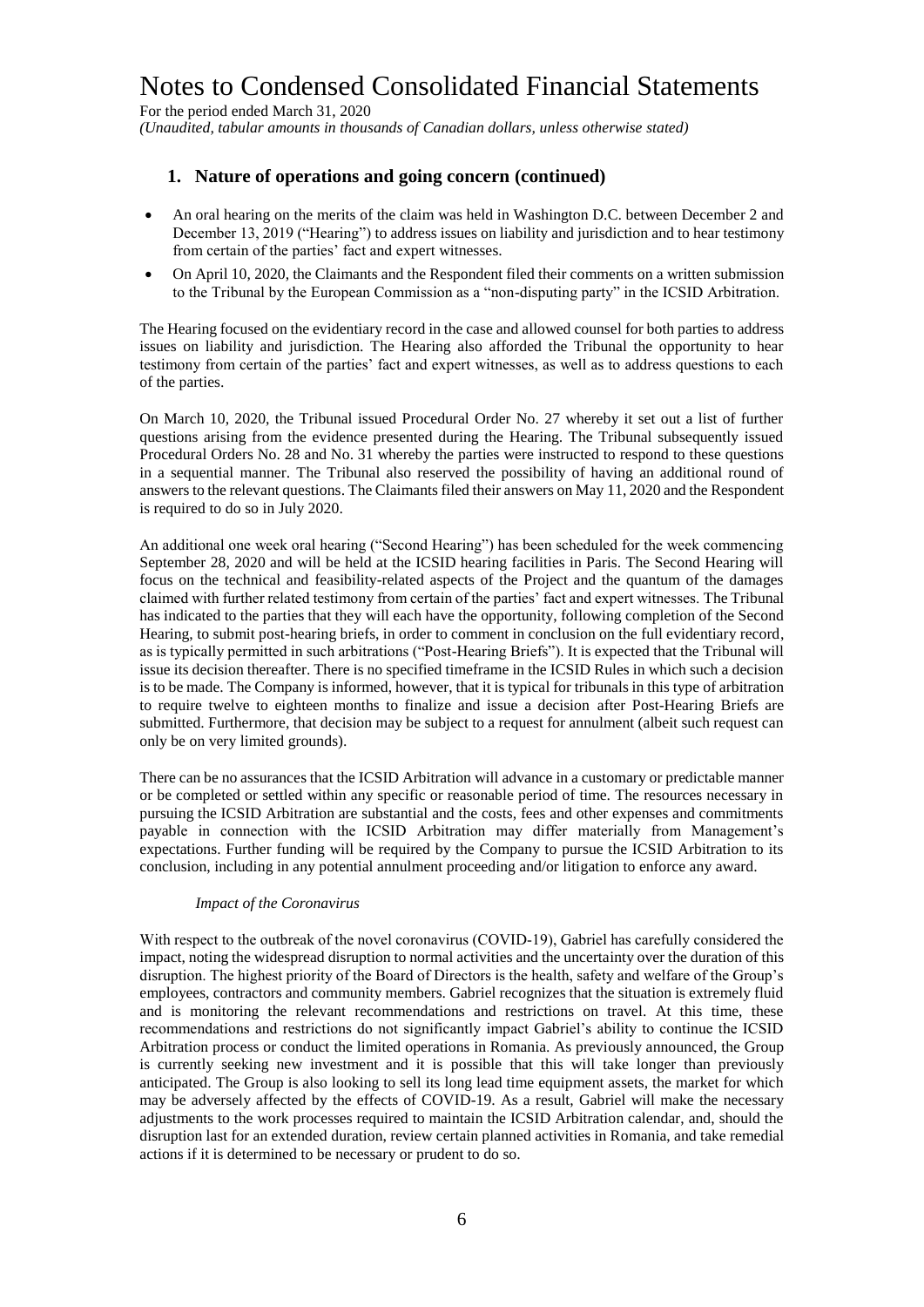## 1. Nature of operations and going concern (continued)

- An oral hearing on the merits of the claim was held in Washington D.C. between December 2 and December 13, 2019 ("Hearing") to address issues on liability and jurisdiction and to hear testimony from certain of the parties' fact and expert witnesses.
- On April 10, 2020, the Claimants and the Respondent filed their comments on a written submission to the Tribunal by the European Commission as a "non-disputing party" in the ICSID Arbitration.

The Hearing focused on the evidentiary record in the case and allowed counsel for both parties to address issues on liability and jurisdiction. The Hearing also afforded the Tribunal the opportunity to hear testimony from certain of the parties' fact and expert witnesses, as well as to address questions to each of the parties.

On March 10, 2020, the Tribunal issued Procedural Order No. 27 whereby it set out a list of further questions arising from the evidence presented during the Hearing. The Tribunal subsequently issued Procedural Orders No. 28 and No. 31 whereby the parties were instructed to respond to these questions in a sequential manner. The Tribunal also reserved the possibility of having an additional round of answers to the relevant questions. The Claimants filed their answers on May 11, 2020 and the Respondent is required to do so in July 2020.

An additional one week oral hearing ("Second Hearing") has been scheduled for the week commencing September 28, 2020 and will be held at the ICSID hearing facilities in Paris. The Second Hearing will focus on the technical and feasibility-related aspects of the Project and the quantum of the damages claimed with further related testimony from certain of the parties' fact and expert witnesses. The Tribunal has indicated to the parties that they will each have the opportunity, following completion of the Second Hearing, to submit post-hearing briefs, in order to comment in conclusion on the full evidentiary record, as is typically permitted in such arbitrations ("Post-Hearing Briefs"). It is expected that the Tribunal will issue its decision thereafter. There is no specified timeframe in the ICSID Rules in which such a decision is to be made. The Company is informed, however, that it is typical for tribunals in this type of arbitration to require twelve to eighteen months to finalize and issue a decision after Post-Hearing Briefs are submitted. Furthermore, that decision may be subject to a request for annulment (albeit such request can only be on very limited grounds).

There can be no assurances that the ICSID Arbitration will advance in a customary or predictable manner or be completed or settled within any specific or reasonable period of time. The resources necessary in pursuing the ICSID Arbitration are substantial and the costs, fees and other expenses and commitments payable in connection with the ICSID Arbitration may differ materially from Management's expectations. Further funding will be required by the Company to pursue the ICSID Arbitration to its conclusion, including in any potential annulment proceeding and/or litigation to enforce any award.

*Impact of the Coronavirus*

With respect to the outbreak of the novel coronavirus (COVID-19), Gabriel has carefully considered the impact, noting the widespread disruption to normal activities and the uncertainty over the duration of this disruption. The highest priority of the Board of Directors is the health, safety and welfare of the Group's employees, contractors and community members. Gabriel recognizes that the situation is extremely fluid and is monitoring the relevant recommendations and restrictions on travel. At this time, these recommendations and restrictions do not significantly impact Gabriel's ability to continue the ICSID Arbitration process or conduct the limited operations in Romania. As previously announced, the Group is currently seeking new investment and it is possible that this will take longer than previously anticipated. The Group is also looking to sell its long lead time equipment assets, the market for which may be adversely affected by the effects of COVID-19. As a result, Gabriel will make the necessary adjustments to the work processes required to maintain the ICSID Arbitration calendar, and, should the disruption last for an extended duration, review certain planned activities in Romania, and take remedial actions if it is determined to be necessary or prudent to do so.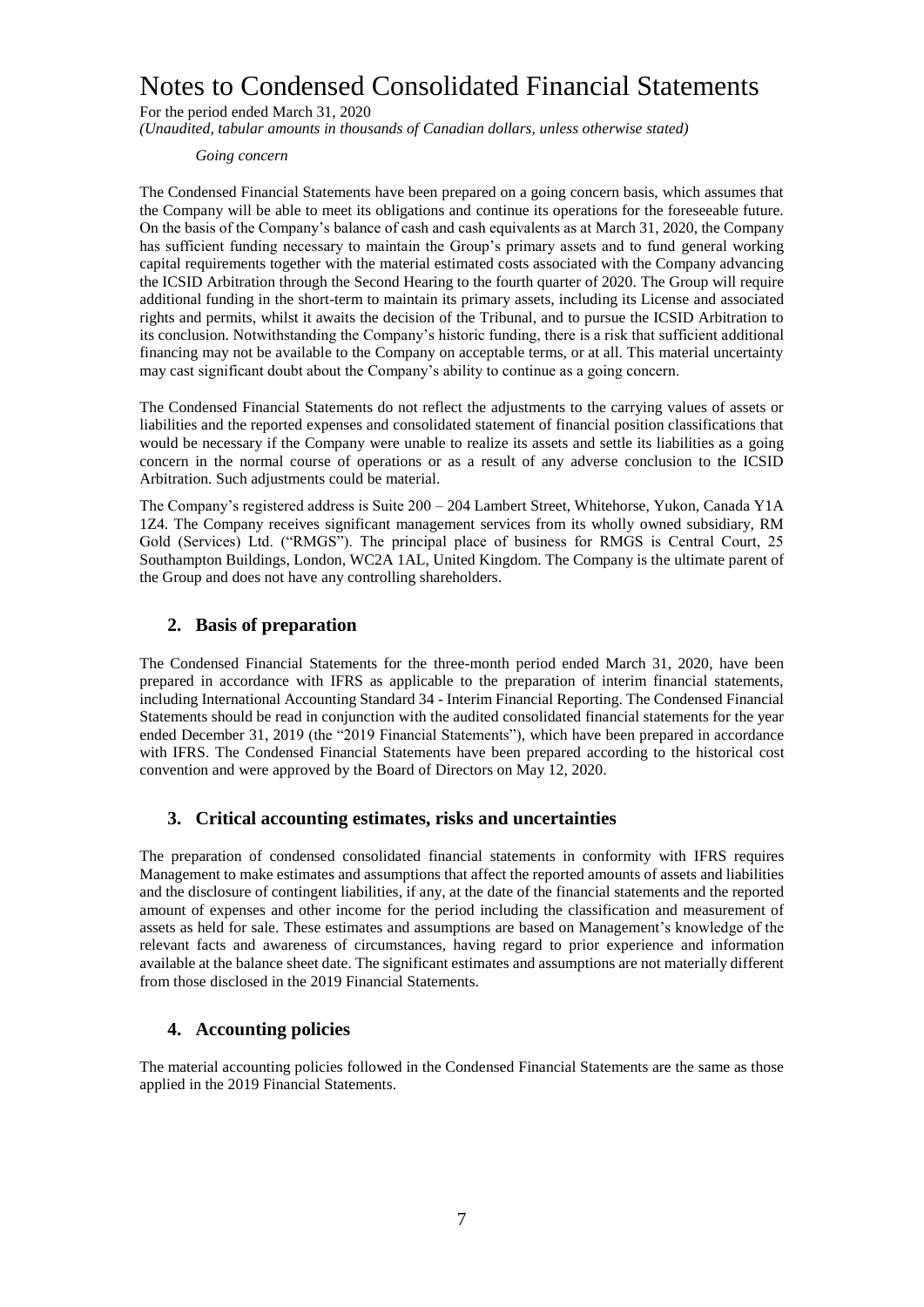*Going concern*

The Condensed Financial Statements have been prepared on a going concern basis, which assumes that the Company will be able to meet its obligations and continue its operations for the foreseeable future. On the basis of the Company's balance of cash and cash equivalents as at March 31, 2020, the Company has sufficient funding necessary to maintain the Group's primary assets and to fund general working capital requirements together with the material estimated costs associated with the Company advancing the ICSID Arbitration through the Second Hearing to the fourth quarter of 2020. The Group will require additional funding in the short-term to maintain its primary assets, including its License and associated rights and permits, whilst it awaits the decision of the Tribunal, and to pursue the ICSID Arbitration to its conclusion. Notwithstanding the Company's historic funding, there is a risk that sufficient additional financing may not be available to the Company on acceptable terms, or at all. This material uncertainty may cast significant doubt about the Company's ability to continue as a going concern.

The Condensed Financial Statements do not reflect the adjustments to the carrying values of assets or liabilities and the reported expenses and consolidated statement of financial position classifications that would be necessary if the Company were unable to realize its assets and settle its liabilities as a going concern in the normal course of operations or as a result of any adverse conclusion to the ICSID Arbitration. Such adjustments could be material.

The Company's registered address is Suite 200 – 204 Lambert Street, Whitehorse, Yukon, Canada Y1A 1Z4. The Company receives significant management services from its wholly owned subsidiary, RM Gold (Services) Ltd. ("RMGS"). The principal place of business for RMGS is Central Court, 25 Southampton Buildings, London, WC2A 1AL, United Kingdom. The Company is the ultimate parent of the Group and does not have any controlling shareholders.

## 2. Basis of preparation

The Condensed Financial Statements for the three-month period ended March 31, 2020, have been prepared in accordance with IFRS as applicable to the preparation of interim financial statements, including International Accounting Standard 34 - Interim Financial Reporting. The Condensed Financial Statements should be read in conjunction with the audited consolidated financial statements for the year ended December 31, 2019 (the "2019 Financial Statements"), which have been prepared in accordance with IFRS. The Condensed Financial Statements have been prepared according to the historical cost convention and were approved by the Board of Directors on May 12, 2020.

## 3. Critical accounting estimates, risks and uncertainties

The preparation of condensed consolidated financial statements in conformity with IFRS requires Management to make estimates and assumptions that affect the reported amounts of assets and liabilities and the disclosure of contingent liabilities, if any, at the date of the financial statements and the reported amount of expenses and other income for the period including the classification and measurement of assets as held for sale. These estimates and assumptions are based on Management's knowledge of the relevant facts and awareness of circumstances, having regard to prior experience and information available at the balance sheet date. The significant estimates and assumptions are not materially different from those disclosed in the 2019 Financial Statements.

## 4. Accounting policies

The material accounting policies followed in the Condensed Financial Statements are the same as those applied in the 2019 Financial Statements.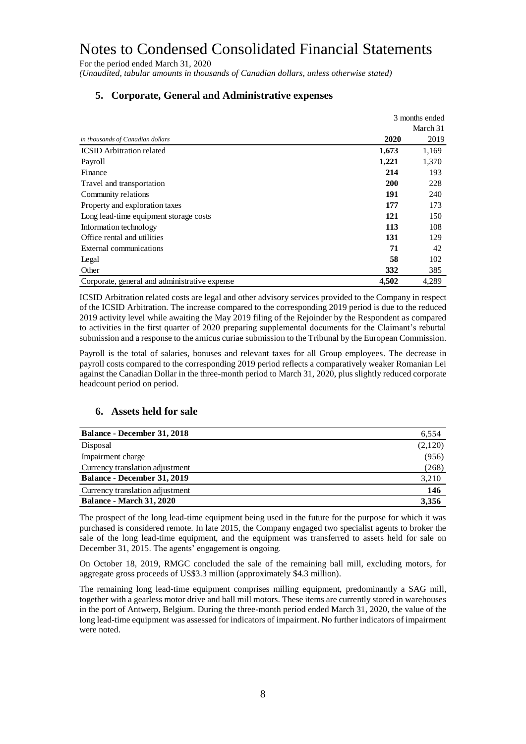# Notes to Condensed Consolidated Financial Statements

For the period ended March 31, 2020

*(Unaudited, tabular amounts in thousands of Canadian dollars, unless otherwise stated)*

## 5. Corporate, General and Administrative expenses

| | 3 months ended | |
|---|---|---|
| | March 31 | |
| *in thousands of Canadian dollars* | **2020** | 2019 |
| ICSID Arbitration related | **1,673** | 1,169 |
| Payroll | **1,221** | 1,370 |
| Finance | **214** | 193 |
| Travel and transportation | **200** | 228 |
| Community relations | **191** | 240 |
| Property and exploration taxes | **177** | 173 |
| Long lead-time equipment storage costs | **121** | 150 |
| Information technology | **113** | 108 |
| Office rental and utilities | **131** | 129 |
| External communications | **71** | 42 |
| Legal | **58** | 102 |
| Other | **332** | 385 |
| Corporate, general and administrative expense | **4,502** | 4,289 |

ICSID Arbitration related costs are legal and other advisory services provided to the Company in respect of the ICSID Arbitration. The increase compared to the corresponding 2019 period is due to the reduced 2019 activity level while awaiting the May 2019 filing of the Rejoinder by the Respondent as compared to activities in the first quarter of 2020 preparing supplemental documents for the Claimant's rebuttal submission and a response to the amicus curiae submission to the Tribunal by the European Commission.

Payroll is the total of salaries, bonuses and relevant taxes for all Group employees. The decrease in payroll costs compared to the corresponding 2019 period reflects a comparatively weaker Romanian Lei against the Canadian Dollar in the three-month period to March 31, 2020, plus slightly reduced corporate headcount period on period.

## 6. Assets held for sale

| | |
|---|---|
| **Balance - December 31, 2018** | 6,554 |
| Disposal | (2,120) |
| Impairment charge | (956) |
| Currency translation adjustment | (268) |
| **Balance - December 31, 2019** | 3,210 |
| Currency translation adjustment | **146** |
| **Balance - March 31, 2020** | **3,356** |

The prospect of the long lead-time equipment being used in the future for the purpose for which it was purchased is considered remote. In late 2015, the Company engaged two specialist agents to broker the sale of the long lead-time equipment, and the equipment was transferred to assets held for sale on December 31, 2015. The agents' engagement is ongoing.

On October 18, 2019, RMGC concluded the sale of the remaining ball mill, excluding motors, for aggregate gross proceeds of US$3.3 million (approximately $4.3 million).

The remaining long lead-time equipment comprises milling equipment, predominantly a SAG mill, together with a gearless motor drive and ball mill motors. These items are currently stored in warehouses in the port of Antwerp, Belgium. During the three-month period ended March 31, 2020, the value of the long lead-time equipment was assessed for indicators of impairment. No further indicators of impairment were noted.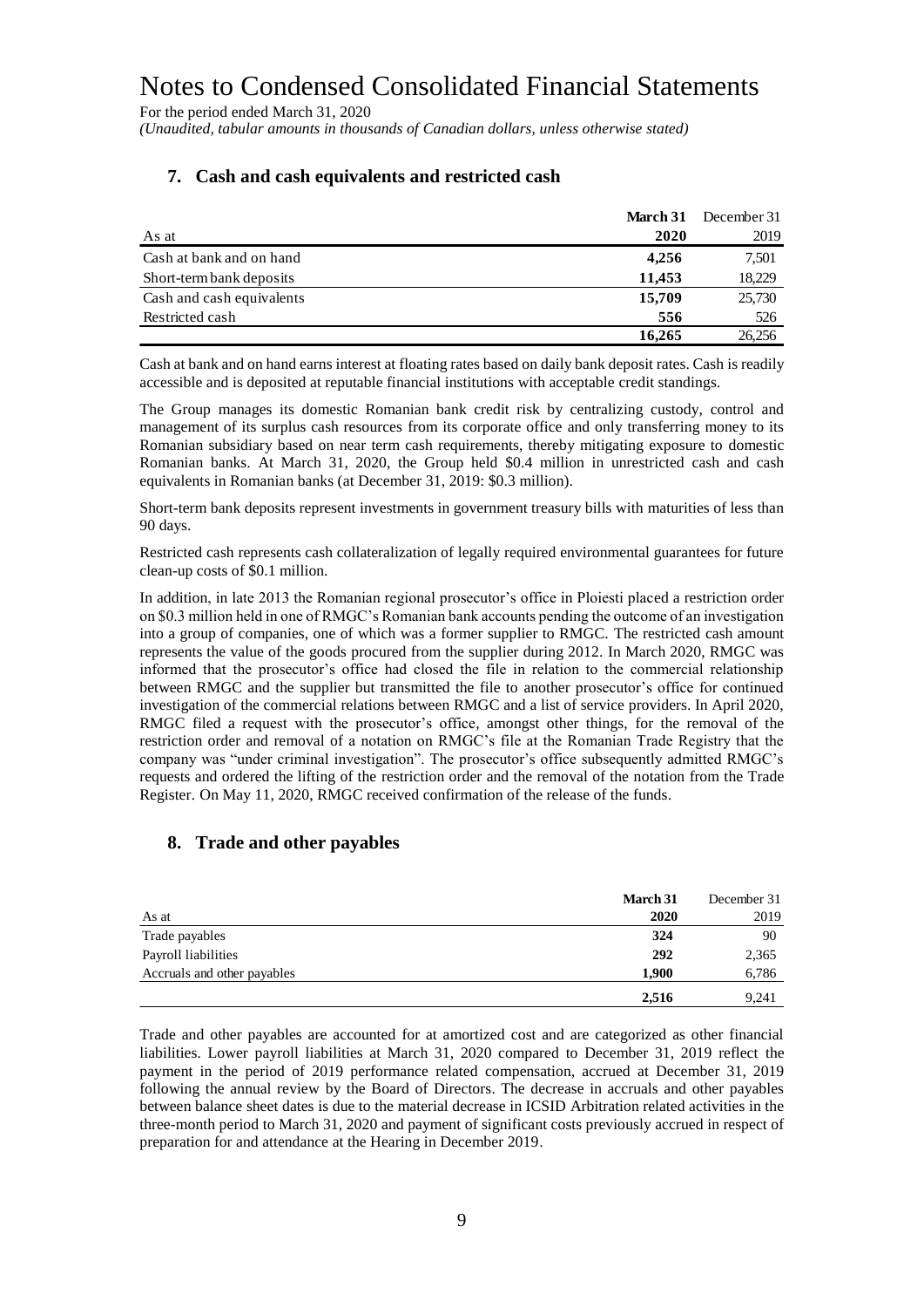# Notes to Condensed Consolidated Financial Statements

For the period ended March 31, 2020

*(Unaudited, tabular amounts in thousands of Canadian dollars, unless otherwise stated)*

## 7. Cash and cash equivalents and restricted cash

| As at | **March 31 2020** | December 31 2019 |
|---|---|---|
| Cash at bank and on hand | **4,256** | 7,501 |
| Short-term bank deposits | **11,453** | 18,229 |
| Cash and cash equivalents | **15,709** | 25,730 |
| Restricted cash | **556** | 526 |
| | **16,265** | 26,256 |

Cash at bank and on hand earns interest at floating rates based on daily bank deposit rates. Cash is readily accessible and is deposited at reputable financial institutions with acceptable credit standings.

The Group manages its domestic Romanian bank credit risk by centralizing custody, control and management of its surplus cash resources from its corporate office and only transferring money to its Romanian subsidiary based on near term cash requirements, thereby mitigating exposure to domestic Romanian banks. At March 31, 2020, the Group held $0.4 million in unrestricted cash and cash equivalents in Romanian banks (at December 31, 2019: $0.3 million).

Short-term bank deposits represent investments in government treasury bills with maturities of less than 90 days.

Restricted cash represents cash collateralization of legally required environmental guarantees for future clean-up costs of $0.1 million.

In addition, in late 2013 the Romanian regional prosecutor's office in Ploiesti placed a restriction order on $0.3 million held in one of RMGC's Romanian bank accounts pending the outcome of an investigation into a group of companies, one of which was a former supplier to RMGC. The restricted cash amount represents the value of the goods procured from the supplier during 2012. In March 2020, RMGC was informed that the prosecutor's office had closed the file in relation to the commercial relationship between RMGC and the supplier but transmitted the file to another prosecutor's office for continued investigation of the commercial relations between RMGC and a list of service providers. In April 2020, RMGC filed a request with the prosecutor's office, amongst other things, for the removal of the restriction order and removal of a notation on RMGC's file at the Romanian Trade Registry that the company was "under criminal investigation". The prosecutor's office subsequently admitted RMGC's requests and ordered the lifting of the restriction order and the removal of the notation from the Trade Register. On May 11, 2020, RMGC received confirmation of the release of the funds.

## 8. Trade and other payables

| As at | **March 31 2020** | December 31 2019 |
|---|---|---|
| Trade payables | **324** | 90 |
| Payroll liabilities | **292** | 2,365 |
| Accruals and other payables | **1,900** | 6,786 |
| | **2,516** | 9,241 |

Trade and other payables are accounted for at amortized cost and are categorized as other financial liabilities. Lower payroll liabilities at March 31, 2020 compared to December 31, 2019 reflect the payment in the period of 2019 performance related compensation, accrued at December 31, 2019 following the annual review by the Board of Directors. The decrease in accruals and other payables between balance sheet dates is due to the material decrease in ICSID Arbitration related activities in the three-month period to March 31, 2020 and payment of significant costs previously accrued in respect of preparation for and attendance at the Hearing in December 2019.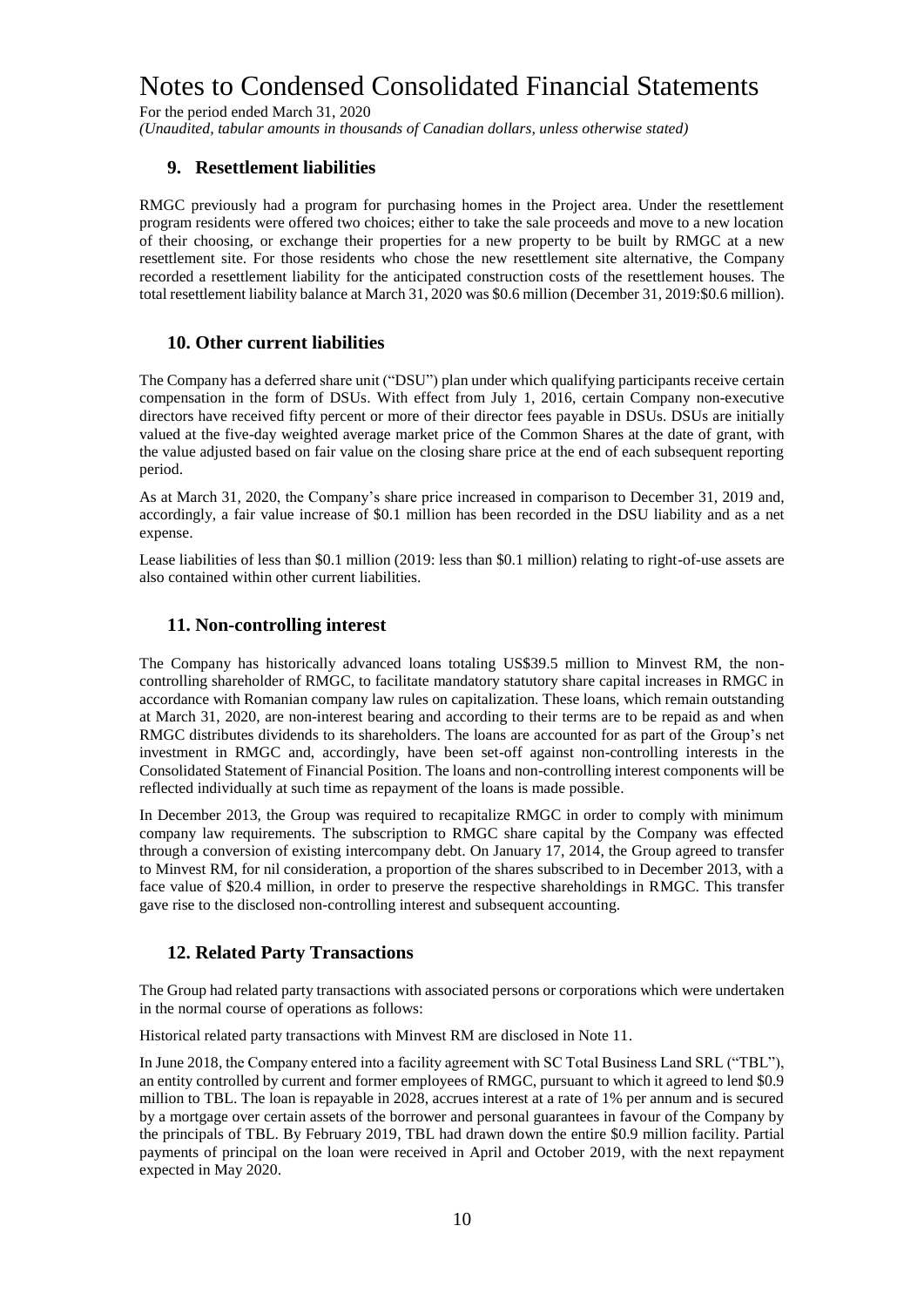# Notes to Condensed Consolidated Financial Statements

For the period ended March 31, 2020

*(Unaudited, tabular amounts in thousands of Canadian dollars, unless otherwise stated)*

## 9. Resettlement liabilities

RMGC previously had a program for purchasing homes in the Project area. Under the resettlement program residents were offered two choices; either to take the sale proceeds and move to a new location of their choosing, or exchange their properties for a new property to be built by RMGC at a new resettlement site. For those residents who chose the new resettlement site alternative, the Company recorded a resettlement liability for the anticipated construction costs of the resettlement houses. The total resettlement liability balance at March 31, 2020 was \$0.6 million (December 31, 2019:\$0.6 million).

## 10. Other current liabilities

The Company has a deferred share unit ("DSU") plan under which qualifying participants receive certain compensation in the form of DSUs. With effect from July 1, 2016, certain Company non-executive directors have received fifty percent or more of their director fees payable in DSUs. DSUs are initially valued at the five-day weighted average market price of the Common Shares at the date of grant, with the value adjusted based on fair value on the closing share price at the end of each subsequent reporting period.

As at March 31, 2020, the Company's share price increased in comparison to December 31, 2019 and, accordingly, a fair value increase of \$0.1 million has been recorded in the DSU liability and as a net expense.

Lease liabilities of less than \$0.1 million (2019: less than \$0.1 million) relating to right-of-use assets are also contained within other current liabilities.

## 11. Non-controlling interest

The Company has historically advanced loans totaling US\$39.5 million to Minvest RM, the non-controlling shareholder of RMGC, to facilitate mandatory statutory share capital increases in RMGC in accordance with Romanian company law rules on capitalization. These loans, which remain outstanding at March 31, 2020, are non-interest bearing and according to their terms are to be repaid as and when RMGC distributes dividends to its shareholders. The loans are accounted for as part of the Group's net investment in RMGC and, accordingly, have been set-off against non-controlling interests in the Consolidated Statement of Financial Position. The loans and non-controlling interest components will be reflected individually at such time as repayment of the loans is made possible.

In December 2013, the Group was required to recapitalize RMGC in order to comply with minimum company law requirements. The subscription to RMGC share capital by the Company was effected through a conversion of existing intercompany debt. On January 17, 2014, the Group agreed to transfer to Minvest RM, for nil consideration, a proportion of the shares subscribed to in December 2013, with a face value of \$20.4 million, in order to preserve the respective shareholdings in RMGC. This transfer gave rise to the disclosed non-controlling interest and subsequent accounting.

## 12. Related Party Transactions

The Group had related party transactions with associated persons or corporations which were undertaken in the normal course of operations as follows:

Historical related party transactions with Minvest RM are disclosed in Note 11.

In June 2018, the Company entered into a facility agreement with SC Total Business Land SRL ("TBL"), an entity controlled by current and former employees of RMGC, pursuant to which it agreed to lend \$0.9 million to TBL. The loan is repayable in 2028, accrues interest at a rate of 1% per annum and is secured by a mortgage over certain assets of the borrower and personal guarantees in favour of the Company by the principals of TBL. By February 2019, TBL had drawn down the entire \$0.9 million facility. Partial payments of principal on the loan were received in April and October 2019, with the next repayment expected in May 2020.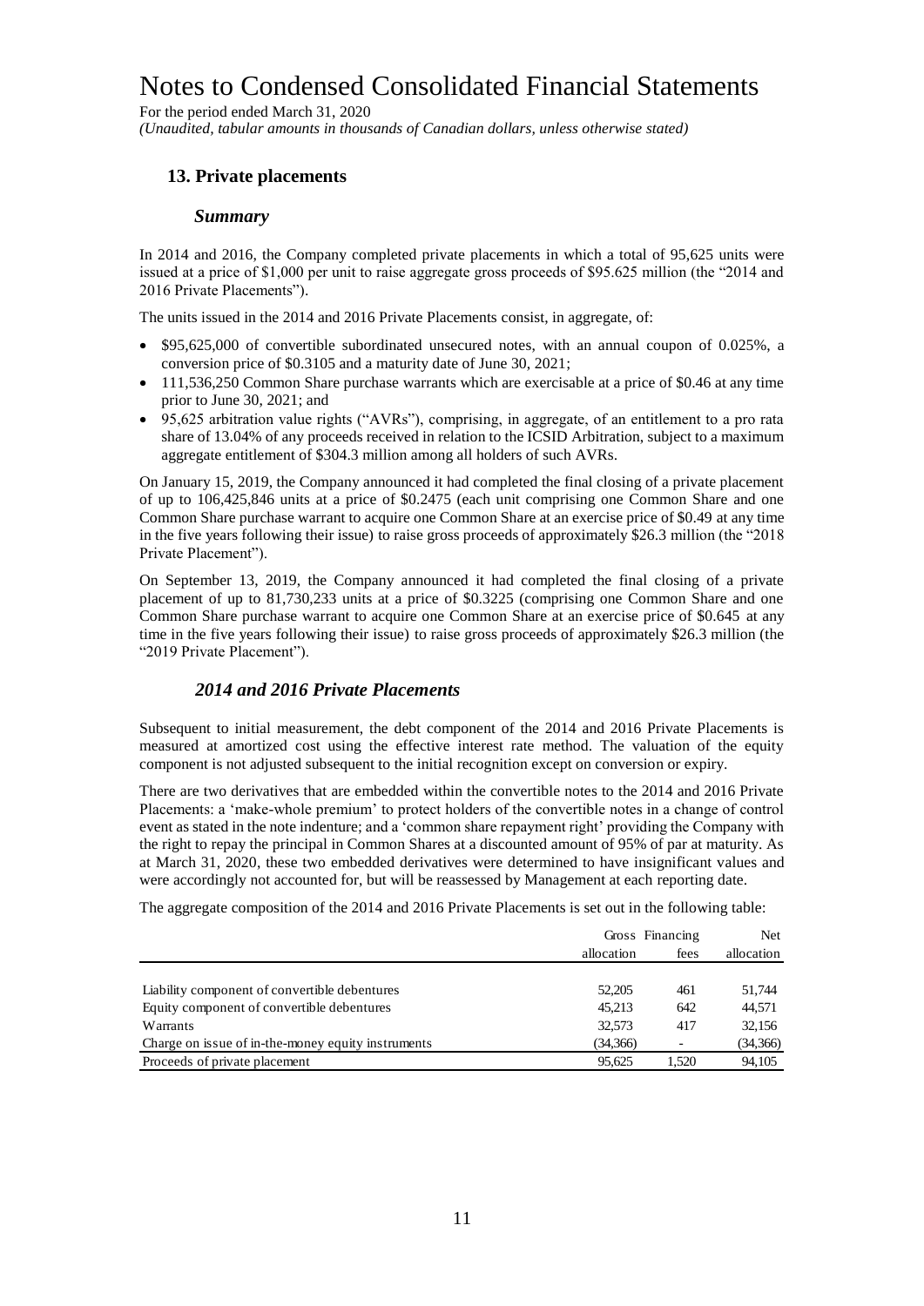# Notes to Condensed Consolidated Financial Statements

For the period ended March 31, 2020

*(Unaudited, tabular amounts in thousands of Canadian dollars, unless otherwise stated)*

## 13. Private placements

### *Summary*

In 2014 and 2016, the Company completed private placements in which a total of 95,625 units were issued at a price of $1,000 per unit to raise aggregate gross proceeds of $95.625 million (the "2014 and 2016 Private Placements").

The units issued in the 2014 and 2016 Private Placements consist, in aggregate, of:

- $95,625,000 of convertible subordinated unsecured notes, with an annual coupon of 0.025%, a conversion price of $0.3105 and a maturity date of June 30, 2021;
- 111,536,250 Common Share purchase warrants which are exercisable at a price of $0.46 at any time prior to June 30, 2021; and
- 95,625 arbitration value rights ("AVRs"), comprising, in aggregate, of an entitlement to a pro rata share of 13.04% of any proceeds received in relation to the ICSID Arbitration, subject to a maximum aggregate entitlement of $304.3 million among all holders of such AVRs.

On January 15, 2019, the Company announced it had completed the final closing of a private placement of up to 106,425,846 units at a price of $0.2475 (each unit comprising one Common Share and one Common Share purchase warrant to acquire one Common Share at an exercise price of $0.49 at any time in the five years following their issue) to raise gross proceeds of approximately $26.3 million (the "2018 Private Placement").

On September 13, 2019, the Company announced it had completed the final closing of a private placement of up to 81,730,233 units at a price of $0.3225 (comprising one Common Share and one Common Share purchase warrant to acquire one Common Share at an exercise price of $0.645 at any time in the five years following their issue) to raise gross proceeds of approximately $26.3 million (the "2019 Private Placement").

### *2014 and 2016 Private Placements*

Subsequent to initial measurement, the debt component of the 2014 and 2016 Private Placements is measured at amortized cost using the effective interest rate method. The valuation of the equity component is not adjusted subsequent to the initial recognition except on conversion or expiry.

There are two derivatives that are embedded within the convertible notes to the 2014 and 2016 Private Placements: a 'make-whole premium' to protect holders of the convertible notes in a change of control event as stated in the note indenture; and a 'common share repayment right' providing the Company with the right to repay the principal in Common Shares at a discounted amount of 95% of par at maturity. As at March 31, 2020, these two embedded derivatives were determined to have insignificant values and were accordingly not accounted for, but will be reassessed by Management at each reporting date.

The aggregate composition of the 2014 and 2016 Private Placements is set out in the following table:

| | Gross allocation | Financing fees | Net allocation |
|---|---|---|---|
| Liability component of convertible debentures | 52,205 | 461 | 51,744 |
| Equity component of convertible debentures | 45,213 | 642 | 44,571 |
| Warrants | 32,573 | 417 | 32,156 |
| Charge on issue of in-the-money equity instruments | (34,366) | - | (34,366) |
| Proceeds of private placement | 95,625 | 1,520 | 94,105 |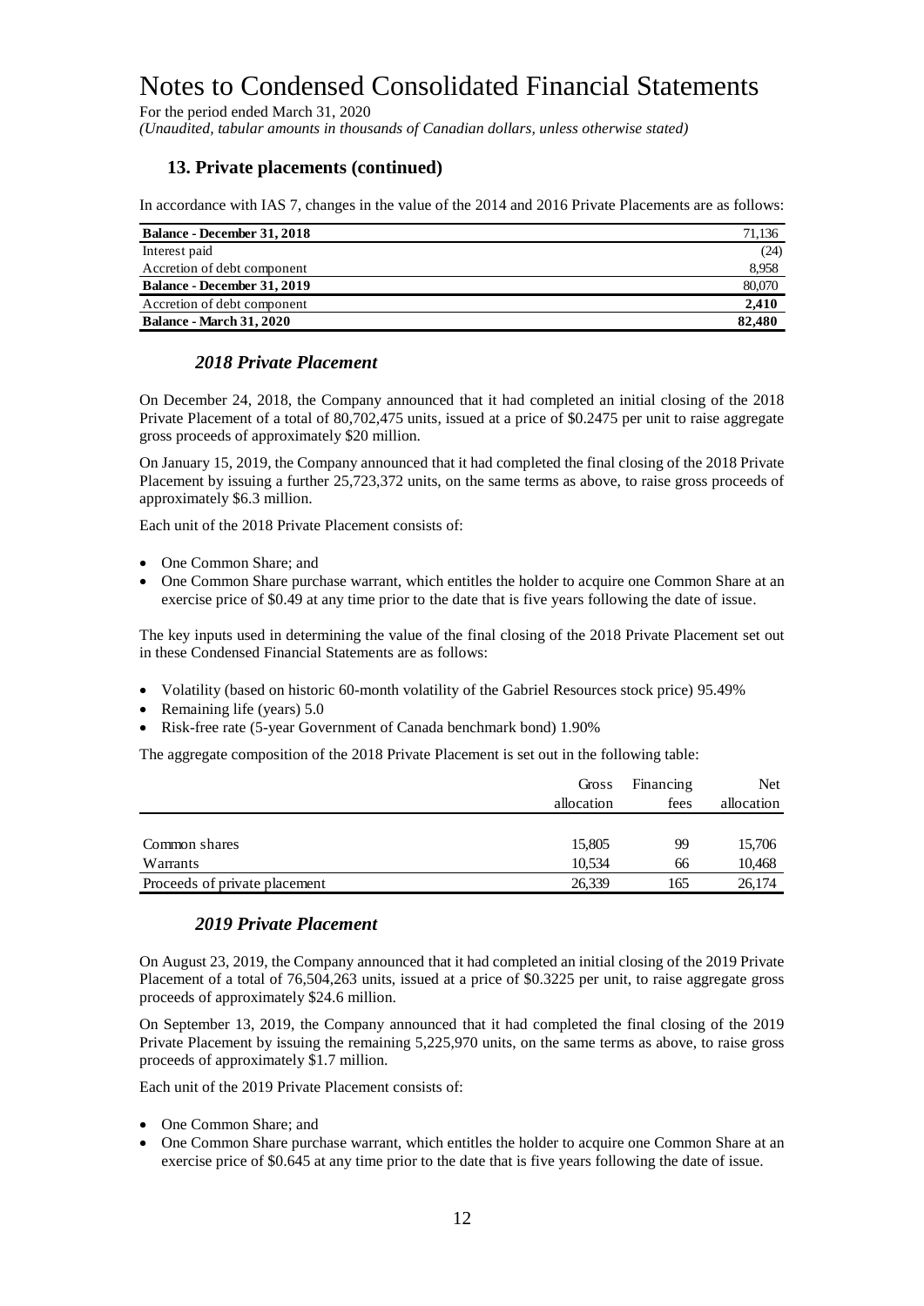# Notes to Condensed Consolidated Financial Statements

For the period ended March 31, 2020

*(Unaudited, tabular amounts in thousands of Canadian dollars, unless otherwise stated)*

## 13. Private placements (continued)

In accordance with IAS 7, changes in the value of the 2014 and 2016 Private Placements are as follows:

| | |
|---|---|
| **Balance - December 31, 2018** | 71,136 |
| Interest paid | (24) |
| Accretion of debt component | 8,958 |
| **Balance - December 31, 2019** | 80,070 |
| Accretion of debt component | **2,410** |
| **Balance - March 31, 2020** | **82,480** |

### *2018 Private Placement*

On December 24, 2018, the Company announced that it had completed an initial closing of the 2018 Private Placement of a total of 80,702,475 units, issued at a price of $0.2475 per unit to raise aggregate gross proceeds of approximately $20 million.

On January 15, 2019, the Company announced that it had completed the final closing of the 2018 Private Placement by issuing a further 25,723,372 units, on the same terms as above, to raise gross proceeds of approximately $6.3 million.

Each unit of the 2018 Private Placement consists of:

- One Common Share; and
- One Common Share purchase warrant, which entitles the holder to acquire one Common Share at an exercise price of $0.49 at any time prior to the date that is five years following the date of issue.

The key inputs used in determining the value of the final closing of the 2018 Private Placement set out in these Condensed Financial Statements are as follows:

- Volatility (based on historic 60-month volatility of the Gabriel Resources stock price) 95.49%
- Remaining life (years) 5.0
- Risk-free rate (5-year Government of Canada benchmark bond) 1.90%

The aggregate composition of the 2018 Private Placement is set out in the following table:

| | Gross allocation | Financing fees | Net allocation |
|---|---|---|---|
| Common shares | 15,805 | 99 | 15,706 |
| Warrants | 10,534 | 66 | 10,468 |
| Proceeds of private placement | 26,339 | 165 | 26,174 |

### *2019 Private Placement*

On August 23, 2019, the Company announced that it had completed an initial closing of the 2019 Private Placement of a total of 76,504,263 units, issued at a price of $0.3225 per unit, to raise aggregate gross proceeds of approximately $24.6 million.

On September 13, 2019, the Company announced that it had completed the final closing of the 2019 Private Placement by issuing the remaining 5,225,970 units, on the same terms as above, to raise gross proceeds of approximately $1.7 million.

Each unit of the 2019 Private Placement consists of:

- One Common Share; and
- One Common Share purchase warrant, which entitles the holder to acquire one Common Share at an exercise price of $0.645 at any time prior to the date that is five years following the date of issue.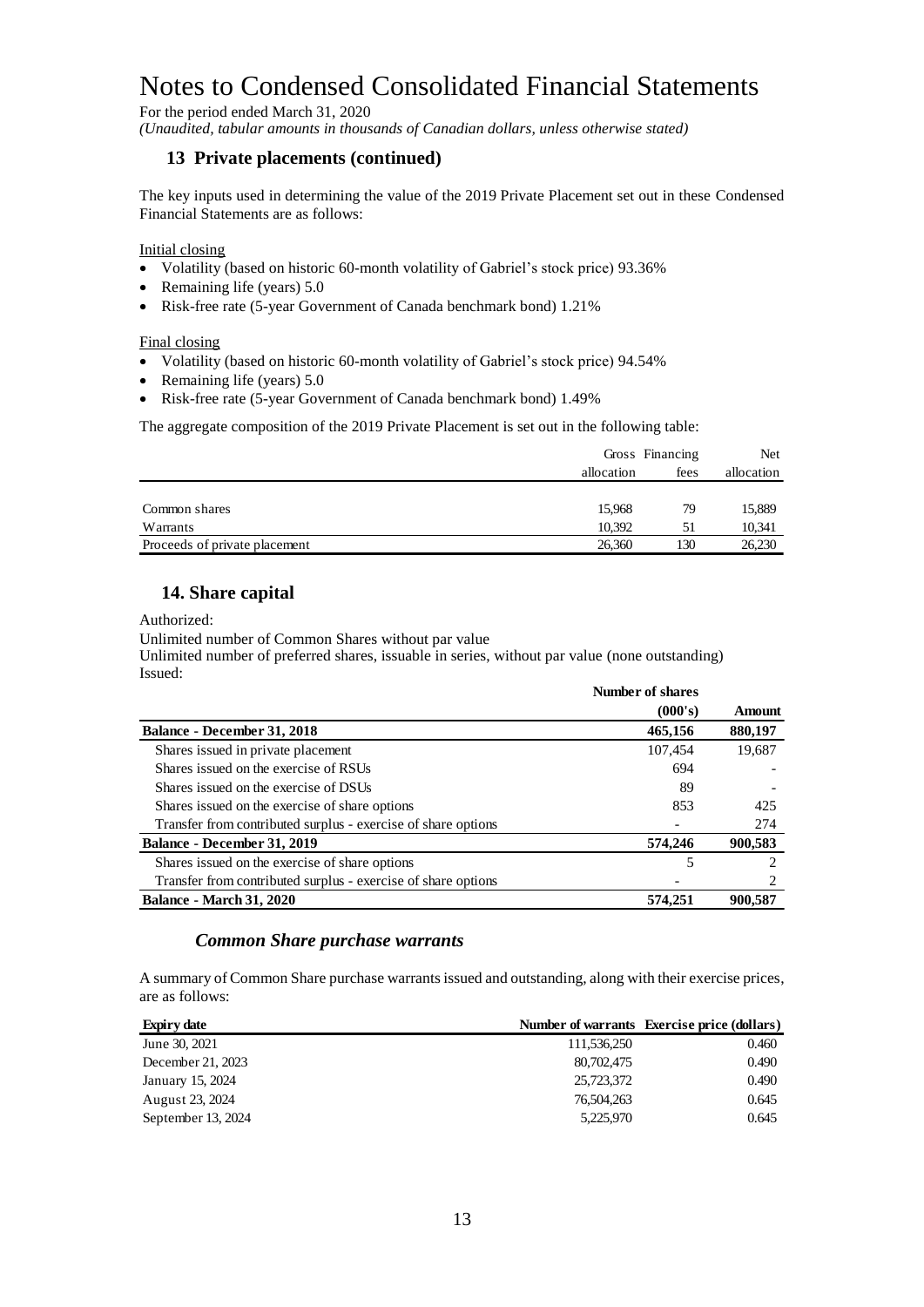# Notes to Condensed Consolidated Financial Statements

For the period ended March 31, 2020

*(Unaudited, tabular amounts in thousands of Canadian dollars, unless otherwise stated)*

## 13 Private placements (continued)

The key inputs used in determining the value of the 2019 Private Placement set out in these Condensed Financial Statements are as follows:

Initial closing

- Volatility (based on historic 60-month volatility of Gabriel's stock price) 93.36%
- Remaining life (years) 5.0
- Risk-free rate (5-year Government of Canada benchmark bond) 1.21%

Final closing

- Volatility (based on historic 60-month volatility of Gabriel's stock price) 94.54%
- Remaining life (years) 5.0
- Risk-free rate (5-year Government of Canada benchmark bond) 1.49%

The aggregate composition of the 2019 Private Placement is set out in the following table:

| | Gross allocation | Financing fees | Net allocation |
|---|---|---|---|
| Common shares | 15,968 | 79 | 15,889 |
| Warrants | 10,392 | 51 | 10,341 |
| Proceeds of private placement | 26,360 | 130 | 26,230 |

## 14. Share capital

Authorized:

Unlimited number of Common Shares without par value

Unlimited number of preferred shares, issuable in series, without par value (none outstanding)

Issued:

| | Number of shares (000's) | Amount |
|---|---|---|
| **Balance - December 31, 2018** | **465,156** | **880,197** |
| Shares issued in private placement | 107,454 | 19,687 |
| Shares issued on the exercise of RSUs | 694 | - |
| Shares issued on the exercise of DSUs | 89 | - |
| Shares issued on the exercise of share options | 853 | 425 |
| Transfer from contributed surplus - exercise of share options | - | 274 |
| **Balance - December 31, 2019** | **574,246** | **900,583** |
| Shares issued on the exercise of share options | 5 | 2 |
| Transfer from contributed surplus - exercise of share options | - | 2 |
| **Balance - March 31, 2020** | **574,251** | **900,587** |

### *Common Share purchase warrants*

A summary of Common Share purchase warrants issued and outstanding, along with their exercise prices, are as follows:

| Expiry date | Number of warrants | Exercise price (dollars) |
|---|---|---|
| June 30, 2021 | 111,536,250 | 0.460 |
| December 21, 2023 | 80,702,475 | 0.490 |
| January 15, 2024 | 25,723,372 | 0.490 |
| August 23, 2024 | 76,504,263 | 0.645 |
| September 13, 2024 | 5,225,970 | 0.645 |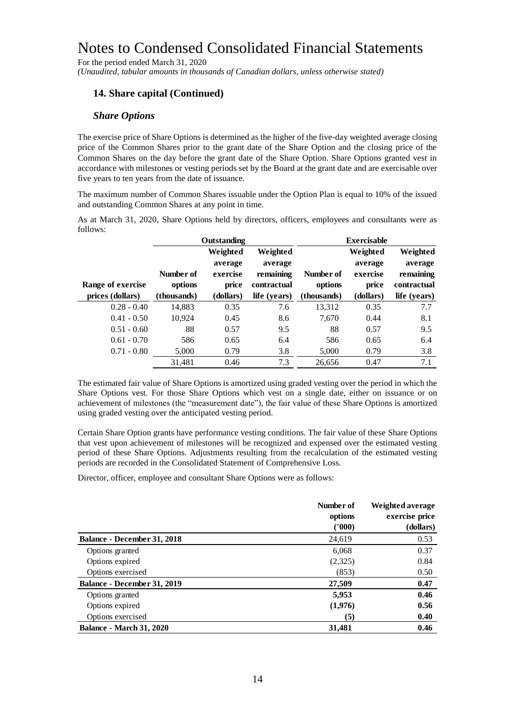# Notes to Condensed Consolidated Financial Statements

For the period ended March 31, 2020

*(Unaudited, tabular amounts in thousands of Canadian dollars, unless otherwise stated)*

## 14. Share capital (Continued)

### *Share Options*

The exercise price of Share Options is determined as the higher of the five-day weighted average closing price of the Common Shares prior to the grant date of the Share Option and the closing price of the Common Shares on the day before the grant date of the Share Option. Share Options granted vest in accordance with milestones or vesting periods set by the Board at the grant date and are exercisable over five years to ten years from the date of issuance.

The maximum number of Common Shares issuable under the Option Plan is equal to 10% of the issued and outstanding Common Shares at any point in time.

As at March 31, 2020, Share Options held by directors, officers, employees and consultants were as follows:

| | Outstanding | | | Exercisable | | |
|---|---|---|---|---|---|---|
| Range of exercise prices (dollars) | Number of options (thousands) | Weighted average exercise price (dollars) | Weighted average remaining contractual life (years) | Number of options (thousands) | Weighted average exercise price (dollars) | Weighted average remaining contractual life (years) |
| 0.28 - 0.40 | 14,883 | 0.35 | 7.6 | 13,312 | 0.35 | 7.7 |
| 0.41 - 0.50 | 10,924 | 0.45 | 8.6 | 7,670 | 0.44 | 8.1 |
| 0.51 - 0.60 | 88 | 0.57 | 9.5 | 88 | 0.57 | 9.5 |
| 0.61 - 0.70 | 586 | 0.65 | 6.4 | 586 | 0.65 | 6.4 |
| 0.71 - 0.80 | 5,000 | 0.79 | 3.8 | 5,000 | 0.79 | 3.8 |
| | 31,481 | 0.46 | 7.3 | 26,656 | 0.47 | 7.1 |

The estimated fair value of Share Options is amortized using graded vesting over the period in which the Share Options vest. For those Share Options which vest on a single date, either on issuance or on achievement of milestones (the "measurement date"), the fair value of these Share Options is amortized using graded vesting over the anticipated vesting period.

Certain Share Option grants have performance vesting conditions. The fair value of these Share Options that vest upon achievement of milestones will be recognized and expensed over the estimated vesting period of these Share Options. Adjustments resulting from the recalculation of the estimated vesting periods are recorded in the Consolidated Statement of Comprehensive Loss.

Director, officer, employee and consultant Share Options were as follows:

| | Number of options ('000) | Weighted average exercise price (dollars) |
|---|---|---|
| **Balance - December 31, 2018** | 24,619 | 0.53 |
| Options granted | 6,068 | 0.37 |
| Options expired | (2,325) | 0.84 |
| Options exercised | (853) | 0.50 |
| **Balance - December 31, 2019** | **27,509** | **0.47** |
| Options granted | **5,953** | **0.46** |
| Options expired | **(1,976)** | **0.56** |
| Options exercised | **(5)** | **0.40** |
| **Balance - March 31, 2020** | **31,481** | **0.46** |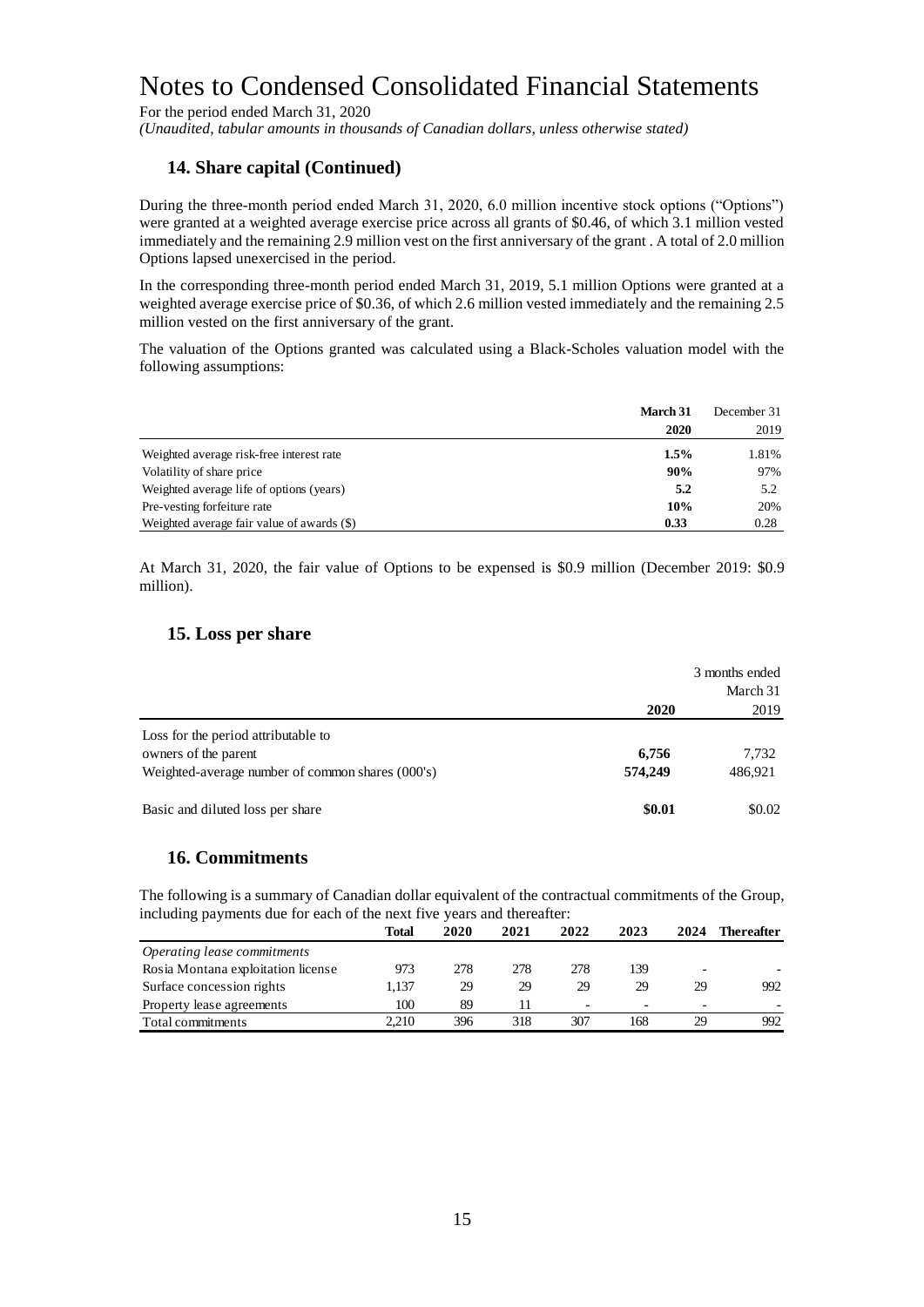# Notes to Condensed Consolidated Financial Statements

For the period ended March 31, 2020

*(Unaudited, tabular amounts in thousands of Canadian dollars, unless otherwise stated)*

## 14. Share capital (Continued)

During the three-month period ended March 31, 2020, 6.0 million incentive stock options ("Options") were granted at a weighted average exercise price across all grants of $0.46, of which 3.1 million vested immediately and the remaining 2.9 million vest on the first anniversary of the grant . A total of 2.0 million Options lapsed unexercised in the period.

In the corresponding three-month period ended March 31, 2019, 5.1 million Options were granted at a weighted average exercise price of $0.36, of which 2.6 million vested immediately and the remaining 2.5 million vested on the first anniversary of the grant.

The valuation of the Options granted was calculated using a Black-Scholes valuation model with the following assumptions:

| | **March 31** | December 31 |
|---|---|---|
| | **2020** | 2019 |
| Weighted average risk-free interest rate | **1.5%** | 1.81% |
| Volatility of share price | **90%** | 97% |
| Weighted average life of options (years) | **5.2** | 5.2 |
| Pre-vesting forfeiture rate | **10%** | 20% |
| Weighted average fair value of awards ($) | **0.33** | 0.28 |

At March 31, 2020, the fair value of Options to be expensed is $0.9 million (December 2019: $0.9 million).

## 15. Loss per share

| | 3 months ended | |
|---|---|---|
| | | March 31 |
| | **2020** | 2019 |
| Loss for the period attributable to owners of the parent | **6,756** | 7,732 |
| Weighted-average number of common shares (000's) | **574,249** | 486,921 |
| Basic and diluted loss per share | **$0.01** | $0.02 |

## 16. Commitments

The following is a summary of Canadian dollar equivalent of the contractual commitments of the Group, including payments due for each of the next five years and thereafter:

| | **Total** | **2020** | **2021** | **2022** | **2023** | **2024** | **Thereafter** |
|---|---|---|---|---|---|---|---|
| *Operating lease commitments* | | | | | | | |
| Rosia Montana exploitation license | 973 | 278 | 278 | 278 | 139 | - | - |
| Surface concession rights | 1,137 | 29 | 29 | 29 | 29 | 29 | 992 |
| Property lease agreements | 100 | 89 | 11 | - | - | - | - |
| Total commitments | 2,210 | 396 | 318 | 307 | 168 | 29 | 992 |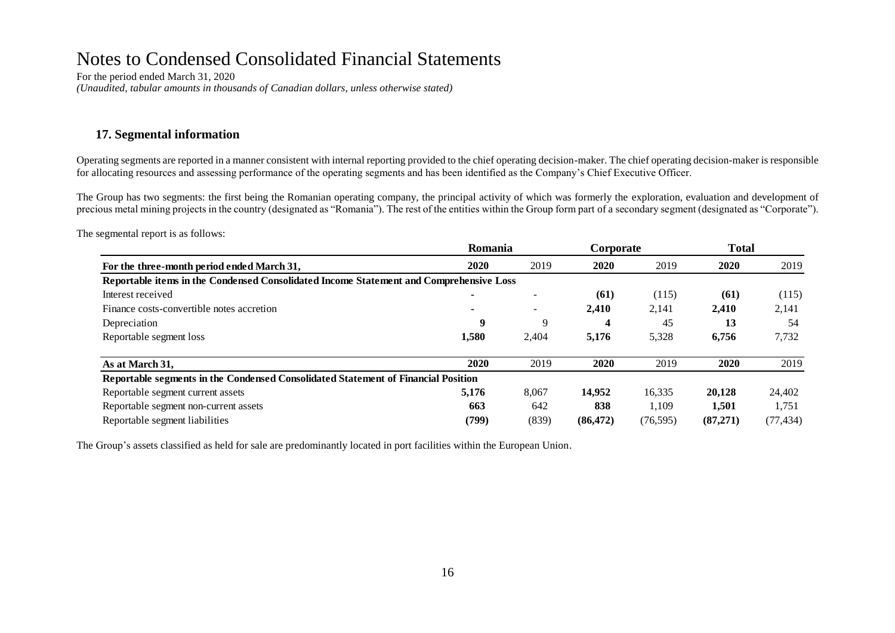# Notes to Condensed Consolidated Financial Statements

For the period ended March 31, 2020
*(Unaudited, tabular amounts in thousands of Canadian dollars, unless otherwise stated)*

## 17. Segmental information

Operating segments are reported in a manner consistent with internal reporting provided to the chief operating decision-maker. The chief operating decision-maker is responsible for allocating resources and assessing performance of the operating segments and has been identified as the Company's Chief Executive Officer.

The Group has two segments: the first being the Romanian operating company, the principal activity of which was formerly the exploration, evaluation and development of precious metal mining projects in the country (designated as "Romania"). The rest of the entities within the Group form part of a secondary segment (designated as "Corporate").

The segmental report is as follows:

| | Romania | | Corporate | | Total | |
|---|---|---|---|---|---|---|
| **For the three-month period ended March 31,** | **2020** | 2019 | **2020** | 2019 | **2020** | 2019 |
| **Reportable items in the Condensed Consolidated Income Statement and Comprehensive Loss** | | | | | | |
| Interest received | **-** | - | **(61)** | (115) | **(61)** | (115) |
| Finance costs-convertible notes accretion | **-** | - | **2,410** | 2,141 | **2,410** | 2,141 |
| Depreciation | **9** | 9 | **4** | 45 | **13** | 54 |
| Reportable segment loss | **1,580** | 2,404 | **5,176** | 5,328 | **6,756** | 7,732 |
| **As at March 31,** | **2020** | 2019 | **2020** | 2019 | **2020** | 2019 |
| **Reportable segments in the Condensed Consolidated Statement of Financial Position** | | | | | | |
| Reportable segment current assets | **5,176** | 8,067 | **14,952** | 16,335 | **20,128** | 24,402 |
| Reportable segment non-current assets | **663** | 642 | **838** | 1,109 | **1,501** | 1,751 |
| Reportable segment liabilities | **(799)** | (839) | **(86,472)** | (76,595) | **(87,271)** | (77,434) |

The Group's assets classified as held for sale are predominantly located in port facilities within the European Union.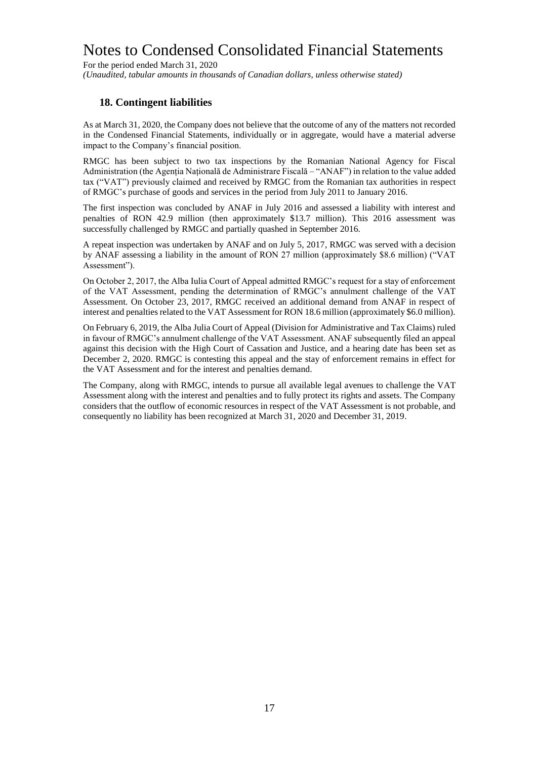## 18. Contingent liabilities

As at March 31, 2020, the Company does not believe that the outcome of any of the matters not recorded in the Condensed Financial Statements, individually or in aggregate, would have a material adverse impact to the Company's financial position.

RMGC has been subject to two tax inspections by the Romanian National Agency for Fiscal Administration (the Agenția Națională de Administrare Fiscală – "ANAF") in relation to the value added tax ("VAT") previously claimed and received by RMGC from the Romanian tax authorities in respect of RMGC's purchase of goods and services in the period from July 2011 to January 2016.

The first inspection was concluded by ANAF in July 2016 and assessed a liability with interest and penalties of RON 42.9 million (then approximately $13.7 million). This 2016 assessment was successfully challenged by RMGC and partially quashed in September 2016.

A repeat inspection was undertaken by ANAF and on July 5, 2017, RMGC was served with a decision by ANAF assessing a liability in the amount of RON 27 million (approximately $8.6 million) ("VAT Assessment").

On October 2, 2017, the Alba Iulia Court of Appeal admitted RMGC's request for a stay of enforcement of the VAT Assessment, pending the determination of RMGC's annulment challenge of the VAT Assessment. On October 23, 2017, RMGC received an additional demand from ANAF in respect of interest and penalties related to the VAT Assessment for RON 18.6 million (approximately $6.0 million).

On February 6, 2019, the Alba Julia Court of Appeal (Division for Administrative and Tax Claims) ruled in favour of RMGC's annulment challenge of the VAT Assessment. ANAF subsequently filed an appeal against this decision with the High Court of Cassation and Justice, and a hearing date has been set as December 2, 2020. RMGC is contesting this appeal and the stay of enforcement remains in effect for the VAT Assessment and for the interest and penalties demand.

The Company, along with RMGC, intends to pursue all available legal avenues to challenge the VAT Assessment along with the interest and penalties and to fully protect its rights and assets. The Company considers that the outflow of economic resources in respect of the VAT Assessment is not probable, and consequently no liability has been recognized at March 31, 2020 and December 31, 2019.